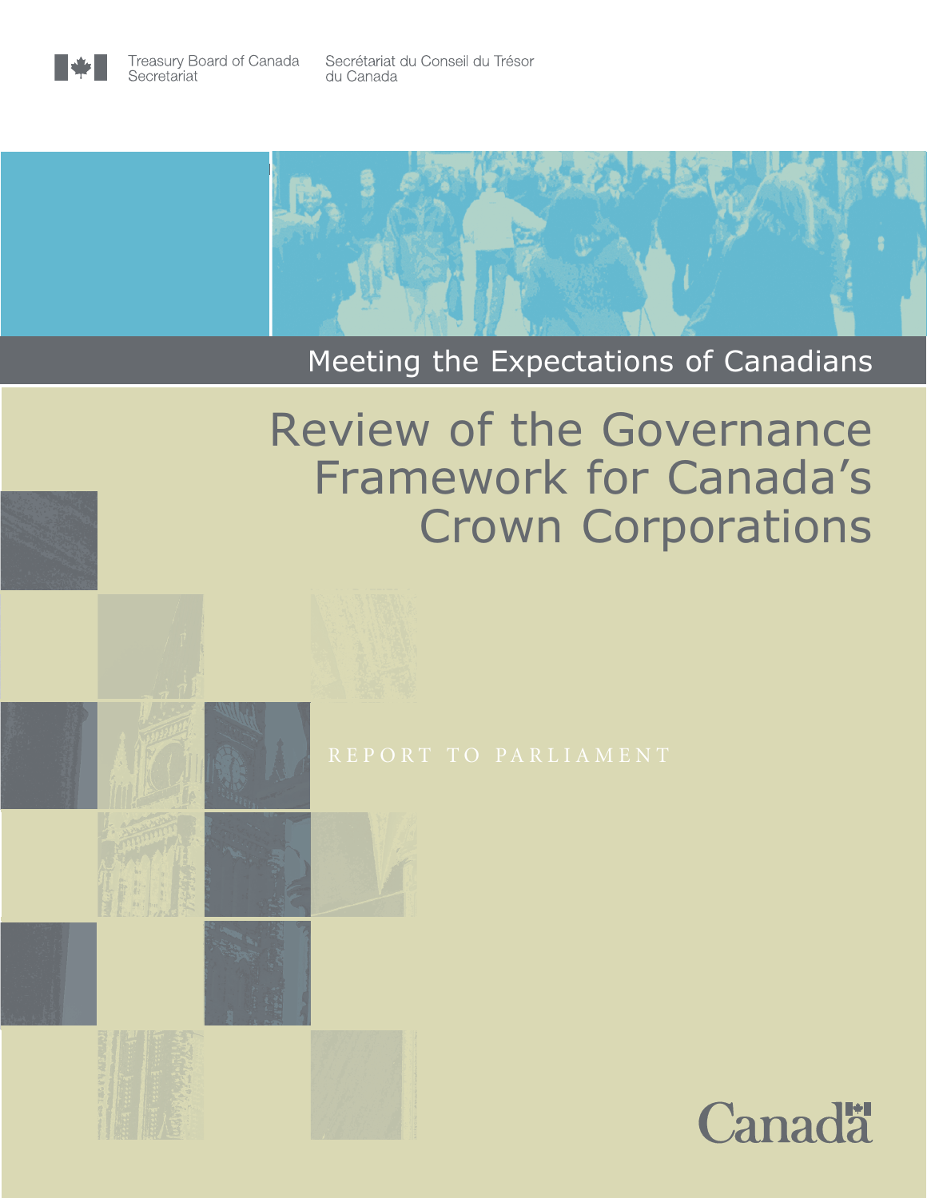Treasury Board of Canada Secretariat

Secrétariat du Conseil du Trésor du Canada

Meeting the Expectations of Canadians

# Review of the Governance Framework for Canada's Crown Corporations

REPORT TO PARLIAMENT

Canada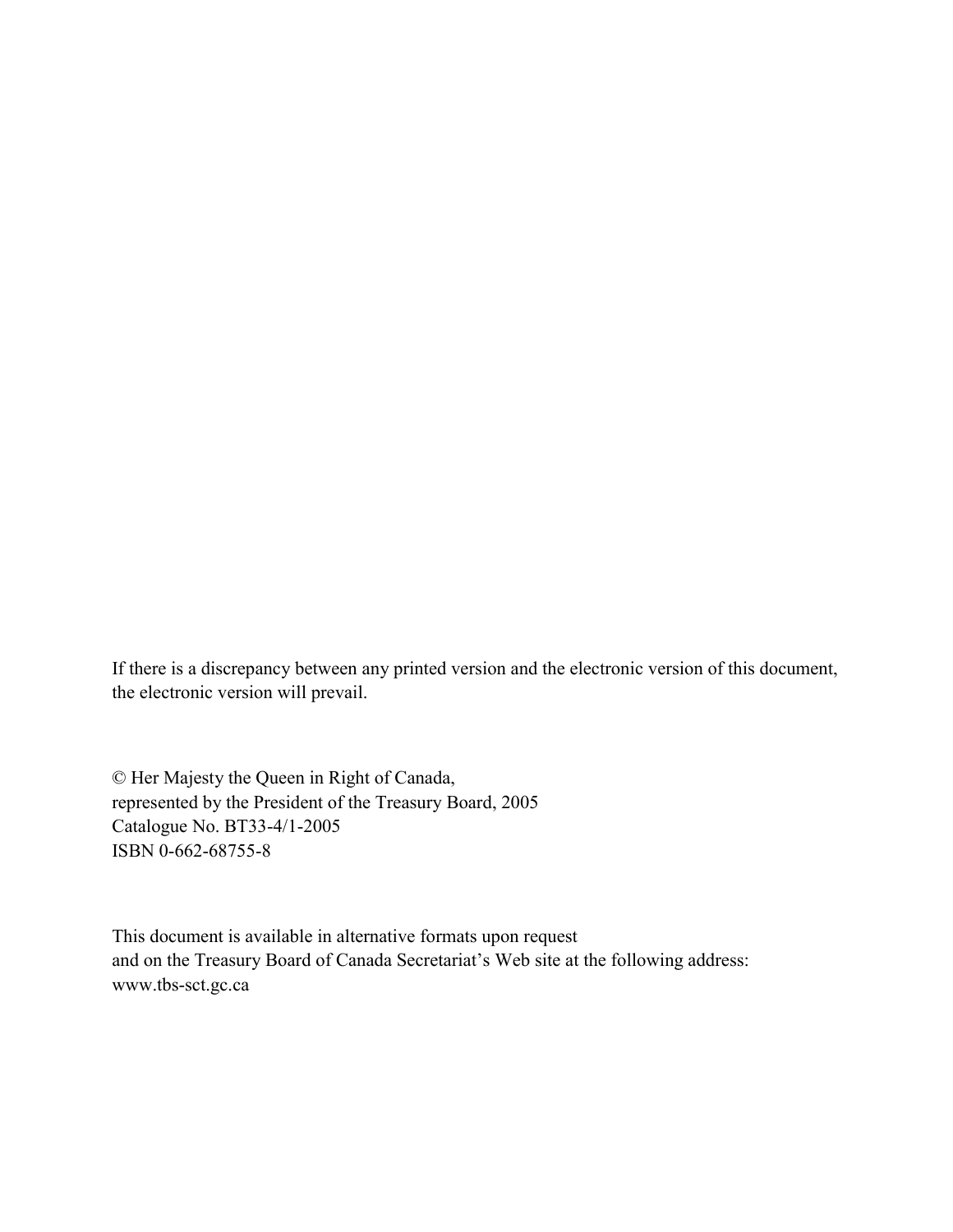If there is a discrepancy between any printed version and the electronic version of this document, the electronic version will prevail.

© Her Majesty the Queen in Right of Canada,
represented by the President of the Treasury Board, 2005
Catalogue No. BT33-4/1-2005
ISBN 0-662-68755-8

This document is available in alternative formats upon request
and on the Treasury Board of Canada Secretariat's Web site at the following address:
www.tbs-sct.gc.ca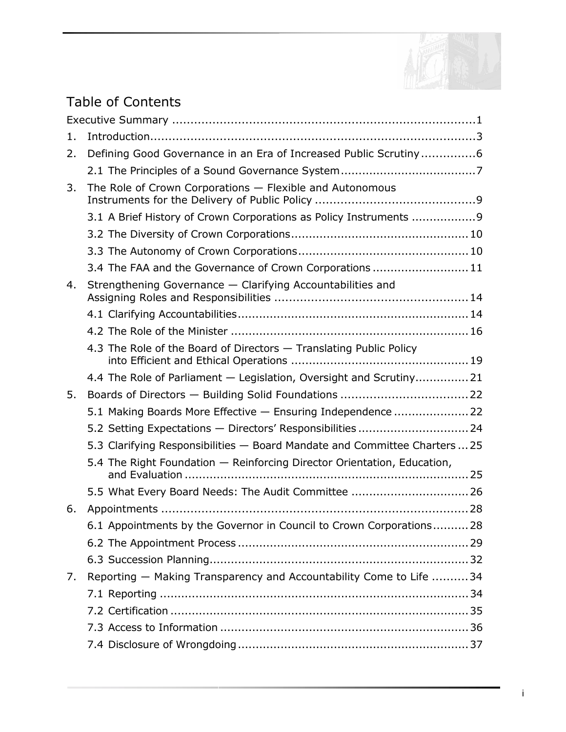# Table of Contents

Executive Summary ....................................................................................1

1. Introduction..........................................................................................3
2. Defining Good Governance in an Era of Increased Public Scrutiny...............6
   - 2.1 The Principles of a Sound Governance System......................................7
3. The Role of Crown Corporations — Flexible and Autonomous Instruments for the Delivery of Public Policy ............................................9
   - 3.1 A Brief History of Crown Corporations as Policy Instruments .................9
   - 3.2 The Diversity of Crown Corporations.................................................10
   - 3.3 The Autonomy of Crown Corporations...............................................10
   - 3.4 The FAA and the Governance of Crown Corporations ...........................11
4. Strengthening Governance — Clarifying Accountabilities and Assigning Roles and Responsibilities .....................................................14
   - 4.1 Clarifying Accountabilities.................................................................14
   - 4.2 The Role of the Minister ...................................................................16
   - 4.3 The Role of the Board of Directors — Translating Public Policy into Efficient and Ethical Operations ..................................................19
   - 4.4 The Role of Parliament — Legislation, Oversight and Scrutiny...............21
5. Boards of Directors — Building Solid Foundations ...................................22
   - 5.1 Making Boards More Effective — Ensuring Independence .....................22
   - 5.2 Setting Expectations — Directors' Responsibilities ...............................24
   - 5.3 Clarifying Responsibilities — Board Mandate and Committee Charters ...25
   - 5.4 The Right Foundation — Reinforcing Director Orientation, Education, and Evaluation ...............................................................................25
   - 5.5 What Every Board Needs: The Audit Committee .................................26
6. Appointments .....................................................................................28
   - 6.1 Appointments by the Governor in Council to Crown Corporations..........28
   - 6.2 The Appointment Process ................................................................29
   - 6.3 Succession Planning........................................................................32
7. Reporting — Making Transparency and Accountability Come to Life ..........34
   - 7.1 Reporting .......................................................................................34
   - 7.2 Certification ....................................................................................35
   - 7.3 Access to Information ......................................................................36
   - 7.4 Disclosure of Wrongdoing .................................................................37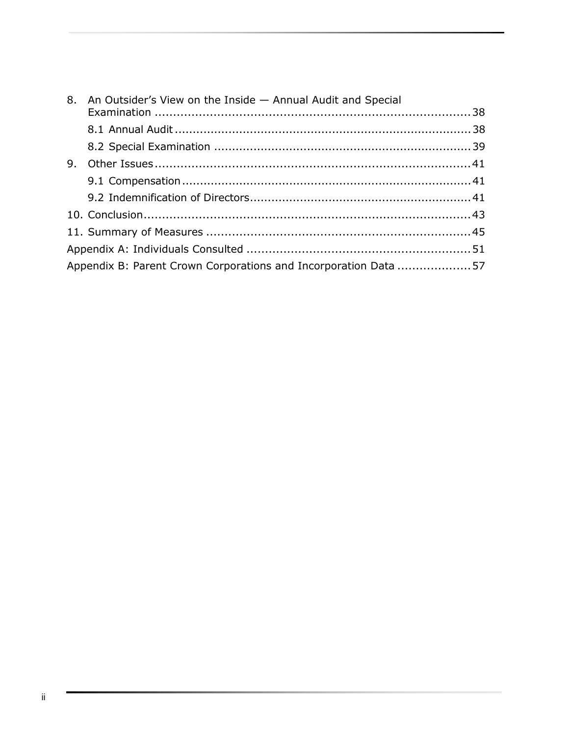8. An Outsider's View on the Inside — Annual Audit and Special Examination ........ 38
   - 8.1 Annual Audit ........ 38
   - 8.2 Special Examination ........ 39
9. Other Issues ........ 41
   - 9.1 Compensation ........ 41
   - 9.2 Indemnification of Directors ........ 41
10. Conclusion ........ 43
11. Summary of Measures ........ 45

Appendix A: Individuals Consulted ........ 51

Appendix B: Parent Crown Corporations and Incorporation Data ........ 57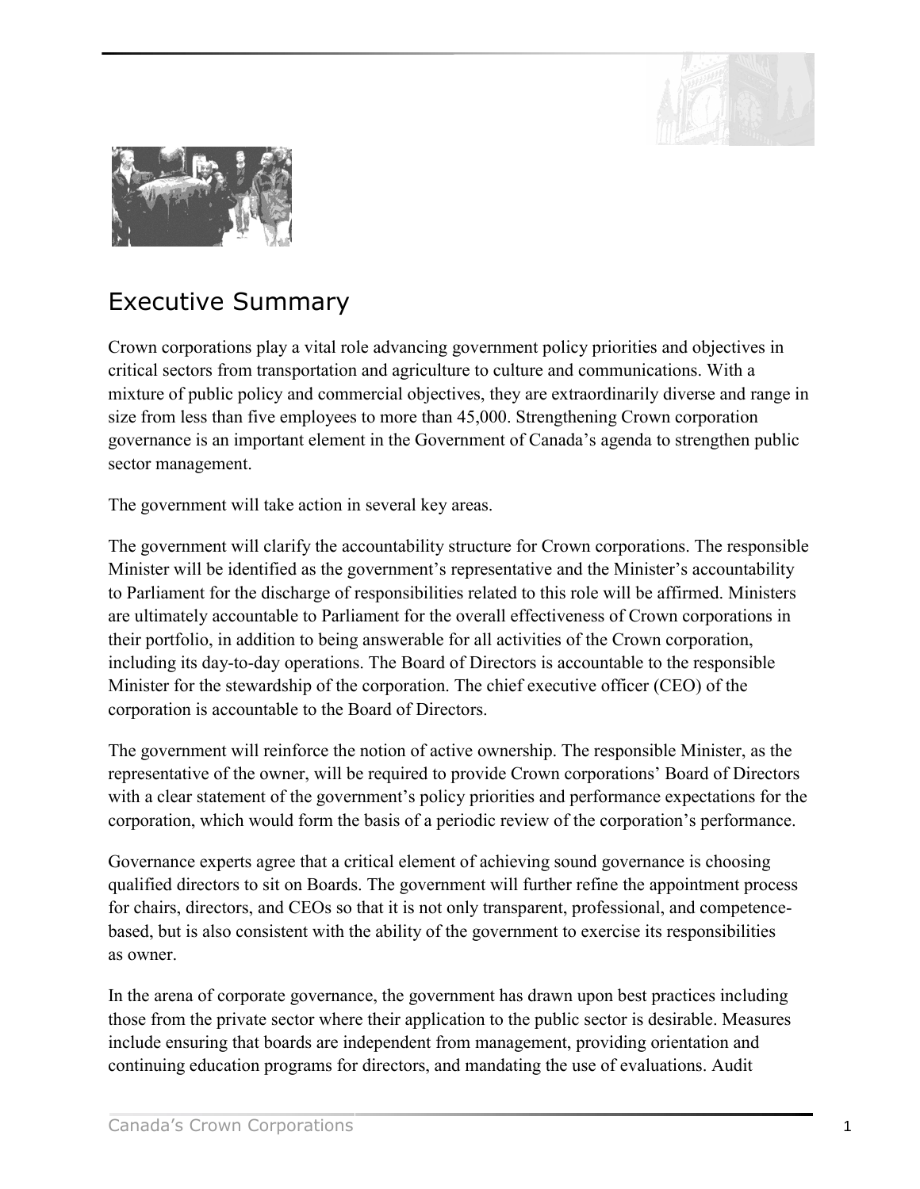# Executive Summary

Crown corporations play a vital role advancing government policy priorities and objectives in critical sectors from transportation and agriculture to culture and communications. With a mixture of public policy and commercial objectives, they are extraordinarily diverse and range in size from less than five employees to more than 45,000. Strengthening Crown corporation governance is an important element in the Government of Canada's agenda to strengthen public sector management.

The government will take action in several key areas.

The government will clarify the accountability structure for Crown corporations. The responsible Minister will be identified as the government's representative and the Minister's accountability to Parliament for the discharge of responsibilities related to this role will be affirmed. Ministers are ultimately accountable to Parliament for the overall effectiveness of Crown corporations in their portfolio, in addition to being answerable for all activities of the Crown corporation, including its day-to-day operations. The Board of Directors is accountable to the responsible Minister for the stewardship of the corporation. The chief executive officer (CEO) of the corporation is accountable to the Board of Directors.

The government will reinforce the notion of active ownership. The responsible Minister, as the representative of the owner, will be required to provide Crown corporations' Board of Directors with a clear statement of the government's policy priorities and performance expectations for the corporation, which would form the basis of a periodic review of the corporation's performance.

Governance experts agree that a critical element of achieving sound governance is choosing qualified directors to sit on Boards. The government will further refine the appointment process for chairs, directors, and CEOs so that it is not only transparent, professional, and competence-based, but is also consistent with the ability of the government to exercise its responsibilities as owner.

In the arena of corporate governance, the government has drawn upon best practices including those from the private sector where their application to the public sector is desirable. Measures include ensuring that boards are independent from management, providing orientation and continuing education programs for directors, and mandating the use of evaluations. Audit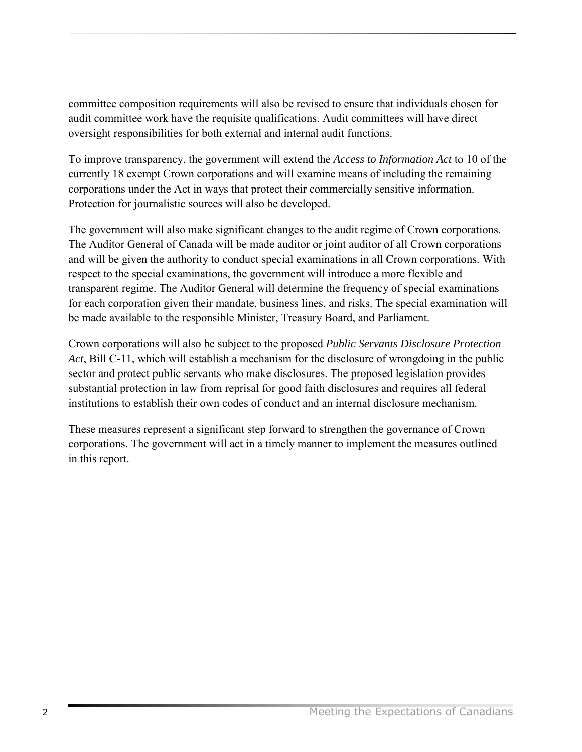committee composition requirements will also be revised to ensure that individuals chosen for audit committee work have the requisite qualifications. Audit committees will have direct oversight responsibilities for both external and internal audit functions.

To improve transparency, the government will extend the *Access to Information Act* to 10 of the currently 18 exempt Crown corporations and will examine means of including the remaining corporations under the Act in ways that protect their commercially sensitive information. Protection for journalistic sources will also be developed.

The government will also make significant changes to the audit regime of Crown corporations. The Auditor General of Canada will be made auditor or joint auditor of all Crown corporations and will be given the authority to conduct special examinations in all Crown corporations. With respect to the special examinations, the government will introduce a more flexible and transparent regime. The Auditor General will determine the frequency of special examinations for each corporation given their mandate, business lines, and risks. The special examination will be made available to the responsible Minister, Treasury Board, and Parliament.

Crown corporations will also be subject to the proposed *Public Servants Disclosure Protection Act*, Bill C-11, which will establish a mechanism for the disclosure of wrongdoing in the public sector and protect public servants who make disclosures. The proposed legislation provides substantial protection in law from reprisal for good faith disclosures and requires all federal institutions to establish their own codes of conduct and an internal disclosure mechanism.

These measures represent a significant step forward to strengthen the governance of Crown corporations. The government will act in a timely manner to implement the measures outlined in this report.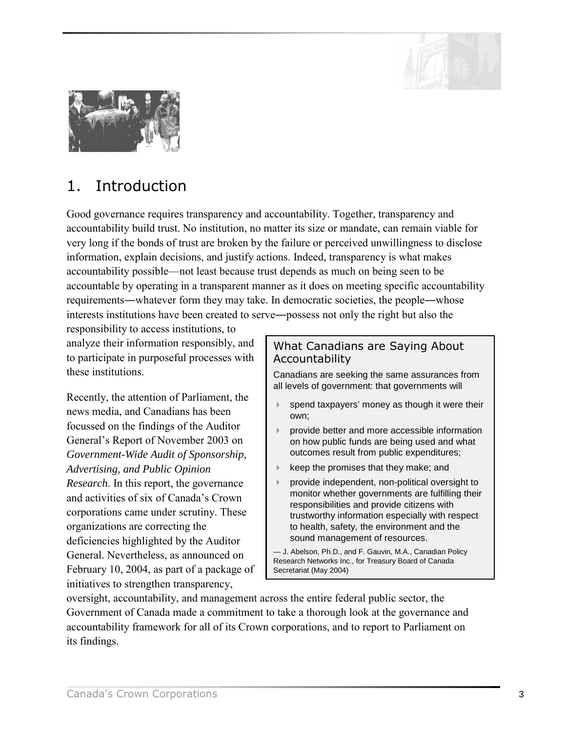# 1. Introduction

Good governance requires transparency and accountability. Together, transparency and accountability build trust. No institution, no matter its size or mandate, can remain viable for very long if the bonds of trust are broken by the failure or perceived unwillingness to disclose information, explain decisions, and justify actions. Indeed, transparency is what makes accountability possible—not least because trust depends as much on being seen to be accountable by operating in a transparent manner as it does on meeting specific accountability requirements—whatever form they may take. In democratic societies, the people—whose interests institutions have been created to serve—possess not only the right but also the responsibility to access institutions, to analyze their information responsibly, and to participate in purposeful processes with these institutions.

Recently, the attention of Parliament, the news media, and Canadians has been focussed on the findings of the Auditor General's Report of November 2003 on *Government-Wide Audit of Sponsorship, Advertising, and Public Opinion Research*. In this report, the governance and activities of six of Canada's Crown corporations came under scrutiny. These organizations are correcting the deficiencies highlighted by the Auditor General. Nevertheless, as announced on February 10, 2004, as part of a package of initiatives to strengthen transparency, oversight, accountability, and management across the entire federal public sector, the Government of Canada made a commitment to take a thorough look at the governance and accountability framework for all of its Crown corporations, and to report to Parliament on its findings.

> ### What Canadians are Saying About Accountability
>
> Canadians are seeking the same assurances from all levels of government: that governments will
>
> - spend taxpayers' money as though it were their own;
> - provide better and more accessible information on how public funds are being used and what outcomes result from public expenditures;
> - keep the promises that they make; and
> - provide independent, non-political oversight to monitor whether governments are fulfilling their responsibilities and provide citizens with trustworthy information especially with respect to health, safety, the environment and the sound management of resources.
>
> — J. Abelson, Ph.D., and F. Gauvin, M.A., Canadian Policy Research Networks Inc., for Treasury Board of Canada Secretariat (May 2004)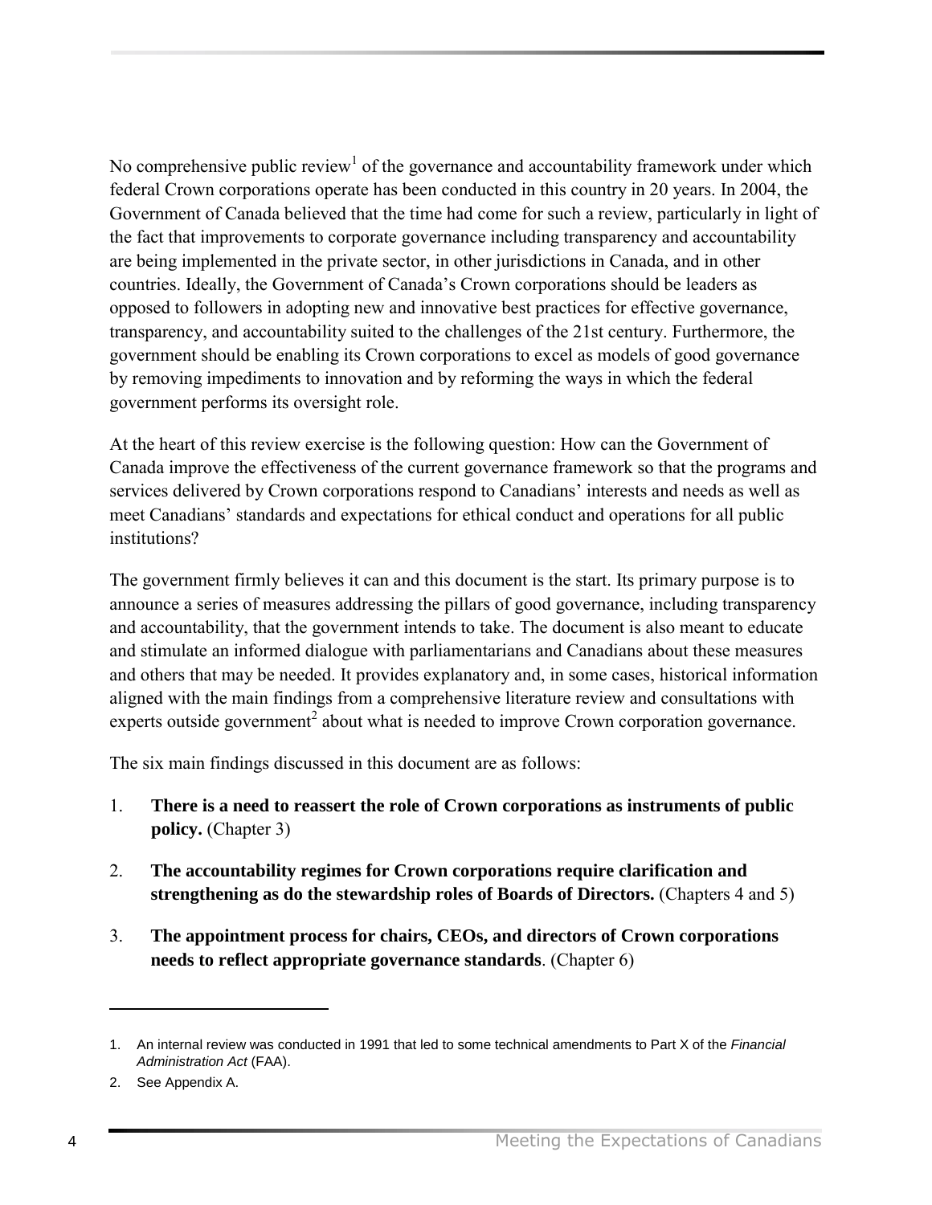No comprehensive public review[1] of the governance and accountability framework under which federal Crown corporations operate has been conducted in this country in 20 years. In 2004, the Government of Canada believed that the time had come for such a review, particularly in light of the fact that improvements to corporate governance including transparency and accountability are being implemented in the private sector, in other jurisdictions in Canada, and in other countries. Ideally, the Government of Canada's Crown corporations should be leaders as opposed to followers in adopting new and innovative best practices for effective governance, transparency, and accountability suited to the challenges of the 21st century. Furthermore, the government should be enabling its Crown corporations to excel as models of good governance by removing impediments to innovation and by reforming the ways in which the federal government performs its oversight role.

At the heart of this review exercise is the following question: How can the Government of Canada improve the effectiveness of the current governance framework so that the programs and services delivered by Crown corporations respond to Canadians' interests and needs as well as meet Canadians' standards and expectations for ethical conduct and operations for all public institutions?

The government firmly believes it can and this document is the start. Its primary purpose is to announce a series of measures addressing the pillars of good governance, including transparency and accountability, that the government intends to take. The document is also meant to educate and stimulate an informed dialogue with parliamentarians and Canadians about these measures and others that may be needed. It provides explanatory and, in some cases, historical information aligned with the main findings from a comprehensive literature review and consultations with experts outside government[2] about what is needed to improve Crown corporation governance.

The six main findings discussed in this document are as follows:

1. **There is a need to reassert the role of Crown corporations as instruments of public policy.** (Chapter 3)

2. **The accountability regimes for Crown corporations require clarification and strengthening as do the stewardship roles of Boards of Directors.** (Chapters 4 and 5)

3. **The appointment process for chairs, CEOs, and directors of Crown corporations needs to reflect appropriate governance standards**. (Chapter 6)

---

1. An internal review was conducted in 1991 that led to some technical amendments to Part X of the *Financial Administration Act* (FAA).

2. See Appendix A.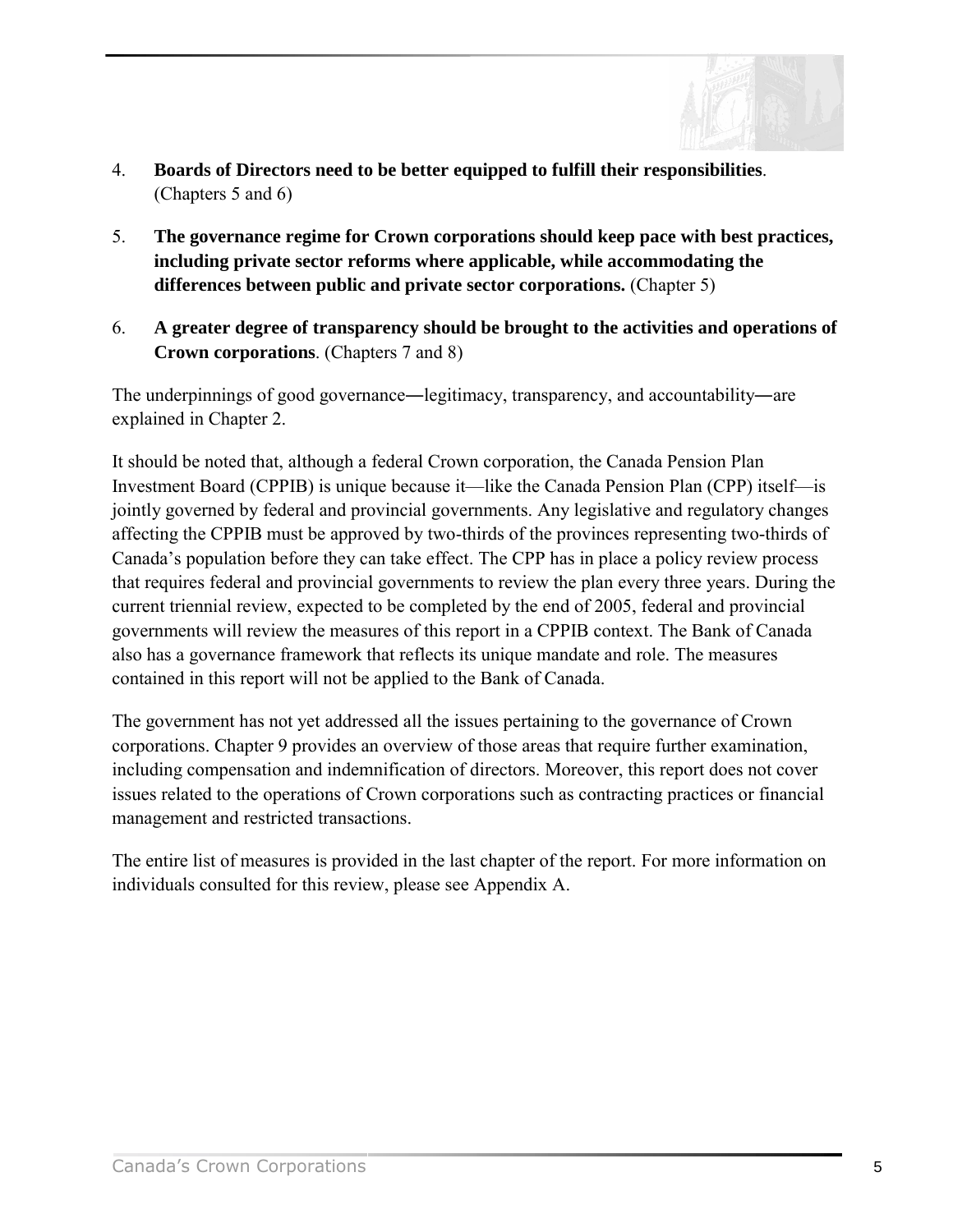4. **Boards of Directors need to be better equipped to fulfill their responsibilities**. (Chapters 5 and 6)

5. **The governance regime for Crown corporations should keep pace with best practices, including private sector reforms where applicable, while accommodating the differences between public and private sector corporations.** (Chapter 5)

6. **A greater degree of transparency should be brought to the activities and operations of Crown corporations**. (Chapters 7 and 8)

The underpinnings of good governance―legitimacy, transparency, and accountability―are explained in Chapter 2.

It should be noted that, although a federal Crown corporation, the Canada Pension Plan Investment Board (CPPIB) is unique because it—like the Canada Pension Plan (CPP) itself—is jointly governed by federal and provincial governments. Any legislative and regulatory changes affecting the CPPIB must be approved by two-thirds of the provinces representing two-thirds of Canada's population before they can take effect. The CPP has in place a policy review process that requires federal and provincial governments to review the plan every three years. During the current triennial review, expected to be completed by the end of 2005, federal and provincial governments will review the measures of this report in a CPPIB context. The Bank of Canada also has a governance framework that reflects its unique mandate and role. The measures contained in this report will not be applied to the Bank of Canada.

The government has not yet addressed all the issues pertaining to the governance of Crown corporations. Chapter 9 provides an overview of those areas that require further examination, including compensation and indemnification of directors. Moreover, this report does not cover issues related to the operations of Crown corporations such as contracting practices or financial management and restricted transactions.

The entire list of measures is provided in the last chapter of the report. For more information on individuals consulted for this review, please see Appendix A.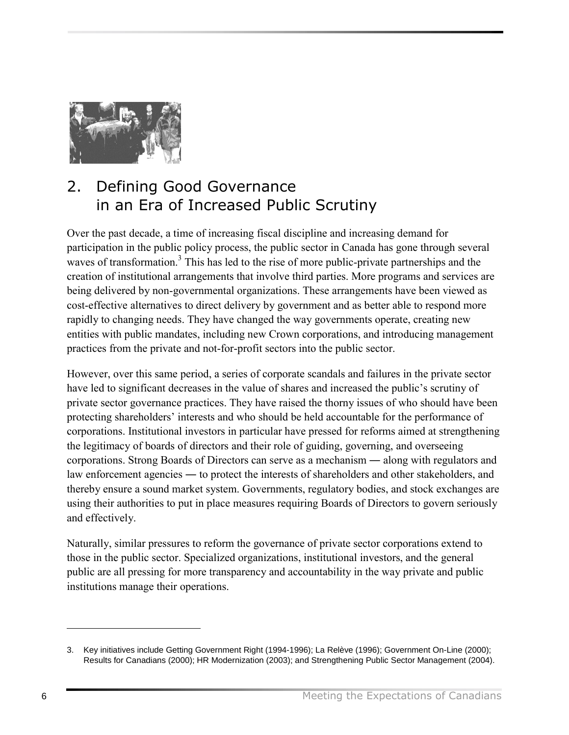## 2. Defining Good Governance in an Era of Increased Public Scrutiny

Over the past decade, a time of increasing fiscal discipline and increasing demand for participation in the public policy process, the public sector in Canada has gone through several waves of transformation.[3] This has led to the rise of more public-private partnerships and the creation of institutional arrangements that involve third parties. More programs and services are being delivered by non-governmental organizations. These arrangements have been viewed as cost-effective alternatives to direct delivery by government and as better able to respond more rapidly to changing needs. They have changed the way governments operate, creating new entities with public mandates, including new Crown corporations, and introducing management practices from the private and not-for-profit sectors into the public sector.

However, over this same period, a series of corporate scandals and failures in the private sector have led to significant decreases in the value of shares and increased the public's scrutiny of private sector governance practices. They have raised the thorny issues of who should have been protecting shareholders' interests and who should be held accountable for the performance of corporations. Institutional investors in particular have pressed for reforms aimed at strengthening the legitimacy of boards of directors and their role of guiding, governing, and overseeing corporations. Strong Boards of Directors can serve as a mechanism — along with regulators and law enforcement agencies — to protect the interests of shareholders and other stakeholders, and thereby ensure a sound market system. Governments, regulatory bodies, and stock exchanges are using their authorities to put in place measures requiring Boards of Directors to govern seriously and effectively.

Naturally, similar pressures to reform the governance of private sector corporations extend to those in the public sector. Specialized organizations, institutional investors, and the general public are all pressing for more transparency and accountability in the way private and public institutions manage their operations.

---

3. Key initiatives include Getting Government Right (1994-1996); La Relève (1996); Government On-Line (2000); Results for Canadians (2000); HR Modernization (2003); and Strengthening Public Sector Management (2004).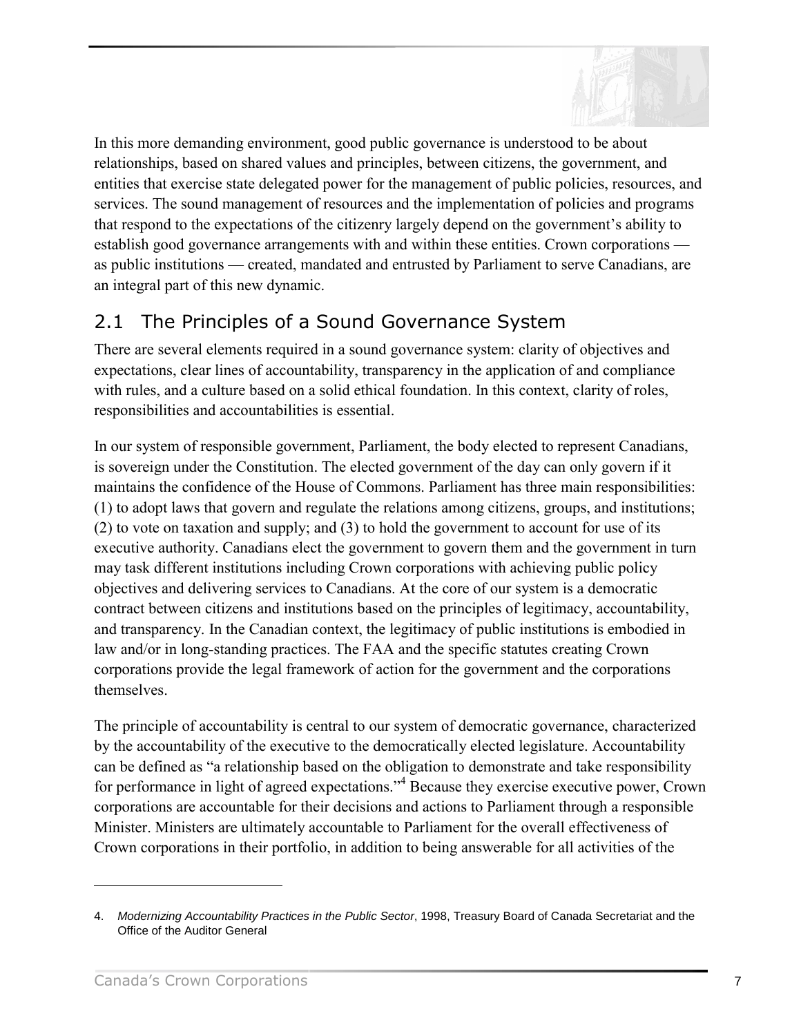In this more demanding environment, good public governance is understood to be about relationships, based on shared values and principles, between citizens, the government, and entities that exercise state delegated power for the management of public policies, resources, and services. The sound management of resources and the implementation of policies and programs that respond to the expectations of the citizenry largely depend on the government's ability to establish good governance arrangements with and within these entities. Crown corporations — as public institutions — created, mandated and entrusted by Parliament to serve Canadians, are an integral part of this new dynamic.

## 2.1 The Principles of a Sound Governance System

There are several elements required in a sound governance system: clarity of objectives and expectations, clear lines of accountability, transparency in the application of and compliance with rules, and a culture based on a solid ethical foundation. In this context, clarity of roles, responsibilities and accountabilities is essential.

In our system of responsible government, Parliament, the body elected to represent Canadians, is sovereign under the Constitution. The elected government of the day can only govern if it maintains the confidence of the House of Commons. Parliament has three main responsibilities: (1) to adopt laws that govern and regulate the relations among citizens, groups, and institutions; (2) to vote on taxation and supply; and (3) to hold the government to account for use of its executive authority. Canadians elect the government to govern them and the government in turn may task different institutions including Crown corporations with achieving public policy objectives and delivering services to Canadians. At the core of our system is a democratic contract between citizens and institutions based on the principles of legitimacy, accountability, and transparency. In the Canadian context, the legitimacy of public institutions is embodied in law and/or in long-standing practices. The FAA and the specific statutes creating Crown corporations provide the legal framework of action for the government and the corporations themselves.

The principle of accountability is central to our system of democratic governance, characterized by the accountability of the executive to the democratically elected legislature. Accountability can be defined as "a relationship based on the obligation to demonstrate and take responsibility for performance in light of agreed expectations."[4] Because they exercise executive power, Crown corporations are accountable for their decisions and actions to Parliament through a responsible Minister. Ministers are ultimately accountable to Parliament for the overall effectiveness of Crown corporations in their portfolio, in addition to being answerable for all activities of the

---

4. *Modernizing Accountability Practices in the Public Sector*, 1998, Treasury Board of Canada Secretariat and the Office of the Auditor General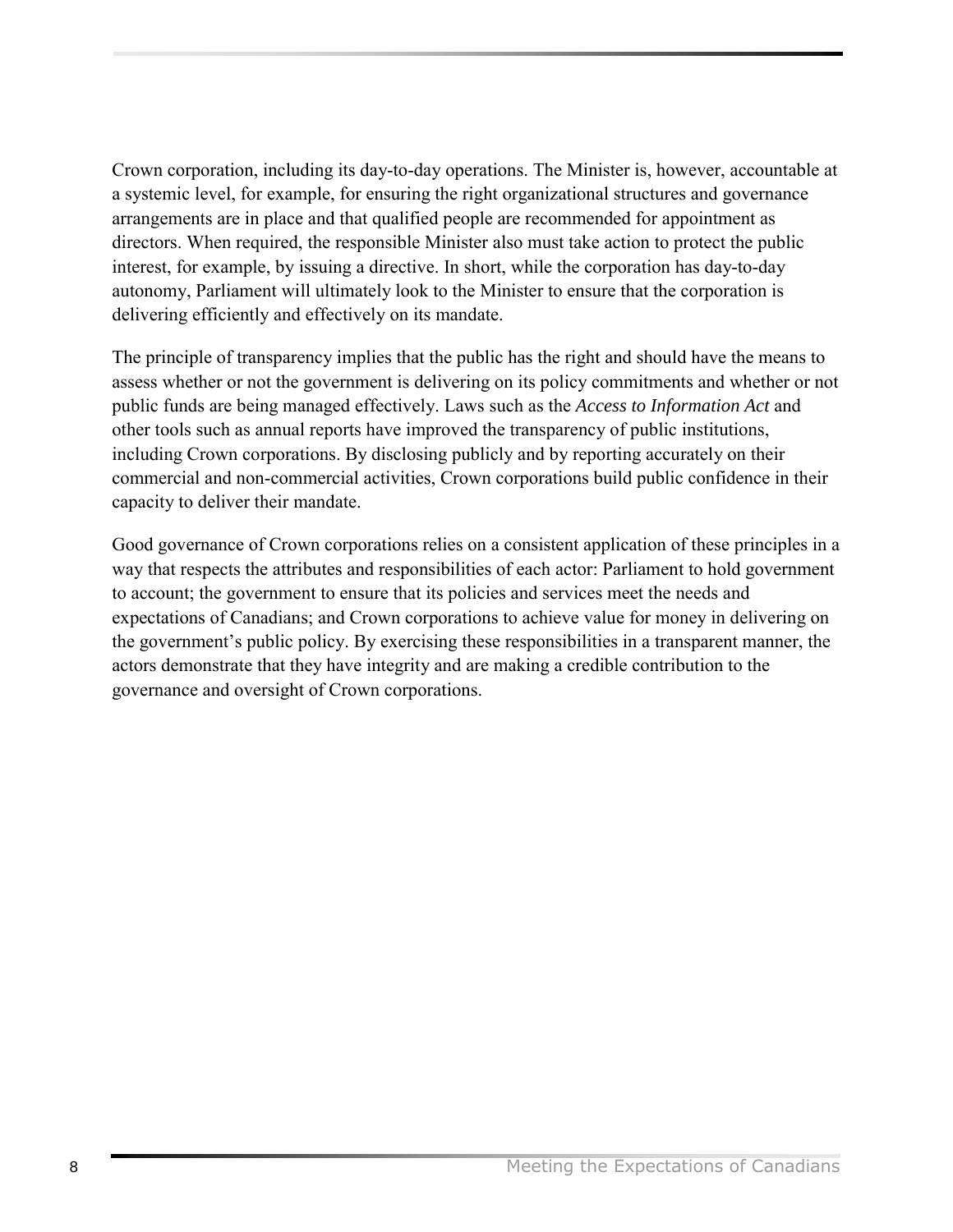Crown corporation, including its day-to-day operations. The Minister is, however, accountable at a systemic level, for example, for ensuring the right organizational structures and governance arrangements are in place and that qualified people are recommended for appointment as directors. When required, the responsible Minister also must take action to protect the public interest, for example, by issuing a directive. In short, while the corporation has day-to-day autonomy, Parliament will ultimately look to the Minister to ensure that the corporation is delivering efficiently and effectively on its mandate.

The principle of transparency implies that the public has the right and should have the means to assess whether or not the government is delivering on its policy commitments and whether or not public funds are being managed effectively. Laws such as the *Access to Information Act* and other tools such as annual reports have improved the transparency of public institutions, including Crown corporations. By disclosing publicly and by reporting accurately on their commercial and non-commercial activities, Crown corporations build public confidence in their capacity to deliver their mandate.

Good governance of Crown corporations relies on a consistent application of these principles in a way that respects the attributes and responsibilities of each actor: Parliament to hold government to account; the government to ensure that its policies and services meet the needs and expectations of Canadians; and Crown corporations to achieve value for money in delivering on the government's public policy. By exercising these responsibilities in a transparent manner, the actors demonstrate that they have integrity and are making a credible contribution to the governance and oversight of Crown corporations.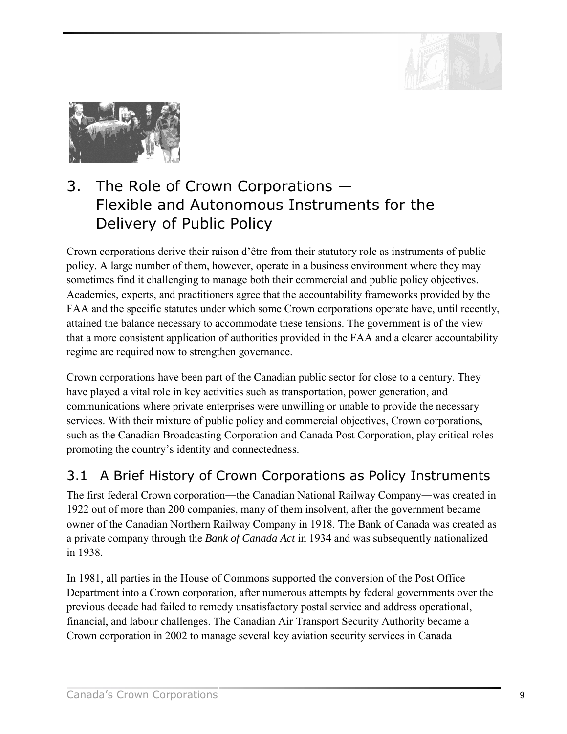## 3. The Role of Crown Corporations — Flexible and Autonomous Instruments for the Delivery of Public Policy

Crown corporations derive their raison d'être from their statutory role as instruments of public policy. A large number of them, however, operate in a business environment where they may sometimes find it challenging to manage both their commercial and public policy objectives. Academics, experts, and practitioners agree that the accountability frameworks provided by the FAA and the specific statutes under which some Crown corporations operate have, until recently, attained the balance necessary to accommodate these tensions. The government is of the view that a more consistent application of authorities provided in the FAA and a clearer accountability regime are required now to strengthen governance.

Crown corporations have been part of the Canadian public sector for close to a century. They have played a vital role in key activities such as transportation, power generation, and communications where private enterprises were unwilling or unable to provide the necessary services. With their mixture of public policy and commercial objectives, Crown corporations, such as the Canadian Broadcasting Corporation and Canada Post Corporation, play critical roles promoting the country's identity and connectedness.

### 3.1 A Brief History of Crown Corporations as Policy Instruments

The first federal Crown corporation—the Canadian National Railway Company—was created in 1922 out of more than 200 companies, many of them insolvent, after the government became owner of the Canadian Northern Railway Company in 1918. The Bank of Canada was created as a private company through the *Bank of Canada Act* in 1934 and was subsequently nationalized in 1938.

In 1981, all parties in the House of Commons supported the conversion of the Post Office Department into a Crown corporation, after numerous attempts by federal governments over the previous decade had failed to remedy unsatisfactory postal service and address operational, financial, and labour challenges. The Canadian Air Transport Security Authority became a Crown corporation in 2002 to manage several key aviation security services in Canada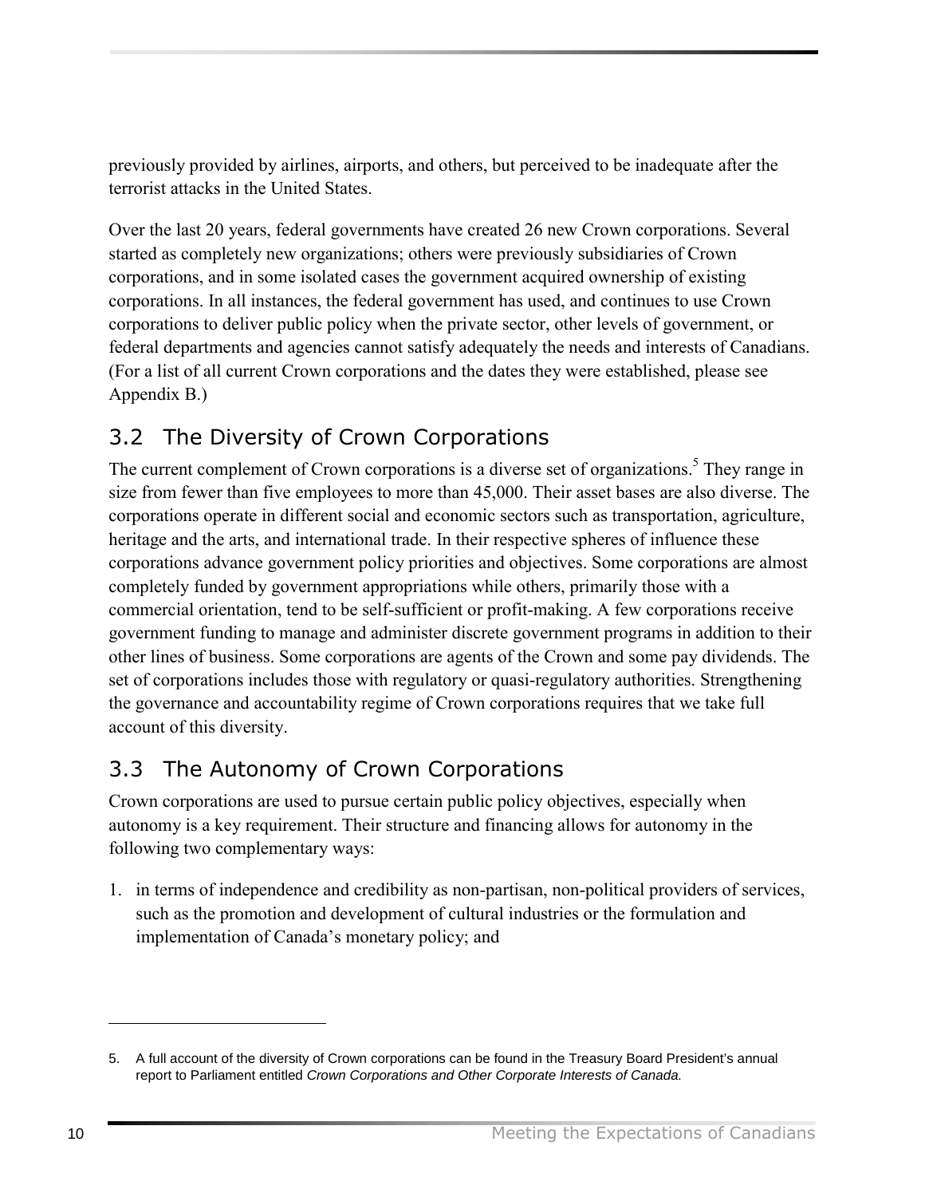previously provided by airlines, airports, and others, but perceived to be inadequate after the terrorist attacks in the United States.

Over the last 20 years, federal governments have created 26 new Crown corporations. Several started as completely new organizations; others were previously subsidiaries of Crown corporations, and in some isolated cases the government acquired ownership of existing corporations. In all instances, the federal government has used, and continues to use Crown corporations to deliver public policy when the private sector, other levels of government, or federal departments and agencies cannot satisfy adequately the needs and interests of Canadians. (For a list of all current Crown corporations and the dates they were established, please see Appendix B.)

## 3.2 The Diversity of Crown Corporations

The current complement of Crown corporations is a diverse set of organizations.[5] They range in size from fewer than five employees to more than 45,000. Their asset bases are also diverse. The corporations operate in different social and economic sectors such as transportation, agriculture, heritage and the arts, and international trade. In their respective spheres of influence these corporations advance government policy priorities and objectives. Some corporations are almost completely funded by government appropriations while others, primarily those with a commercial orientation, tend to be self-sufficient or profit-making. A few corporations receive government funding to manage and administer discrete government programs in addition to their other lines of business. Some corporations are agents of the Crown and some pay dividends. The set of corporations includes those with regulatory or quasi-regulatory authorities. Strengthening the governance and accountability regime of Crown corporations requires that we take full account of this diversity.

## 3.3 The Autonomy of Crown Corporations

Crown corporations are used to pursue certain public policy objectives, especially when autonomy is a key requirement. Their structure and financing allows for autonomy in the following two complementary ways:

1. in terms of independence and credibility as non-partisan, non-political providers of services, such as the promotion and development of cultural industries or the formulation and implementation of Canada's monetary policy; and

---

5. A full account of the diversity of Crown corporations can be found in the Treasury Board President's annual report to Parliament entitled *Crown Corporations and Other Corporate Interests of Canada.*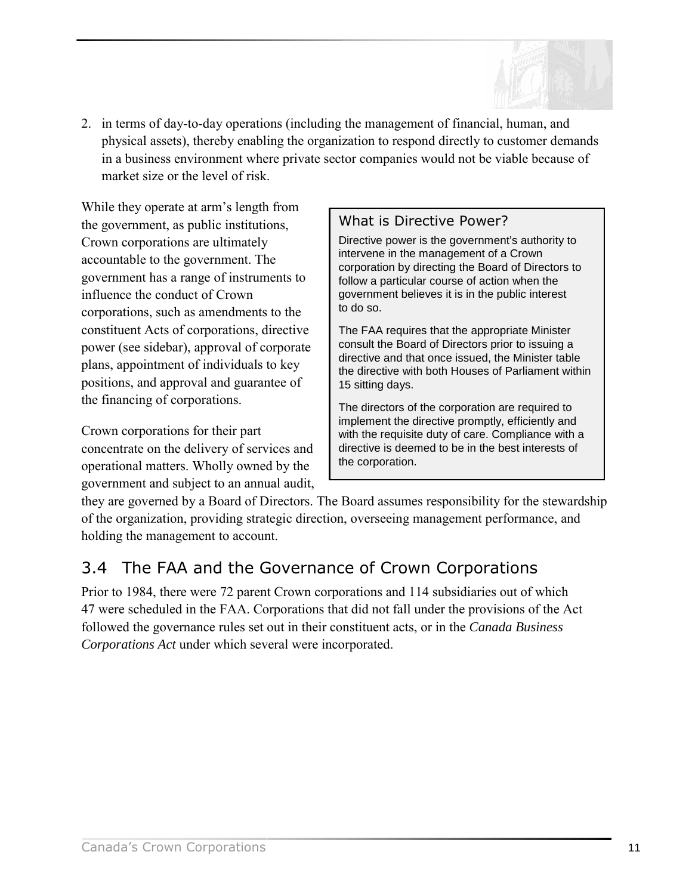2. in terms of day-to-day operations (including the management of financial, human, and physical assets), thereby enabling the organization to respond directly to customer demands in a business environment where private sector companies would not be viable because of market size or the level of risk.

While they operate at arm's length from the government, as public institutions, Crown corporations are ultimately accountable to the government. The government has a range of instruments to influence the conduct of Crown corporations, such as amendments to the constituent Acts of corporations, directive power (see sidebar), approval of corporate plans, appointment of individuals to key positions, and approval and guarantee of the financing of corporations.

Crown corporations for their part concentrate on the delivery of services and operational matters. Wholly owned by the government and subject to an annual audit, they are governed by a Board of Directors. The Board assumes responsibility for the stewardship of the organization, providing strategic direction, overseeing management performance, and holding the management to account.

> **What is Directive Power?**
>
> Directive power is the government's authority to intervene in the management of a Crown corporation by directing the Board of Directors to follow a particular course of action when the government believes it is in the public interest to do so.
>
> The FAA requires that the appropriate Minister consult the Board of Directors prior to issuing a directive and that once issued, the Minister table the directive with both Houses of Parliament within 15 sitting days.
>
> The directors of the corporation are required to implement the directive promptly, efficiently and with the requisite duty of care. Compliance with a directive is deemed to be in the best interests of the corporation.

## 3.4 The FAA and the Governance of Crown Corporations

Prior to 1984, there were 72 parent Crown corporations and 114 subsidiaries out of which 47 were scheduled in the FAA. Corporations that did not fall under the provisions of the Act followed the governance rules set out in their constituent acts, or in the *Canada Business Corporations Act* under which several were incorporated.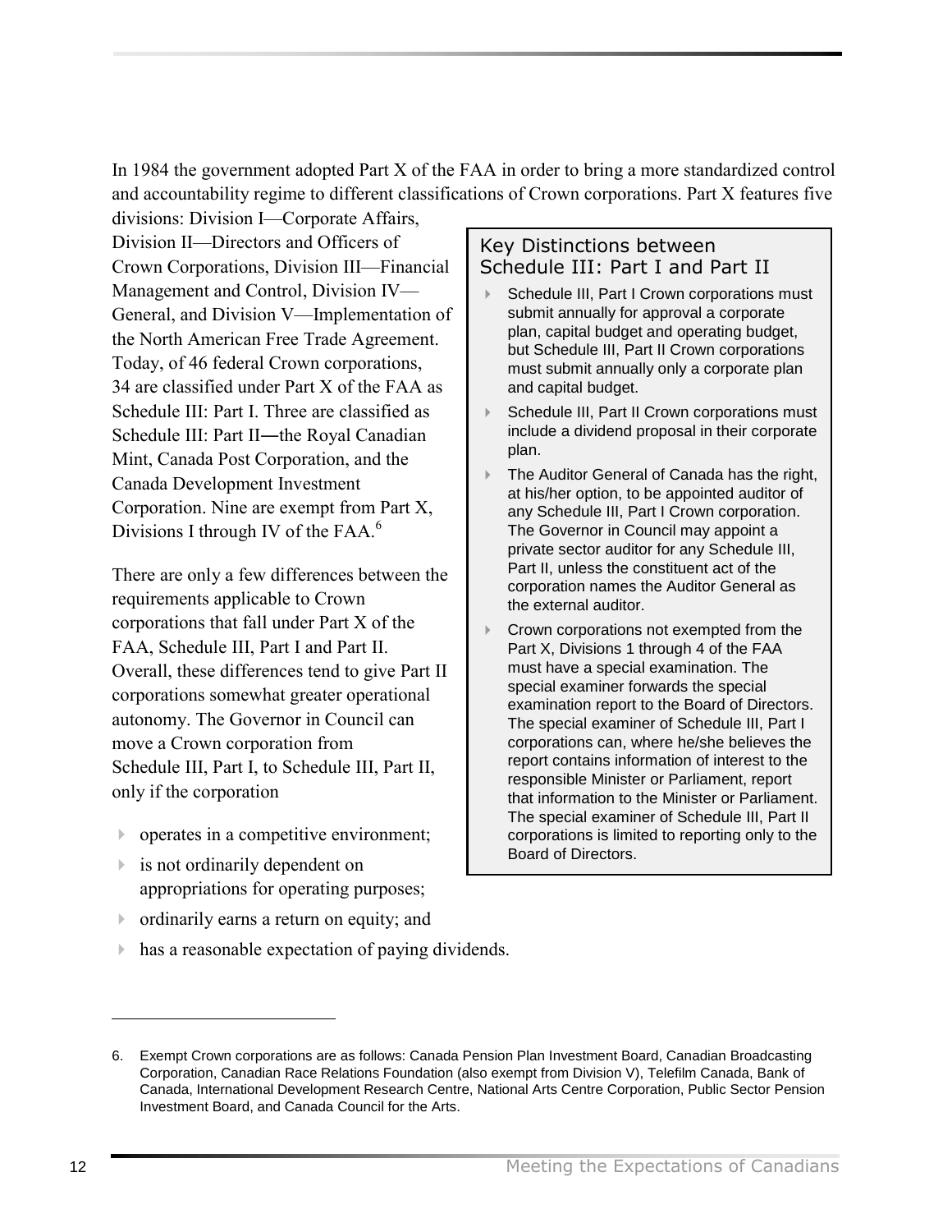In 1984 the government adopted Part X of the FAA in order to bring a more standardized control and accountability regime to different classifications of Crown corporations. Part X features five divisions: Division I—Corporate Affairs, Division II—Directors and Officers of Crown Corporations, Division III—Financial Management and Control, Division IV—General, and Division V—Implementation of the North American Free Trade Agreement. Today, of 46 federal Crown corporations, 34 are classified under Part X of the FAA as Schedule III: Part I. Three are classified as Schedule III: Part II—the Royal Canadian Mint, Canada Post Corporation, and the Canada Development Investment Corporation. Nine are exempt from Part X, Divisions I through IV of the FAA.[6]

There are only a few differences between the requirements applicable to Crown corporations that fall under Part X of the FAA, Schedule III, Part I and Part II. Overall, these differences tend to give Part II corporations somewhat greater operational autonomy. The Governor in Council can move a Crown corporation from Schedule III, Part I, to Schedule III, Part II, only if the corporation

- operates in a competitive environment;
- is not ordinarily dependent on appropriations for operating purposes;
- ordinarily earns a return on equity; and
- has a reasonable expectation of paying dividends.

### Key Distinctions between Schedule III: Part I and Part II

- Schedule III, Part I Crown corporations must submit annually for approval a corporate plan, capital budget and operating budget, but Schedule III, Part II Crown corporations must submit annually only a corporate plan and capital budget.
- Schedule III, Part II Crown corporations must include a dividend proposal in their corporate plan.
- The Auditor General of Canada has the right, at his/her option, to be appointed auditor of any Schedule III, Part I Crown corporation. The Governor in Council may appoint a private sector auditor for any Schedule III, Part II, unless the constituent act of the corporation names the Auditor General as the external auditor.
- Crown corporations not exempted from the Part X, Divisions 1 through 4 of the FAA must have a special examination. The special examiner forwards the special examination report to the Board of Directors. The special examiner of Schedule III, Part I corporations can, where he/she believes the report contains information of interest to the responsible Minister or Parliament, report that information to the Minister or Parliament. The special examiner of Schedule III, Part II corporations is limited to reporting only to the Board of Directors.

---

6. Exempt Crown corporations are as follows: Canada Pension Plan Investment Board, Canadian Broadcasting Corporation, Canadian Race Relations Foundation (also exempt from Division V), Telefilm Canada, Bank of Canada, International Development Research Centre, National Arts Centre Corporation, Public Sector Pension Investment Board, and Canada Council for the Arts.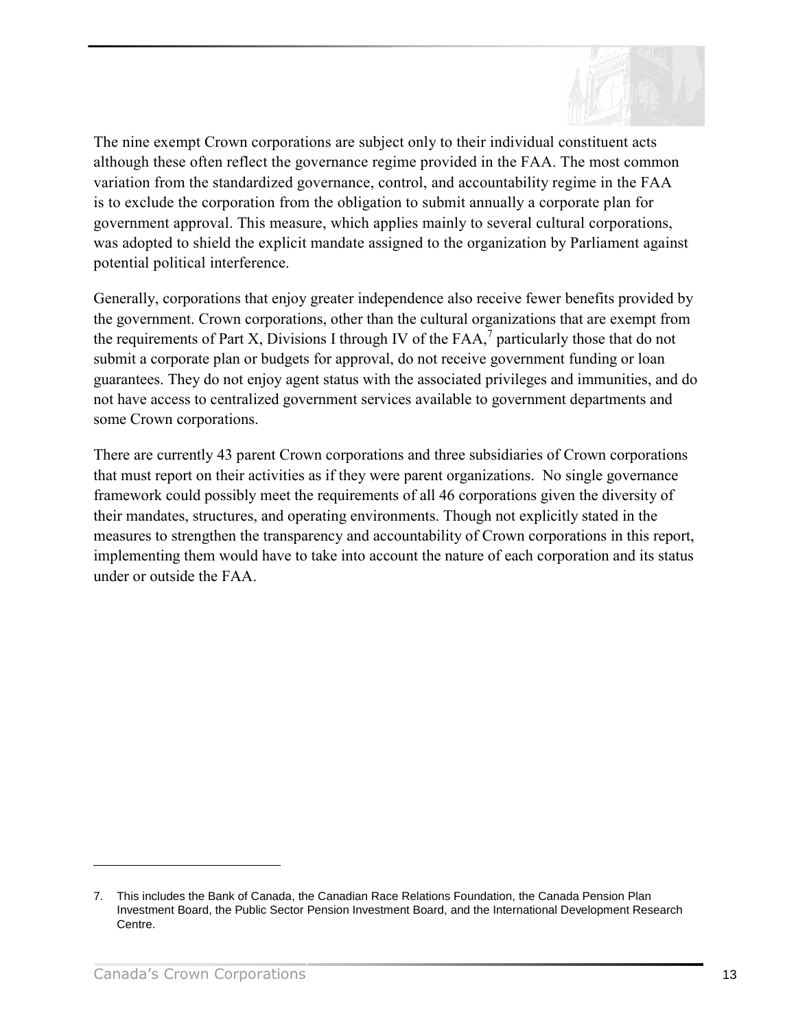The nine exempt Crown corporations are subject only to their individual constituent acts although these often reflect the governance regime provided in the FAA. The most common variation from the standardized governance, control, and accountability regime in the FAA is to exclude the corporation from the obligation to submit annually a corporate plan for government approval. This measure, which applies mainly to several cultural corporations, was adopted to shield the explicit mandate assigned to the organization by Parliament against potential political interference.

Generally, corporations that enjoy greater independence also receive fewer benefits provided by the government. Crown corporations, other than the cultural organizations that are exempt from the requirements of Part X, Divisions I through IV of the FAA,[7] particularly those that do not submit a corporate plan or budgets for approval, do not receive government funding or loan guarantees. They do not enjoy agent status with the associated privileges and immunities, and do not have access to centralized government services available to government departments and some Crown corporations.

There are currently 43 parent Crown corporations and three subsidiaries of Crown corporations that must report on their activities as if they were parent organizations. No single governance framework could possibly meet the requirements of all 46 corporations given the diversity of their mandates, structures, and operating environments. Though not explicitly stated in the measures to strengthen the transparency and accountability of Crown corporations in this report, implementing them would have to take into account the nature of each corporation and its status under or outside the FAA.

---

7. This includes the Bank of Canada, the Canadian Race Relations Foundation, the Canada Pension Plan Investment Board, the Public Sector Pension Investment Board, and the International Development Research Centre.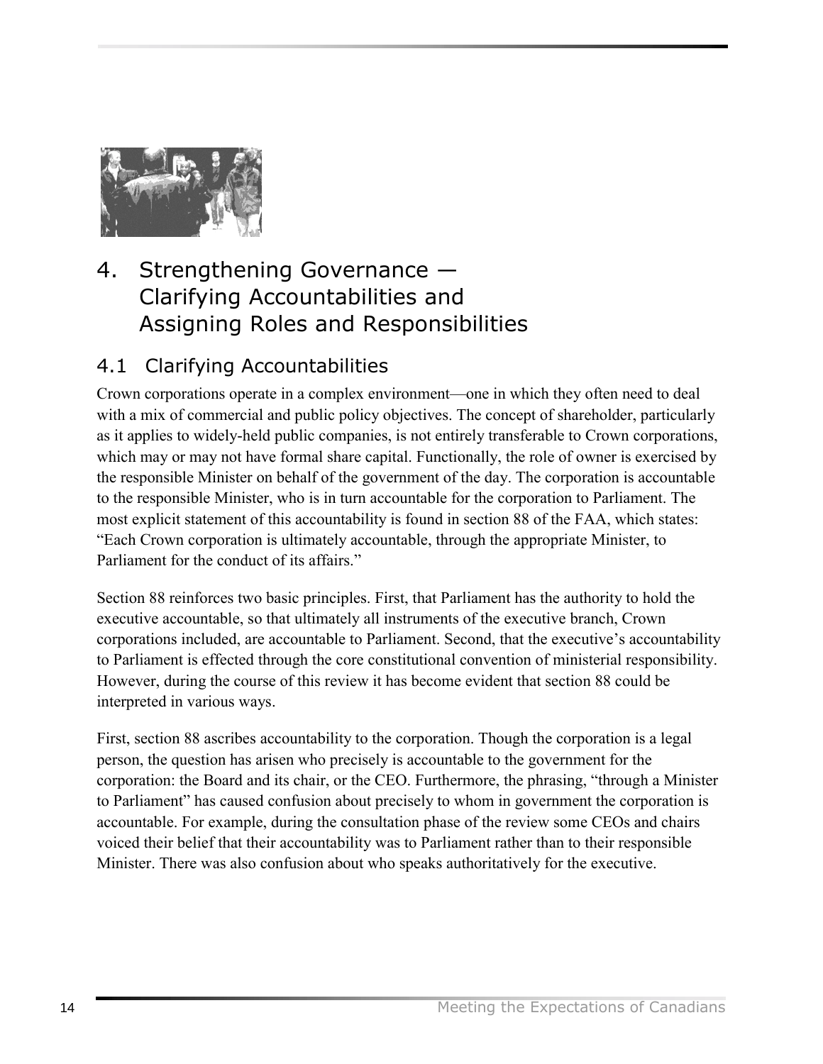# 4. Strengthening Governance — Clarifying Accountabilities and Assigning Roles and Responsibilities

## 4.1 Clarifying Accountabilities

Crown corporations operate in a complex environment—one in which they often need to deal with a mix of commercial and public policy objectives. The concept of shareholder, particularly as it applies to widely-held public companies, is not entirely transferable to Crown corporations, which may or may not have formal share capital. Functionally, the role of owner is exercised by the responsible Minister on behalf of the government of the day. The corporation is accountable to the responsible Minister, who is in turn accountable for the corporation to Parliament. The most explicit statement of this accountability is found in section 88 of the FAA, which states: "Each Crown corporation is ultimately accountable, through the appropriate Minister, to Parliament for the conduct of its affairs."

Section 88 reinforces two basic principles. First, that Parliament has the authority to hold the executive accountable, so that ultimately all instruments of the executive branch, Crown corporations included, are accountable to Parliament. Second, that the executive's accountability to Parliament is effected through the core constitutional convention of ministerial responsibility. However, during the course of this review it has become evident that section 88 could be interpreted in various ways.

First, section 88 ascribes accountability to the corporation. Though the corporation is a legal person, the question has arisen who precisely is accountable to the government for the corporation: the Board and its chair, or the CEO. Furthermore, the phrasing, "through a Minister to Parliament" has caused confusion about precisely to whom in government the corporation is accountable. For example, during the consultation phase of the review some CEOs and chairs voiced their belief that their accountability was to Parliament rather than to their responsible Minister. There was also confusion about who speaks authoritatively for the executive.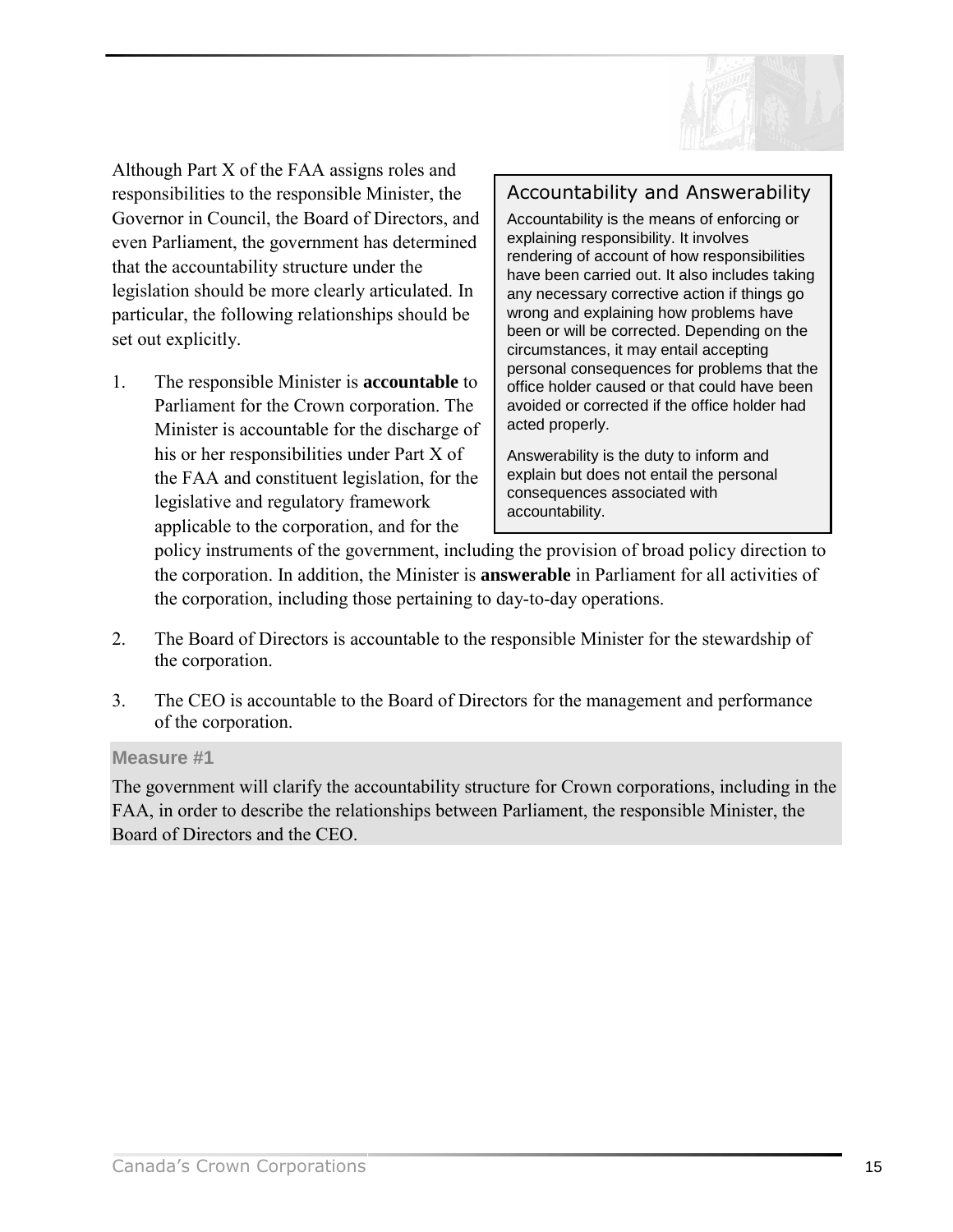Although Part X of the FAA assigns roles and responsibilities to the responsible Minister, the Governor in Council, the Board of Directors, and even Parliament, the government has determined that the accountability structure under the legislation should be more clearly articulated. In particular, the following relationships should be set out explicitly.

> ### Accountability and Answerability
>
> Accountability is the means of enforcing or explaining responsibility. It involves rendering of account of how responsibilities have been carried out. It also includes taking any necessary corrective action if things go wrong and explaining how problems have been or will be corrected. Depending on the circumstances, it may entail accepting personal consequences for problems that the office holder caused or that could have been avoided or corrected if the office holder had acted properly.
>
> Answerability is the duty to inform and explain but does not entail the personal consequences associated with accountability.

1. The responsible Minister is **accountable** to Parliament for the Crown corporation. The Minister is accountable for the discharge of his or her responsibilities under Part X of the FAA and constituent legislation, for the legislative and regulatory framework applicable to the corporation, and for the policy instruments of the government, including the provision of broad policy direction to the corporation. In addition, the Minister is **answerable** in Parliament for all activities of the corporation, including those pertaining to day-to-day operations.
2. The Board of Directors is accountable to the responsible Minister for the stewardship of the corporation.
3. The CEO is accountable to the Board of Directors for the management and performance of the corporation.

**Measure #1**

The government will clarify the accountability structure for Crown corporations, including in the FAA, in order to describe the relationships between Parliament, the responsible Minister, the Board of Directors and the CEO.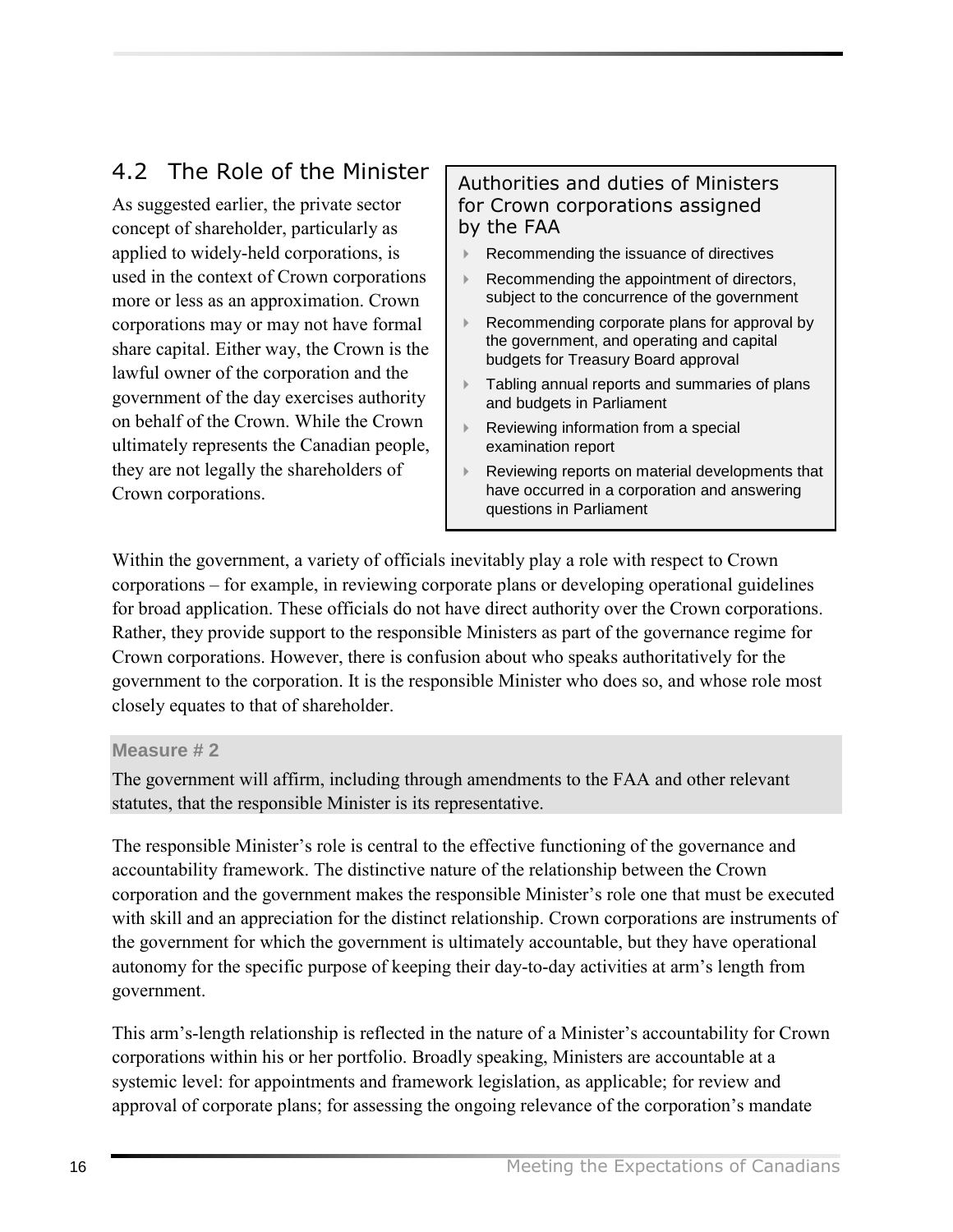## 4.2 The Role of the Minister

As suggested earlier, the private sector concept of shareholder, particularly as applied to widely-held corporations, is used in the context of Crown corporations more or less as an approximation. Crown corporations may or may not have formal share capital. Either way, the Crown is the lawful owner of the corporation and the government of the day exercises authority on behalf of the Crown. While the Crown ultimately represents the Canadian people, they are not legally the shareholders of Crown corporations.

> **Authorities and duties of Ministers for Crown corporations assigned by the FAA**
>
> - Recommending the issuance of directives
> - Recommending the appointment of directors, subject to the concurrence of the government
> - Recommending corporate plans for approval by the government, and operating and capital budgets for Treasury Board approval
> - Tabling annual reports and summaries of plans and budgets in Parliament
> - Reviewing information from a special examination report
> - Reviewing reports on material developments that have occurred in a corporation and answering questions in Parliament

Within the government, a variety of officials inevitably play a role with respect to Crown corporations – for example, in reviewing corporate plans or developing operational guidelines for broad application. These officials do not have direct authority over the Crown corporations. Rather, they provide support to the responsible Ministers as part of the governance regime for Crown corporations. However, there is confusion about who speaks authoritatively for the government to the corporation. It is the responsible Minister who does so, and whose role most closely equates to that of shareholder.

> **Measure # 2**
>
> The government will affirm, including through amendments to the FAA and other relevant statutes, that the responsible Minister is its representative.

The responsible Minister's role is central to the effective functioning of the governance and accountability framework. The distinctive nature of the relationship between the Crown corporation and the government makes the responsible Minister's role one that must be executed with skill and an appreciation for the distinct relationship. Crown corporations are instruments of the government for which the government is ultimately accountable, but they have operational autonomy for the specific purpose of keeping their day-to-day activities at arm's length from government.

This arm's-length relationship is reflected in the nature of a Minister's accountability for Crown corporations within his or her portfolio. Broadly speaking, Ministers are accountable at a systemic level: for appointments and framework legislation, as applicable; for review and approval of corporate plans; for assessing the ongoing relevance of the corporation's mandate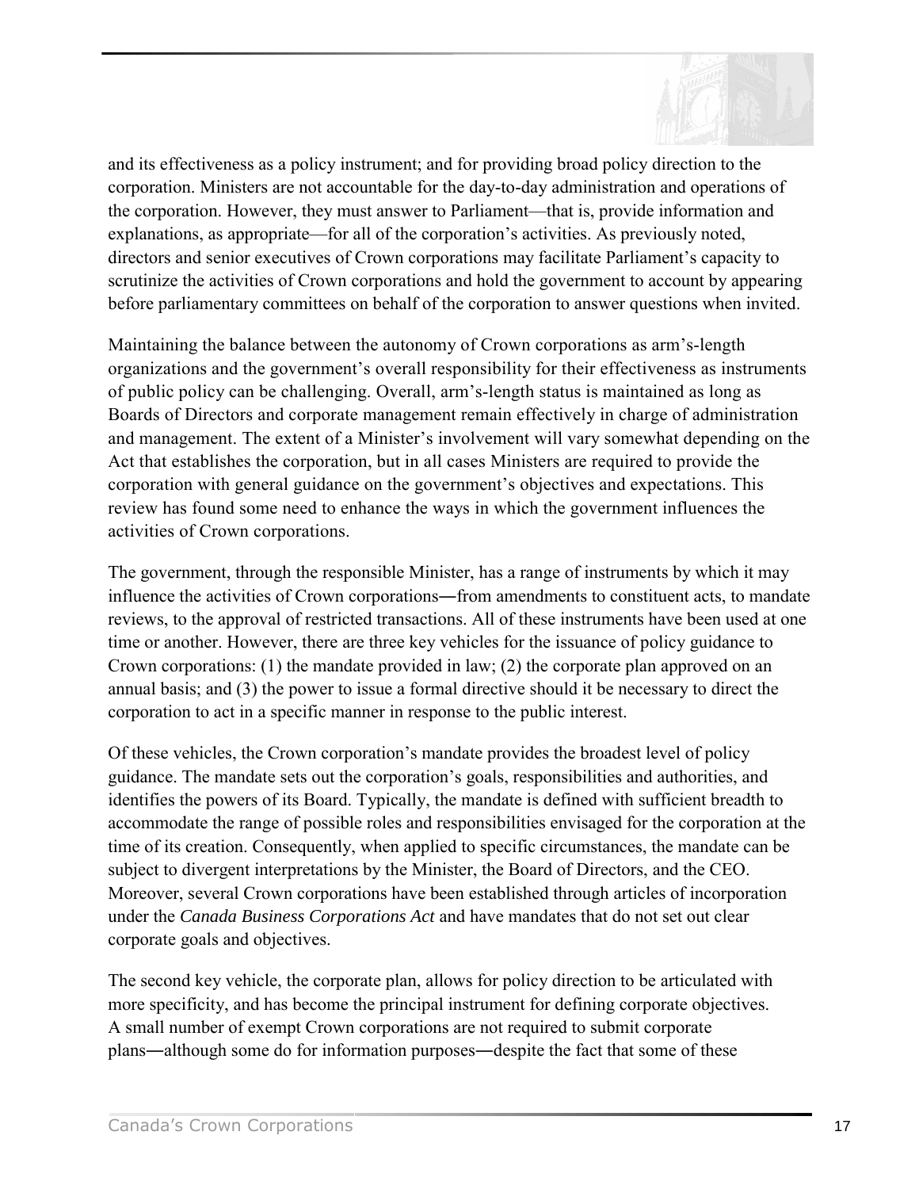and its effectiveness as a policy instrument; and for providing broad policy direction to the corporation. Ministers are not accountable for the day-to-day administration and operations of the corporation. However, they must answer to Parliament—that is, provide information and explanations, as appropriate—for all of the corporation's activities. As previously noted, directors and senior executives of Crown corporations may facilitate Parliament's capacity to scrutinize the activities of Crown corporations and hold the government to account by appearing before parliamentary committees on behalf of the corporation to answer questions when invited.

Maintaining the balance between the autonomy of Crown corporations as arm's-length organizations and the government's overall responsibility for their effectiveness as instruments of public policy can be challenging. Overall, arm's-length status is maintained as long as Boards of Directors and corporate management remain effectively in charge of administration and management. The extent of a Minister's involvement will vary somewhat depending on the Act that establishes the corporation, but in all cases Ministers are required to provide the corporation with general guidance on the government's objectives and expectations. This review has found some need to enhance the ways in which the government influences the activities of Crown corporations.

The government, through the responsible Minister, has a range of instruments by which it may influence the activities of Crown corporations―from amendments to constituent acts, to mandate reviews, to the approval of restricted transactions. All of these instruments have been used at one time or another. However, there are three key vehicles for the issuance of policy guidance to Crown corporations: (1) the mandate provided in law; (2) the corporate plan approved on an annual basis; and (3) the power to issue a formal directive should it be necessary to direct the corporation to act in a specific manner in response to the public interest.

Of these vehicles, the Crown corporation's mandate provides the broadest level of policy guidance. The mandate sets out the corporation's goals, responsibilities and authorities, and identifies the powers of its Board. Typically, the mandate is defined with sufficient breadth to accommodate the range of possible roles and responsibilities envisaged for the corporation at the time of its creation. Consequently, when applied to specific circumstances, the mandate can be subject to divergent interpretations by the Minister, the Board of Directors, and the CEO. Moreover, several Crown corporations have been established through articles of incorporation under the *Canada Business Corporations Act* and have mandates that do not set out clear corporate goals and objectives.

The second key vehicle, the corporate plan, allows for policy direction to be articulated with more specificity, and has become the principal instrument for defining corporate objectives. A small number of exempt Crown corporations are not required to submit corporate plans―although some do for information purposes―despite the fact that some of these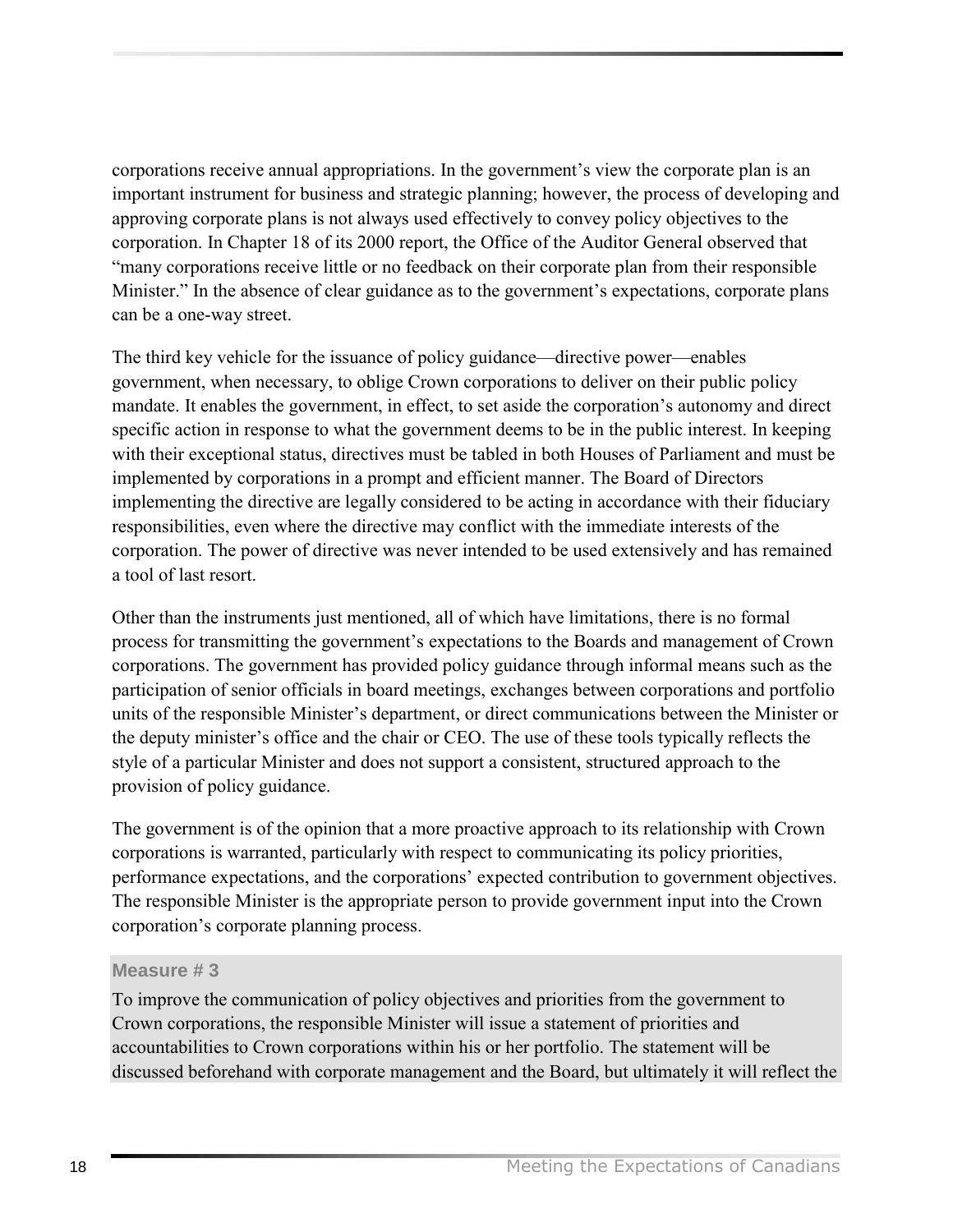corporations receive annual appropriations. In the government's view the corporate plan is an important instrument for business and strategic planning; however, the process of developing and approving corporate plans is not always used effectively to convey policy objectives to the corporation. In Chapter 18 of its 2000 report, the Office of the Auditor General observed that "many corporations receive little or no feedback on their corporate plan from their responsible Minister." In the absence of clear guidance as to the government's expectations, corporate plans can be a one-way street.

The third key vehicle for the issuance of policy guidance—directive power—enables government, when necessary, to oblige Crown corporations to deliver on their public policy mandate. It enables the government, in effect, to set aside the corporation's autonomy and direct specific action in response to what the government deems to be in the public interest. In keeping with their exceptional status, directives must be tabled in both Houses of Parliament and must be implemented by corporations in a prompt and efficient manner. The Board of Directors implementing the directive are legally considered to be acting in accordance with their fiduciary responsibilities, even where the directive may conflict with the immediate interests of the corporation. The power of directive was never intended to be used extensively and has remained a tool of last resort.

Other than the instruments just mentioned, all of which have limitations, there is no formal process for transmitting the government's expectations to the Boards and management of Crown corporations. The government has provided policy guidance through informal means such as the participation of senior officials in board meetings, exchanges between corporations and portfolio units of the responsible Minister's department, or direct communications between the Minister or the deputy minister's office and the chair or CEO. The use of these tools typically reflects the style of a particular Minister and does not support a consistent, structured approach to the provision of policy guidance.

The government is of the opinion that a more proactive approach to its relationship with Crown corporations is warranted, particularly with respect to communicating its policy priorities, performance expectations, and the corporations' expected contribution to government objectives. The responsible Minister is the appropriate person to provide government input into the Crown corporation's corporate planning process.

**Measure # 3**

To improve the communication of policy objectives and priorities from the government to Crown corporations, the responsible Minister will issue a statement of priorities and accountabilities to Crown corporations within his or her portfolio. The statement will be discussed beforehand with corporate management and the Board, but ultimately it will reflect the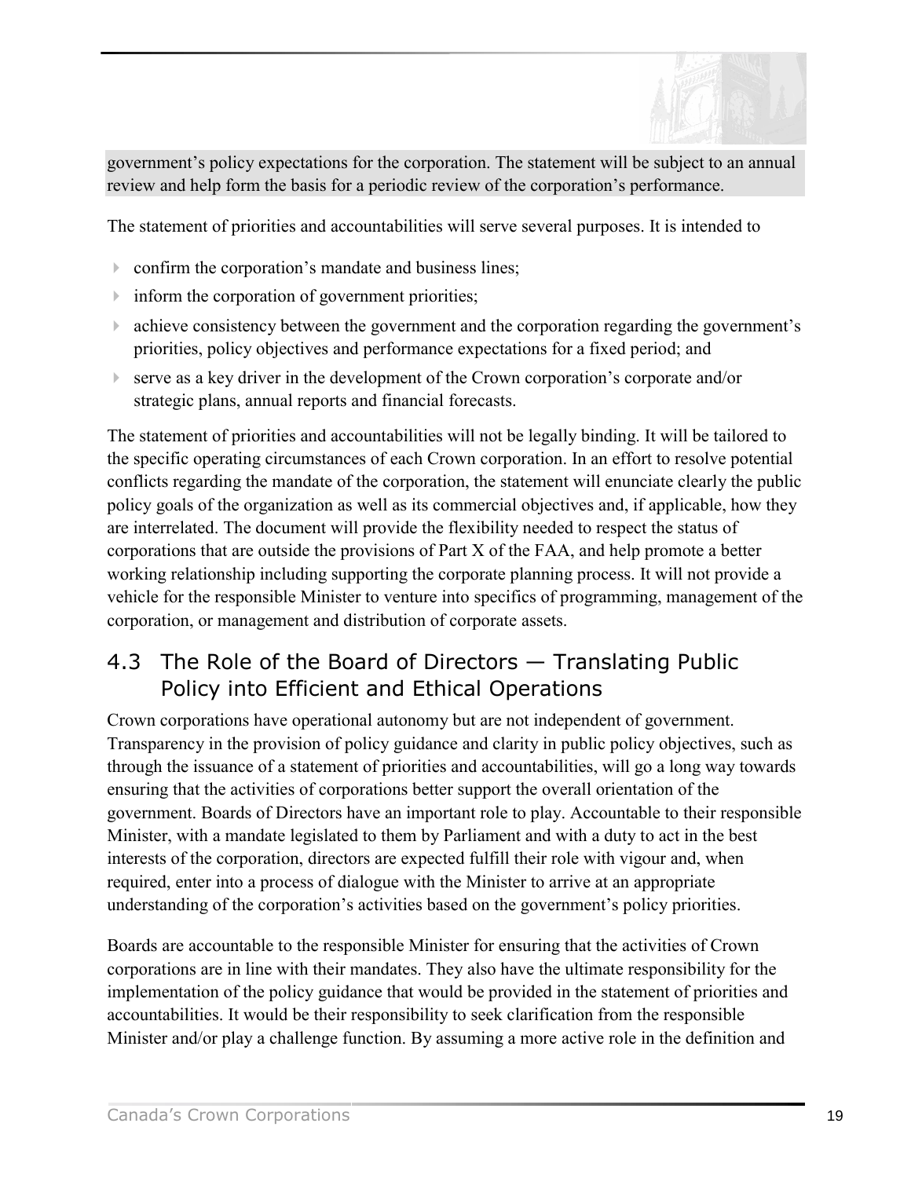government's policy expectations for the corporation. The statement will be subject to an annual review and help form the basis for a periodic review of the corporation's performance.

The statement of priorities and accountabilities will serve several purposes. It is intended to

- confirm the corporation's mandate and business lines;
- inform the corporation of government priorities;
- achieve consistency between the government and the corporation regarding the government's priorities, policy objectives and performance expectations for a fixed period; and
- serve as a key driver in the development of the Crown corporation's corporate and/or strategic plans, annual reports and financial forecasts.

The statement of priorities and accountabilities will not be legally binding. It will be tailored to the specific operating circumstances of each Crown corporation. In an effort to resolve potential conflicts regarding the mandate of the corporation, the statement will enunciate clearly the public policy goals of the organization as well as its commercial objectives and, if applicable, how they are interrelated. The document will provide the flexibility needed to respect the status of corporations that are outside the provisions of Part X of the FAA, and help promote a better working relationship including supporting the corporate planning process. It will not provide a vehicle for the responsible Minister to venture into specifics of programming, management of the corporation, or management and distribution of corporate assets.

## 4.3 The Role of the Board of Directors — Translating Public Policy into Efficient and Ethical Operations

Crown corporations have operational autonomy but are not independent of government. Transparency in the provision of policy guidance and clarity in public policy objectives, such as through the issuance of a statement of priorities and accountabilities, will go a long way towards ensuring that the activities of corporations better support the overall orientation of the government. Boards of Directors have an important role to play. Accountable to their responsible Minister, with a mandate legislated to them by Parliament and with a duty to act in the best interests of the corporation, directors are expected fulfill their role with vigour and, when required, enter into a process of dialogue with the Minister to arrive at an appropriate understanding of the corporation's activities based on the government's policy priorities.

Boards are accountable to the responsible Minister for ensuring that the activities of Crown corporations are in line with their mandates. They also have the ultimate responsibility for the implementation of the policy guidance that would be provided in the statement of priorities and accountabilities. It would be their responsibility to seek clarification from the responsible Minister and/or play a challenge function. By assuming a more active role in the definition and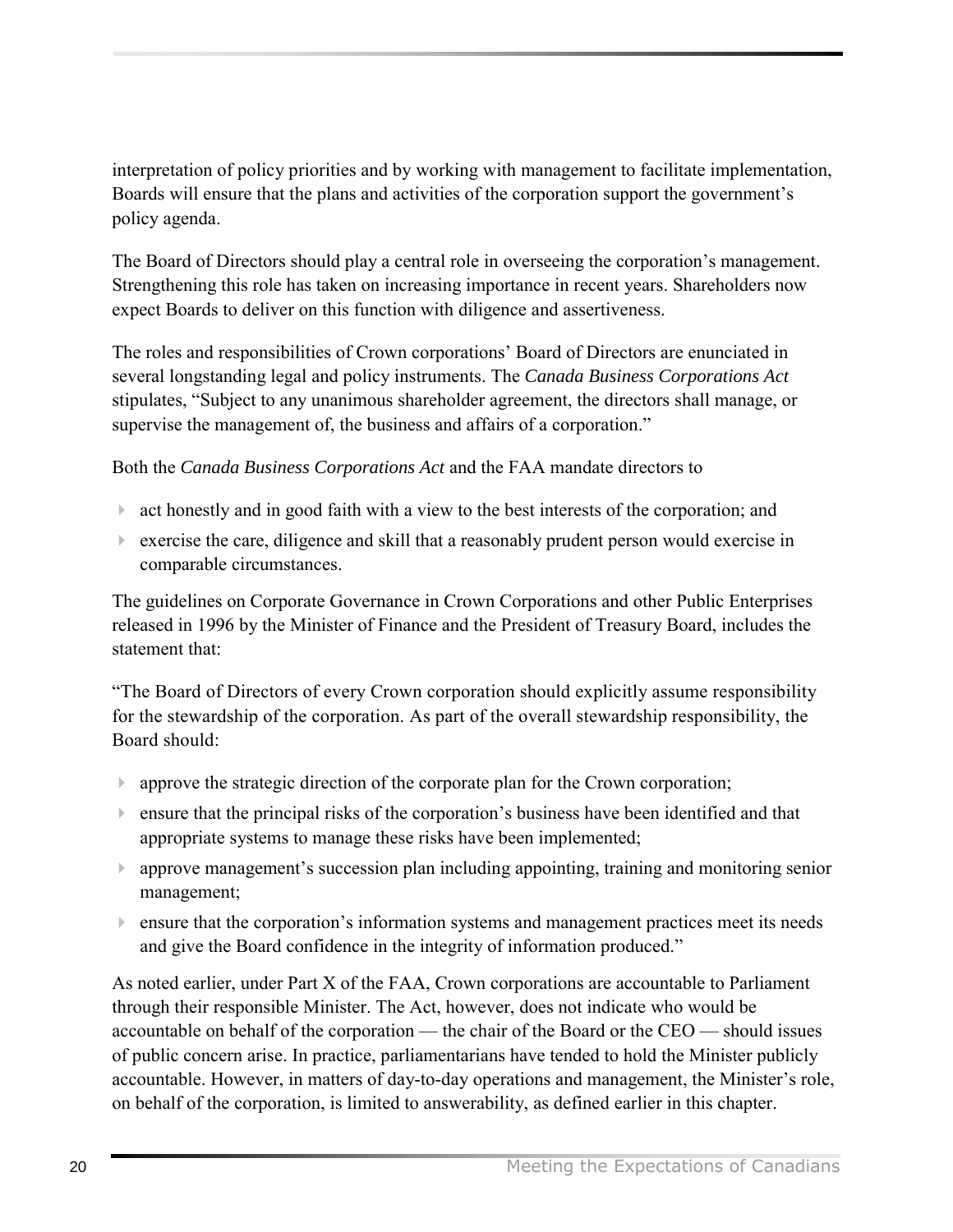interpretation of policy priorities and by working with management to facilitate implementation, Boards will ensure that the plans and activities of the corporation support the government's policy agenda.

The Board of Directors should play a central role in overseeing the corporation's management. Strengthening this role has taken on increasing importance in recent years. Shareholders now expect Boards to deliver on this function with diligence and assertiveness.

The roles and responsibilities of Crown corporations' Board of Directors are enunciated in several longstanding legal and policy instruments. The *Canada Business Corporations Act* stipulates, "Subject to any unanimous shareholder agreement, the directors shall manage, or supervise the management of, the business and affairs of a corporation."

Both the *Canada Business Corporations Act* and the FAA mandate directors to

- act honestly and in good faith with a view to the best interests of the corporation; and
- exercise the care, diligence and skill that a reasonably prudent person would exercise in comparable circumstances.

The guidelines on Corporate Governance in Crown Corporations and other Public Enterprises released in 1996 by the Minister of Finance and the President of Treasury Board, includes the statement that:

"The Board of Directors of every Crown corporation should explicitly assume responsibility for the stewardship of the corporation. As part of the overall stewardship responsibility, the Board should:

- approve the strategic direction of the corporate plan for the Crown corporation;
- ensure that the principal risks of the corporation's business have been identified and that appropriate systems to manage these risks have been implemented;
- approve management's succession plan including appointing, training and monitoring senior management;
- ensure that the corporation's information systems and management practices meet its needs and give the Board confidence in the integrity of information produced."

As noted earlier, under Part X of the FAA, Crown corporations are accountable to Parliament through their responsible Minister. The Act, however, does not indicate who would be accountable on behalf of the corporation — the chair of the Board or the CEO — should issues of public concern arise. In practice, parliamentarians have tended to hold the Minister publicly accountable. However, in matters of day-to-day operations and management, the Minister's role, on behalf of the corporation, is limited to answerability, as defined earlier in this chapter.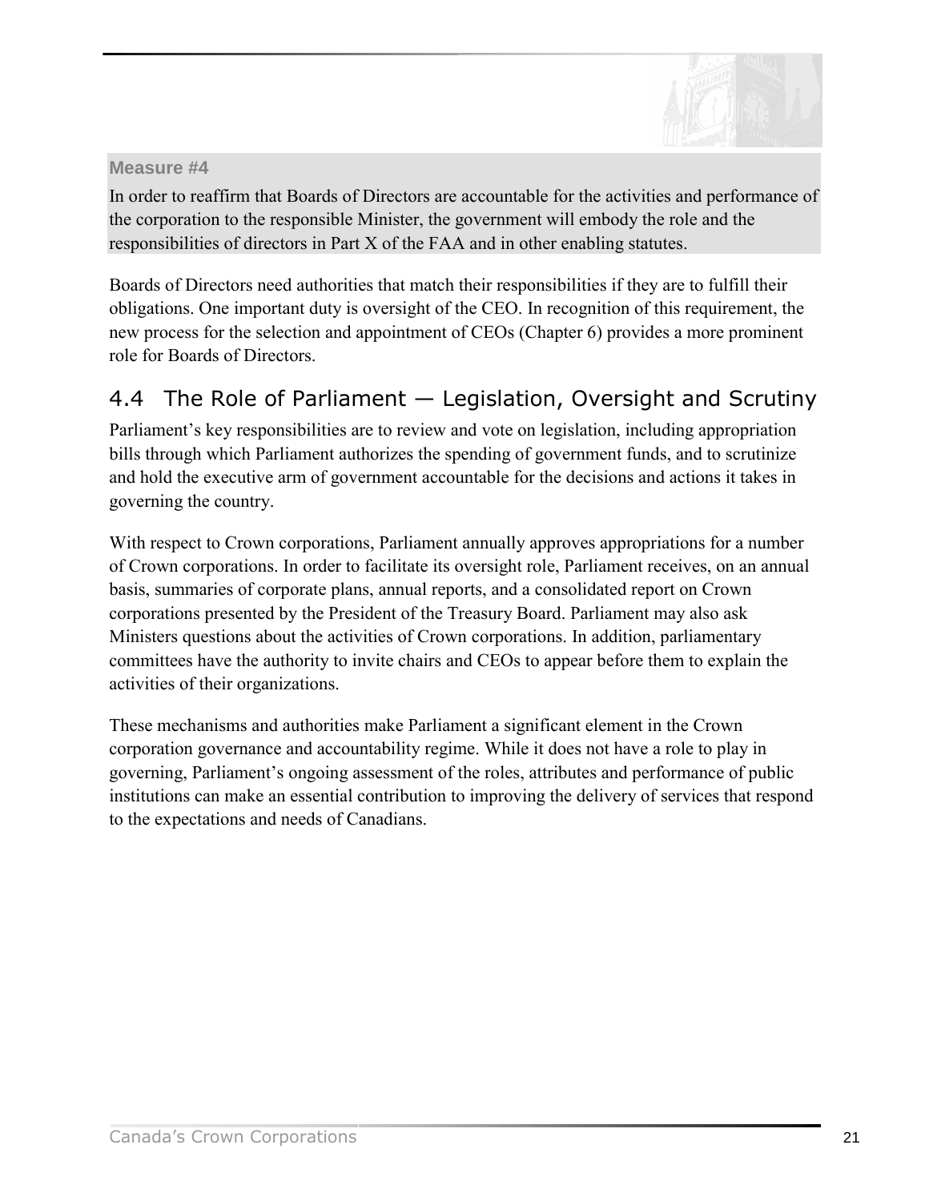**Measure #4**

In order to reaffirm that Boards of Directors are accountable for the activities and performance of the corporation to the responsible Minister, the government will embody the role and the responsibilities of directors in Part X of the FAA and in other enabling statutes.

Boards of Directors need authorities that match their responsibilities if they are to fulfill their obligations. One important duty is oversight of the CEO. In recognition of this requirement, the new process for the selection and appointment of CEOs (Chapter 6) provides a more prominent role for Boards of Directors.

## 4.4 The Role of Parliament — Legislation, Oversight and Scrutiny

Parliament's key responsibilities are to review and vote on legislation, including appropriation bills through which Parliament authorizes the spending of government funds, and to scrutinize and hold the executive arm of government accountable for the decisions and actions it takes in governing the country.

With respect to Crown corporations, Parliament annually approves appropriations for a number of Crown corporations. In order to facilitate its oversight role, Parliament receives, on an annual basis, summaries of corporate plans, annual reports, and a consolidated report on Crown corporations presented by the President of the Treasury Board. Parliament may also ask Ministers questions about the activities of Crown corporations. In addition, parliamentary committees have the authority to invite chairs and CEOs to appear before them to explain the activities of their organizations.

These mechanisms and authorities make Parliament a significant element in the Crown corporation governance and accountability regime. While it does not have a role to play in governing, Parliament's ongoing assessment of the roles, attributes and performance of public institutions can make an essential contribution to improving the delivery of services that respond to the expectations and needs of Canadians.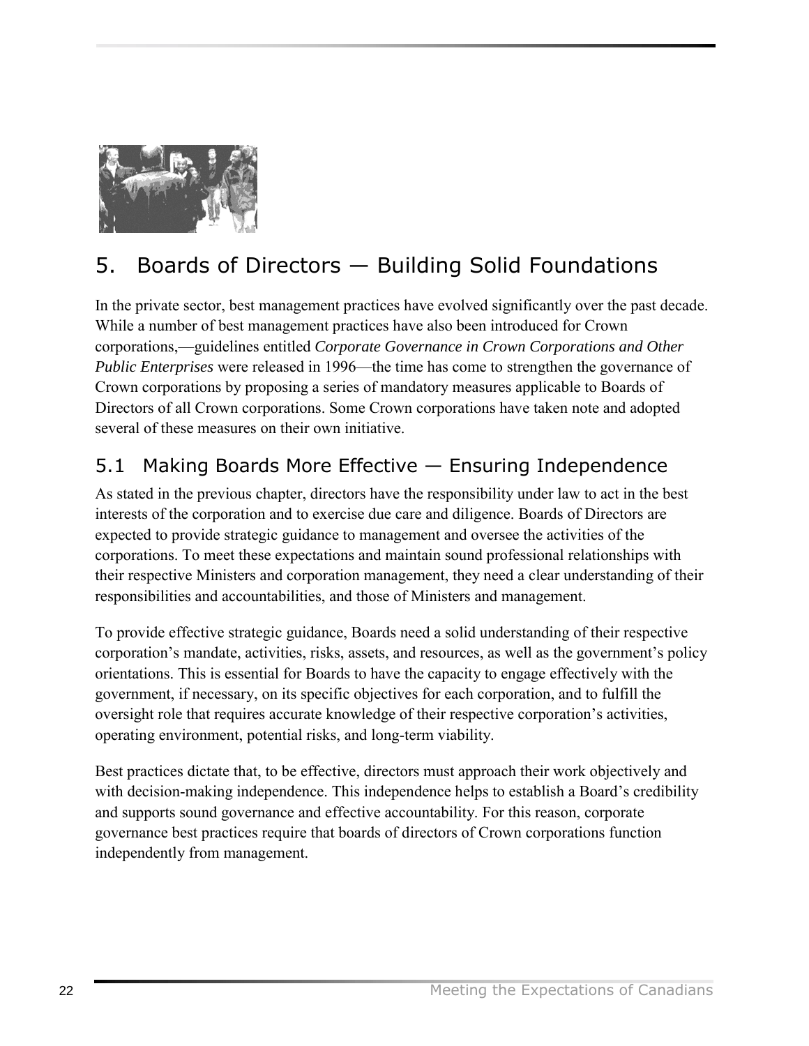## 5. Boards of Directors — Building Solid Foundations

In the private sector, best management practices have evolved significantly over the past decade. While a number of best management practices have also been introduced for Crown corporations,—guidelines entitled *Corporate Governance in Crown Corporations and Other Public Enterprises* were released in 1996—the time has come to strengthen the governance of Crown corporations by proposing a series of mandatory measures applicable to Boards of Directors of all Crown corporations. Some Crown corporations have taken note and adopted several of these measures on their own initiative.

### 5.1 Making Boards More Effective — Ensuring Independence

As stated in the previous chapter, directors have the responsibility under law to act in the best interests of the corporation and to exercise due care and diligence. Boards of Directors are expected to provide strategic guidance to management and oversee the activities of the corporations. To meet these expectations and maintain sound professional relationships with their respective Ministers and corporation management, they need a clear understanding of their responsibilities and accountabilities, and those of Ministers and management.

To provide effective strategic guidance, Boards need a solid understanding of their respective corporation's mandate, activities, risks, assets, and resources, as well as the government's policy orientations. This is essential for Boards to have the capacity to engage effectively with the government, if necessary, on its specific objectives for each corporation, and to fulfill the oversight role that requires accurate knowledge of their respective corporation's activities, operating environment, potential risks, and long-term viability.

Best practices dictate that, to be effective, directors must approach their work objectively and with decision-making independence. This independence helps to establish a Board's credibility and supports sound governance and effective accountability. For this reason, corporate governance best practices require that boards of directors of Crown corporations function independently from management.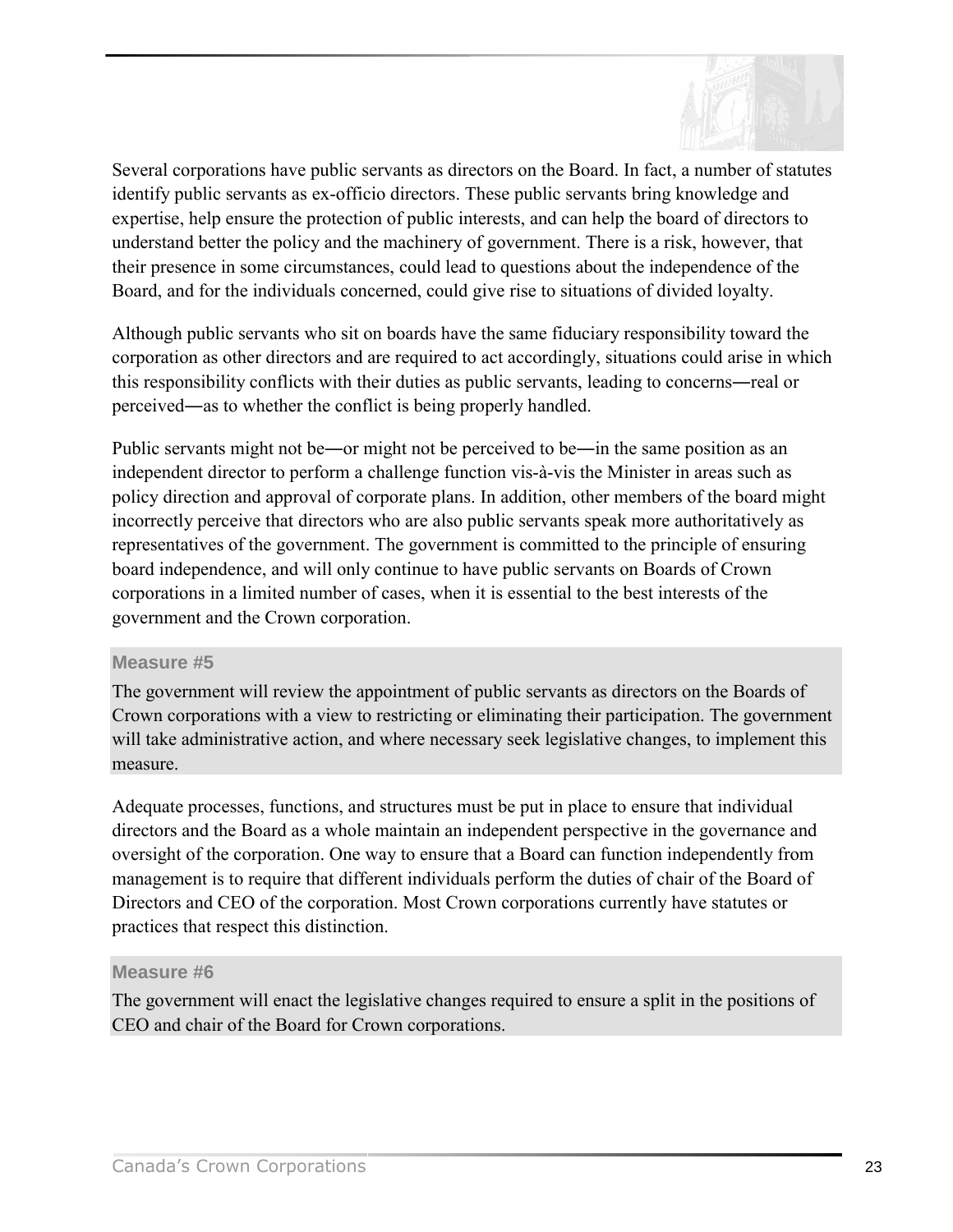Several corporations have public servants as directors on the Board. In fact, a number of statutes identify public servants as ex-officio directors. These public servants bring knowledge and expertise, help ensure the protection of public interests, and can help the board of directors to understand better the policy and the machinery of government. There is a risk, however, that their presence in some circumstances, could lead to questions about the independence of the Board, and for the individuals concerned, could give rise to situations of divided loyalty.

Although public servants who sit on boards have the same fiduciary responsibility toward the corporation as other directors and are required to act accordingly, situations could arise in which this responsibility conflicts with their duties as public servants, leading to concerns―real or perceived―as to whether the conflict is being properly handled.

Public servants might not be―or might not be perceived to be―in the same position as an independent director to perform a challenge function vis-à-vis the Minister in areas such as policy direction and approval of corporate plans. In addition, other members of the board might incorrectly perceive that directors who are also public servants speak more authoritatively as representatives of the government. The government is committed to the principle of ensuring board independence, and will only continue to have public servants on Boards of Crown corporations in a limited number of cases, when it is essential to the best interests of the government and the Crown corporation.

**Measure #5**

The government will review the appointment of public servants as directors on the Boards of Crown corporations with a view to restricting or eliminating their participation. The government will take administrative action, and where necessary seek legislative changes, to implement this measure.

Adequate processes, functions, and structures must be put in place to ensure that individual directors and the Board as a whole maintain an independent perspective in the governance and oversight of the corporation. One way to ensure that a Board can function independently from management is to require that different individuals perform the duties of chair of the Board of Directors and CEO of the corporation. Most Crown corporations currently have statutes or practices that respect this distinction.

**Measure #6**

The government will enact the legislative changes required to ensure a split in the positions of CEO and chair of the Board for Crown corporations.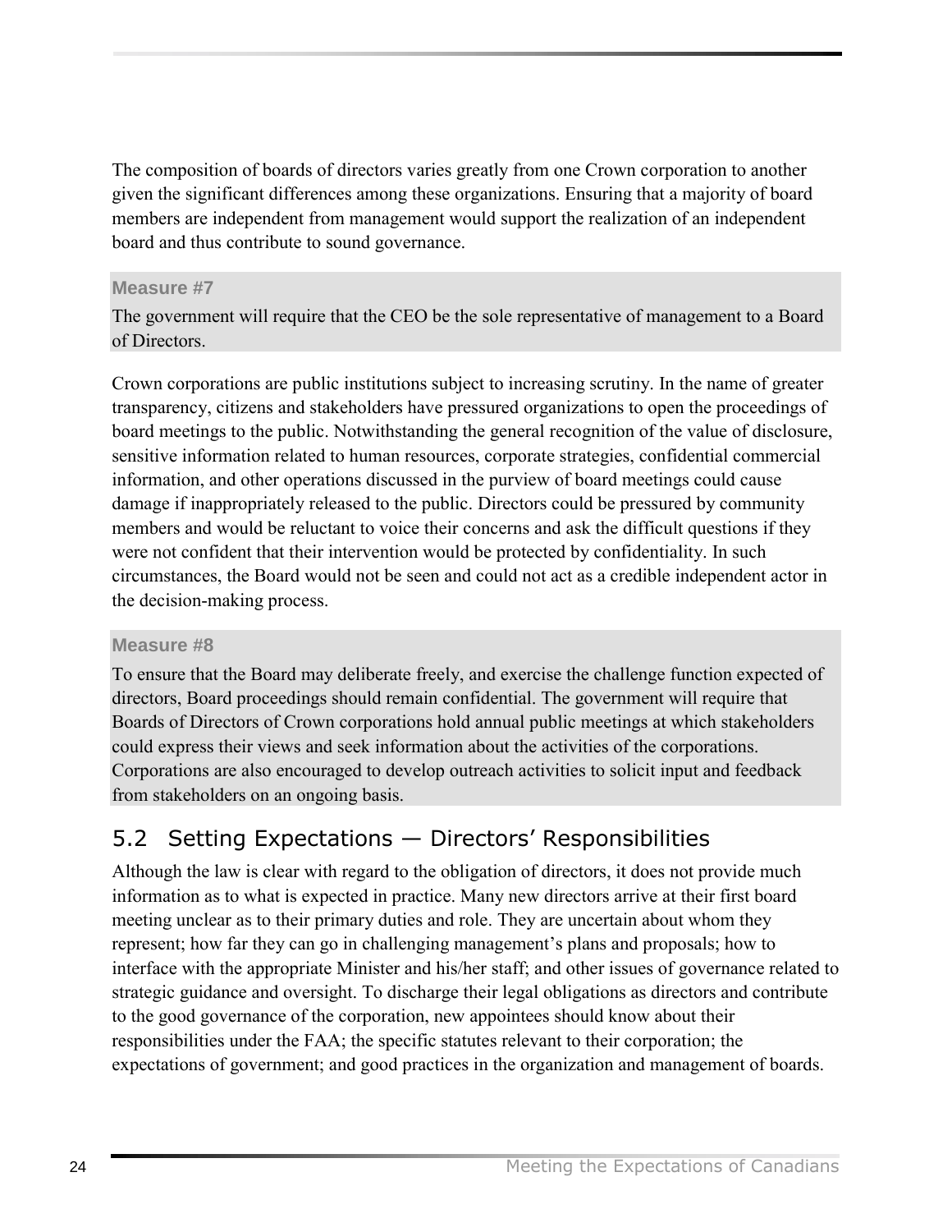The composition of boards of directors varies greatly from one Crown corporation to another given the significant differences among these organizations. Ensuring that a majority of board members are independent from management would support the realization of an independent board and thus contribute to sound governance.

**Measure #7**

The government will require that the CEO be the sole representative of management to a Board of Directors.

Crown corporations are public institutions subject to increasing scrutiny. In the name of greater transparency, citizens and stakeholders have pressured organizations to open the proceedings of board meetings to the public. Notwithstanding the general recognition of the value of disclosure, sensitive information related to human resources, corporate strategies, confidential commercial information, and other operations discussed in the purview of board meetings could cause damage if inappropriately released to the public. Directors could be pressured by community members and would be reluctant to voice their concerns and ask the difficult questions if they were not confident that their intervention would be protected by confidentiality. In such circumstances, the Board would not be seen and could not act as a credible independent actor in the decision-making process.

**Measure #8**

To ensure that the Board may deliberate freely, and exercise the challenge function expected of directors, Board proceedings should remain confidential. The government will require that Boards of Directors of Crown corporations hold annual public meetings at which stakeholders could express their views and seek information about the activities of the corporations. Corporations are also encouraged to develop outreach activities to solicit input and feedback from stakeholders on an ongoing basis.

## 5.2 Setting Expectations — Directors' Responsibilities

Although the law is clear with regard to the obligation of directors, it does not provide much information as to what is expected in practice. Many new directors arrive at their first board meeting unclear as to their primary duties and role. They are uncertain about whom they represent; how far they can go in challenging management's plans and proposals; how to interface with the appropriate Minister and his/her staff; and other issues of governance related to strategic guidance and oversight. To discharge their legal obligations as directors and contribute to the good governance of the corporation, new appointees should know about their responsibilities under the FAA; the specific statutes relevant to their corporation; the expectations of government; and good practices in the organization and management of boards.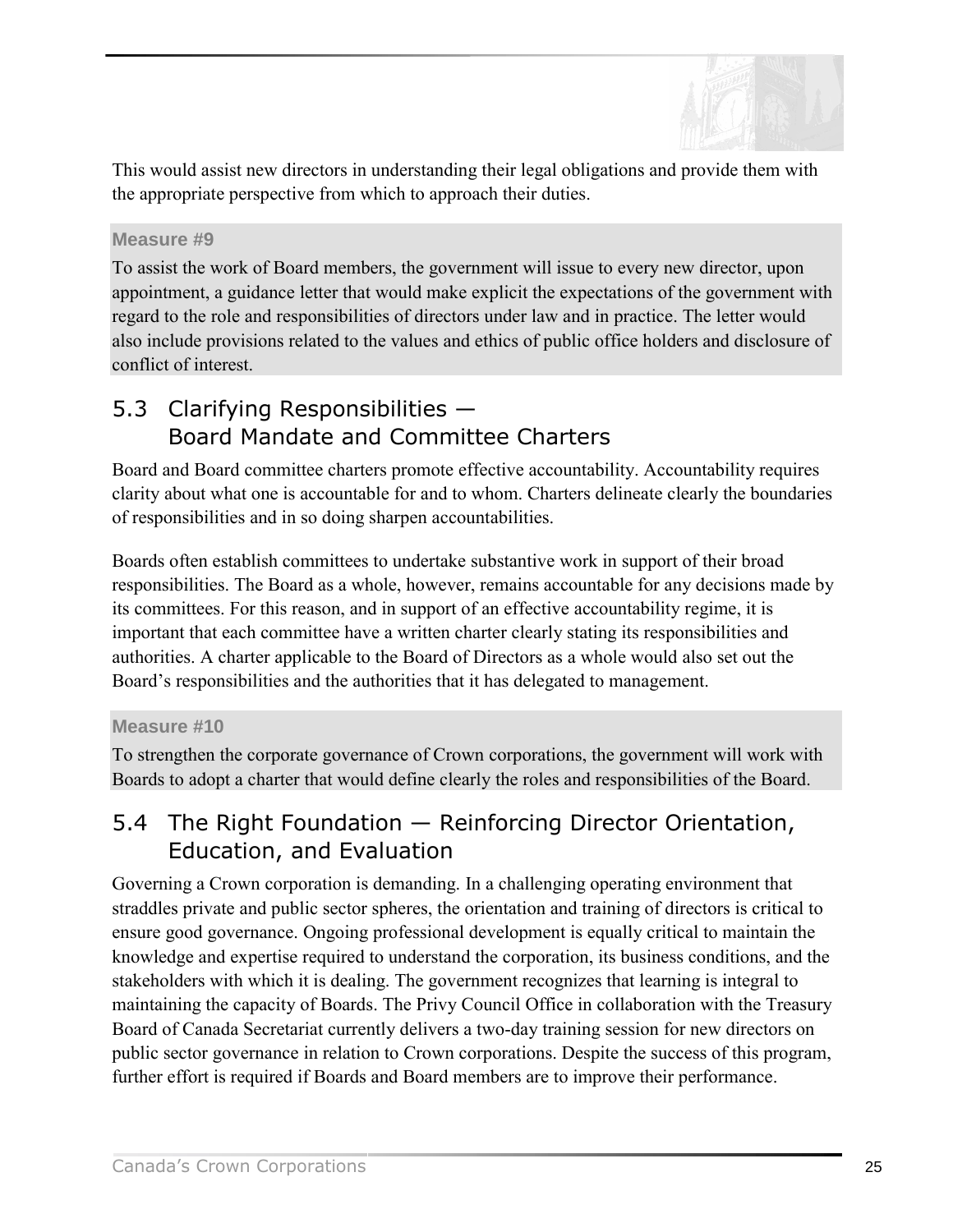This would assist new directors in understanding their legal obligations and provide them with the appropriate perspective from which to approach their duties.

**Measure #9**

To assist the work of Board members, the government will issue to every new director, upon appointment, a guidance letter that would make explicit the expectations of the government with regard to the role and responsibilities of directors under law and in practice. The letter would also include provisions related to the values and ethics of public office holders and disclosure of conflict of interest.

## 5.3 Clarifying Responsibilities — Board Mandate and Committee Charters

Board and Board committee charters promote effective accountability. Accountability requires clarity about what one is accountable for and to whom. Charters delineate clearly the boundaries of responsibilities and in so doing sharpen accountabilities.

Boards often establish committees to undertake substantive work in support of their broad responsibilities. The Board as a whole, however, remains accountable for any decisions made by its committees. For this reason, and in support of an effective accountability regime, it is important that each committee have a written charter clearly stating its responsibilities and authorities. A charter applicable to the Board of Directors as a whole would also set out the Board's responsibilities and the authorities that it has delegated to management.

**Measure #10**

To strengthen the corporate governance of Crown corporations, the government will work with Boards to adopt a charter that would define clearly the roles and responsibilities of the Board.

## 5.4 The Right Foundation — Reinforcing Director Orientation, Education, and Evaluation

Governing a Crown corporation is demanding. In a challenging operating environment that straddles private and public sector spheres, the orientation and training of directors is critical to ensure good governance. Ongoing professional development is equally critical to maintain the knowledge and expertise required to understand the corporation, its business conditions, and the stakeholders with which it is dealing. The government recognizes that learning is integral to maintaining the capacity of Boards. The Privy Council Office in collaboration with the Treasury Board of Canada Secretariat currently delivers a two-day training session for new directors on public sector governance in relation to Crown corporations. Despite the success of this program, further effort is required if Boards and Board members are to improve their performance.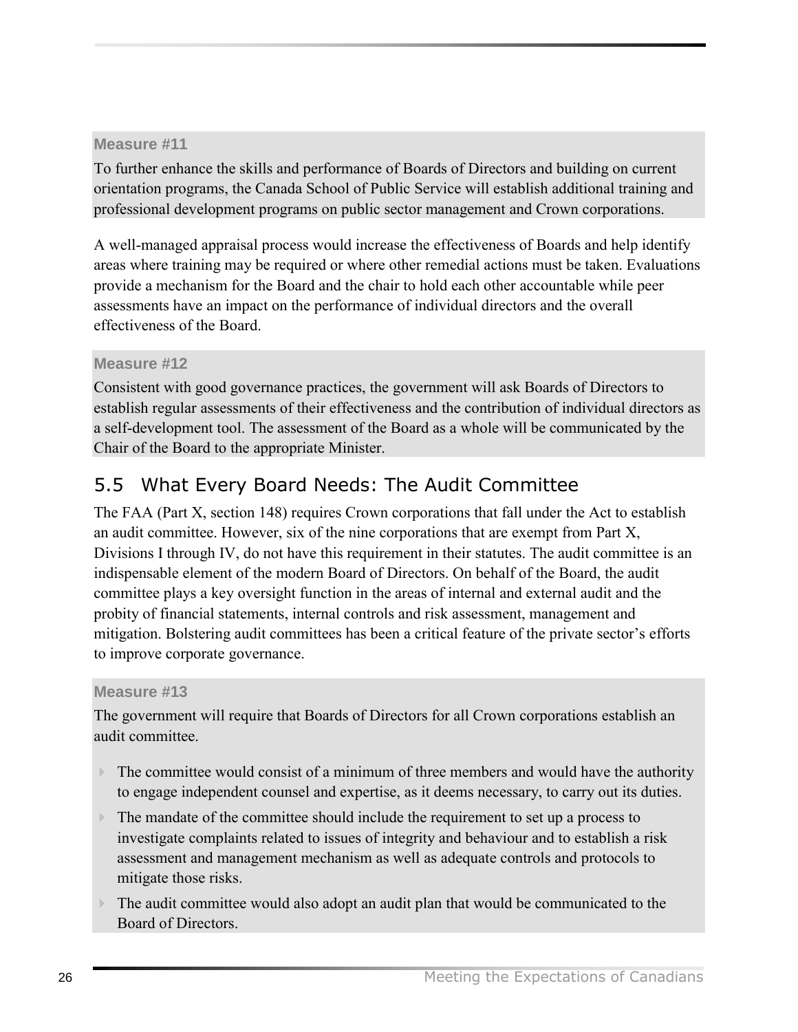**Measure #11**

To further enhance the skills and performance of Boards of Directors and building on current orientation programs, the Canada School of Public Service will establish additional training and professional development programs on public sector management and Crown corporations.

A well-managed appraisal process would increase the effectiveness of Boards and help identify areas where training may be required or where other remedial actions must be taken. Evaluations provide a mechanism for the Board and the chair to hold each other accountable while peer assessments have an impact on the performance of individual directors and the overall effectiveness of the Board.

**Measure #12**

Consistent with good governance practices, the government will ask Boards of Directors to establish regular assessments of their effectiveness and the contribution of individual directors as a self-development tool. The assessment of the Board as a whole will be communicated by the Chair of the Board to the appropriate Minister.

## 5.5 What Every Board Needs: The Audit Committee

The FAA (Part X, section 148) requires Crown corporations that fall under the Act to establish an audit committee. However, six of the nine corporations that are exempt from Part X, Divisions I through IV, do not have this requirement in their statutes. The audit committee is an indispensable element of the modern Board of Directors. On behalf of the Board, the audit committee plays a key oversight function in the areas of internal and external audit and the probity of financial statements, internal controls and risk assessment, management and mitigation. Bolstering audit committees has been a critical feature of the private sector's efforts to improve corporate governance.

**Measure #13**

The government will require that Boards of Directors for all Crown corporations establish an audit committee.

- The committee would consist of a minimum of three members and would have the authority to engage independent counsel and expertise, as it deems necessary, to carry out its duties.
- The mandate of the committee should include the requirement to set up a process to investigate complaints related to issues of integrity and behaviour and to establish a risk assessment and management mechanism as well as adequate controls and protocols to mitigate those risks.
- The audit committee would also adopt an audit plan that would be communicated to the Board of Directors.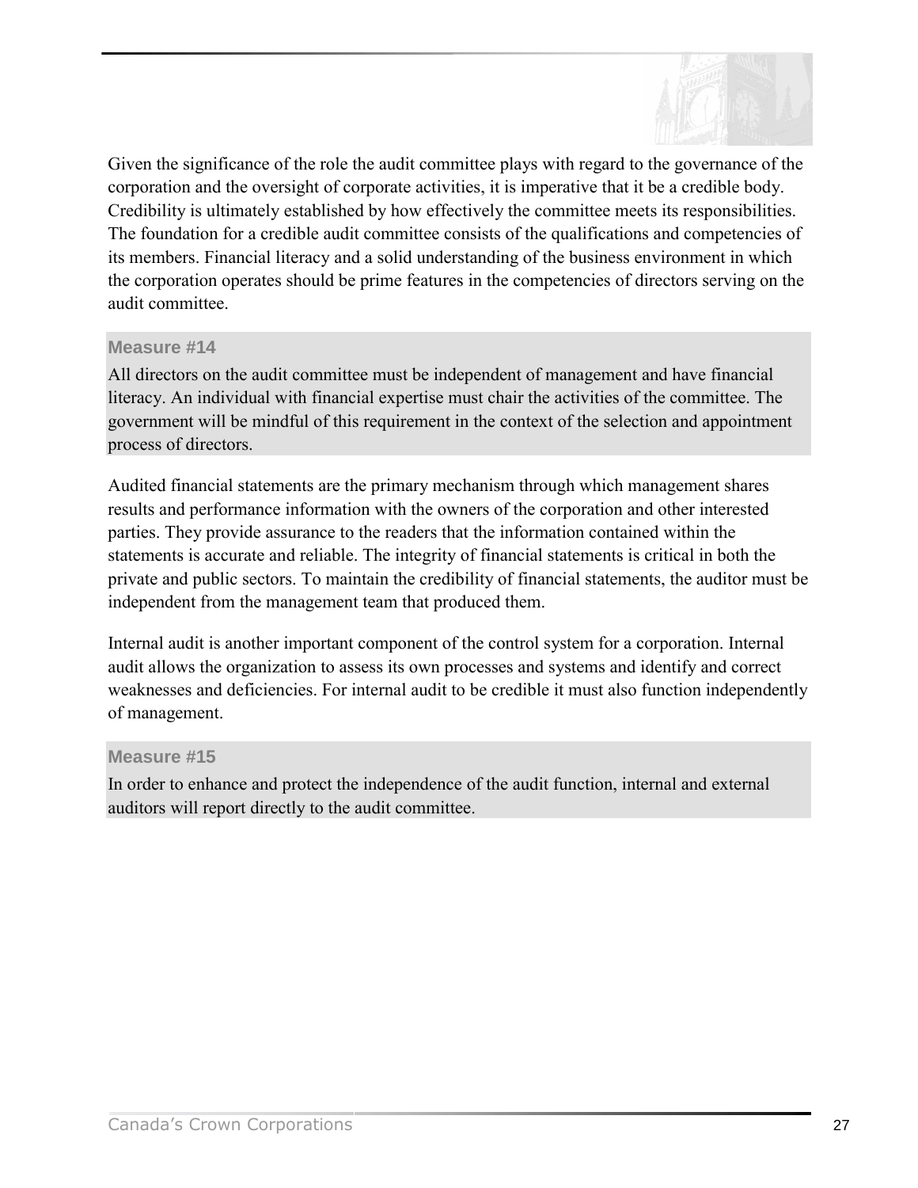Given the significance of the role the audit committee plays with regard to the governance of the corporation and the oversight of corporate activities, it is imperative that it be a credible body. Credibility is ultimately established by how effectively the committee meets its responsibilities. The foundation for a credible audit committee consists of the qualifications and competencies of its members. Financial literacy and a solid understanding of the business environment in which the corporation operates should be prime features in the competencies of directors serving on the audit committee.

**Measure #14**

All directors on the audit committee must be independent of management and have financial literacy. An individual with financial expertise must chair the activities of the committee. The government will be mindful of this requirement in the context of the selection and appointment process of directors.

Audited financial statements are the primary mechanism through which management shares results and performance information with the owners of the corporation and other interested parties. They provide assurance to the readers that the information contained within the statements is accurate and reliable. The integrity of financial statements is critical in both the private and public sectors. To maintain the credibility of financial statements, the auditor must be independent from the management team that produced them.

Internal audit is another important component of the control system for a corporation. Internal audit allows the organization to assess its own processes and systems and identify and correct weaknesses and deficiencies. For internal audit to be credible it must also function independently of management.

**Measure #15**

In order to enhance and protect the independence of the audit function, internal and external auditors will report directly to the audit committee.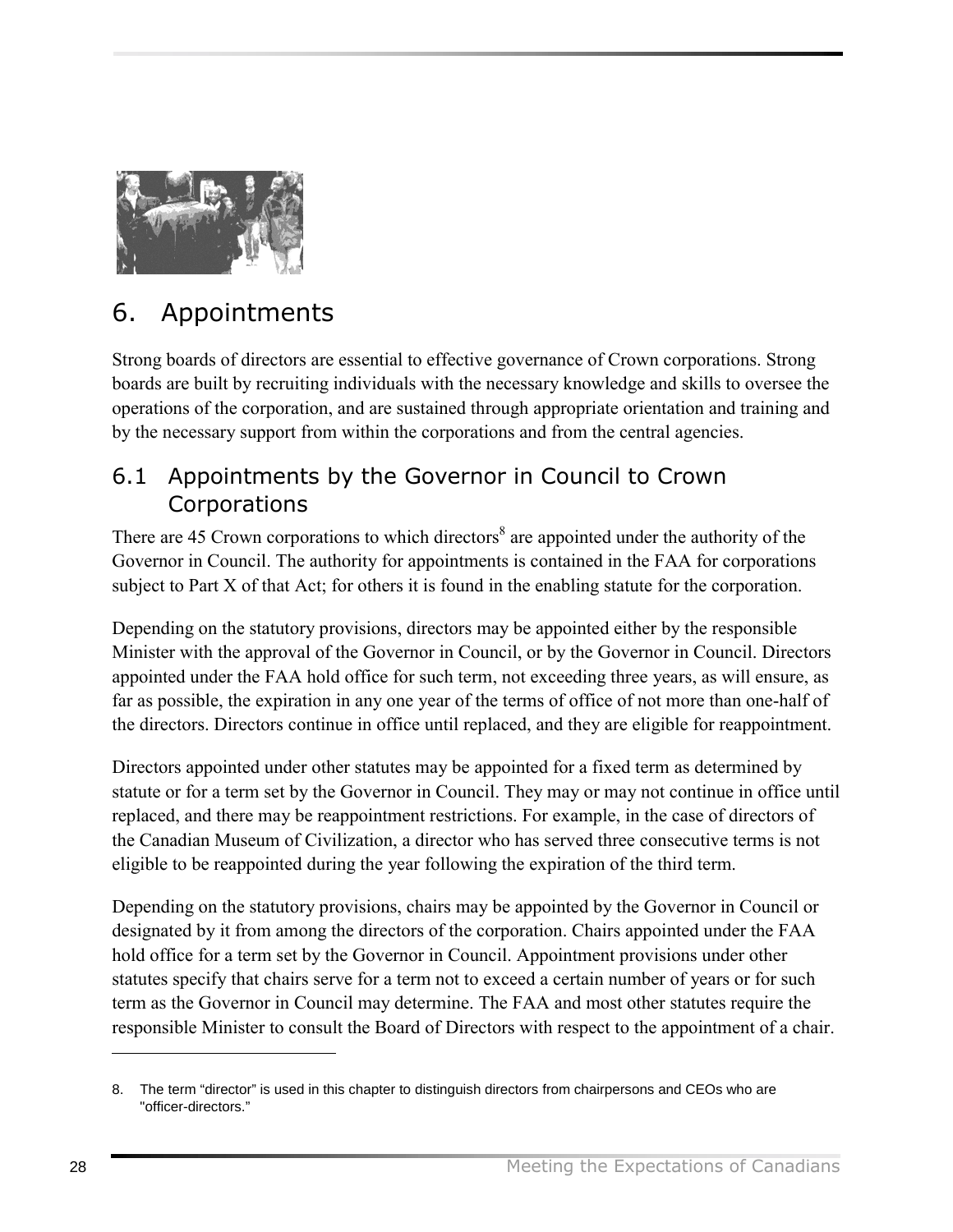# 6. Appointments

Strong boards of directors are essential to effective governance of Crown corporations. Strong boards are built by recruiting individuals with the necessary knowledge and skills to oversee the operations of the corporation, and are sustained through appropriate orientation and training and by the necessary support from within the corporations and from the central agencies.

## 6.1 Appointments by the Governor in Council to Crown Corporations

There are 45 Crown corporations to which directors[8] are appointed under the authority of the Governor in Council. The authority for appointments is contained in the FAA for corporations subject to Part X of that Act; for others it is found in the enabling statute for the corporation.

Depending on the statutory provisions, directors may be appointed either by the responsible Minister with the approval of the Governor in Council, or by the Governor in Council. Directors appointed under the FAA hold office for such term, not exceeding three years, as will ensure, as far as possible, the expiration in any one year of the terms of office of not more than one-half of the directors. Directors continue in office until replaced, and they are eligible for reappointment.

Directors appointed under other statutes may be appointed for a fixed term as determined by statute or for a term set by the Governor in Council. They may or may not continue in office until replaced, and there may be reappointment restrictions. For example, in the case of directors of the Canadian Museum of Civilization, a director who has served three consecutive terms is not eligible to be reappointed during the year following the expiration of the third term.

Depending on the statutory provisions, chairs may be appointed by the Governor in Council or designated by it from among the directors of the corporation. Chairs appointed under the FAA hold office for a term set by the Governor in Council. Appointment provisions under other statutes specify that chairs serve for a term not to exceed a certain number of years or for such term as the Governor in Council may determine. The FAA and most other statutes require the responsible Minister to consult the Board of Directors with respect to the appointment of a chair.

---

8. The term “director” is used in this chapter to distinguish directors from chairpersons and CEOs who are "officer-directors."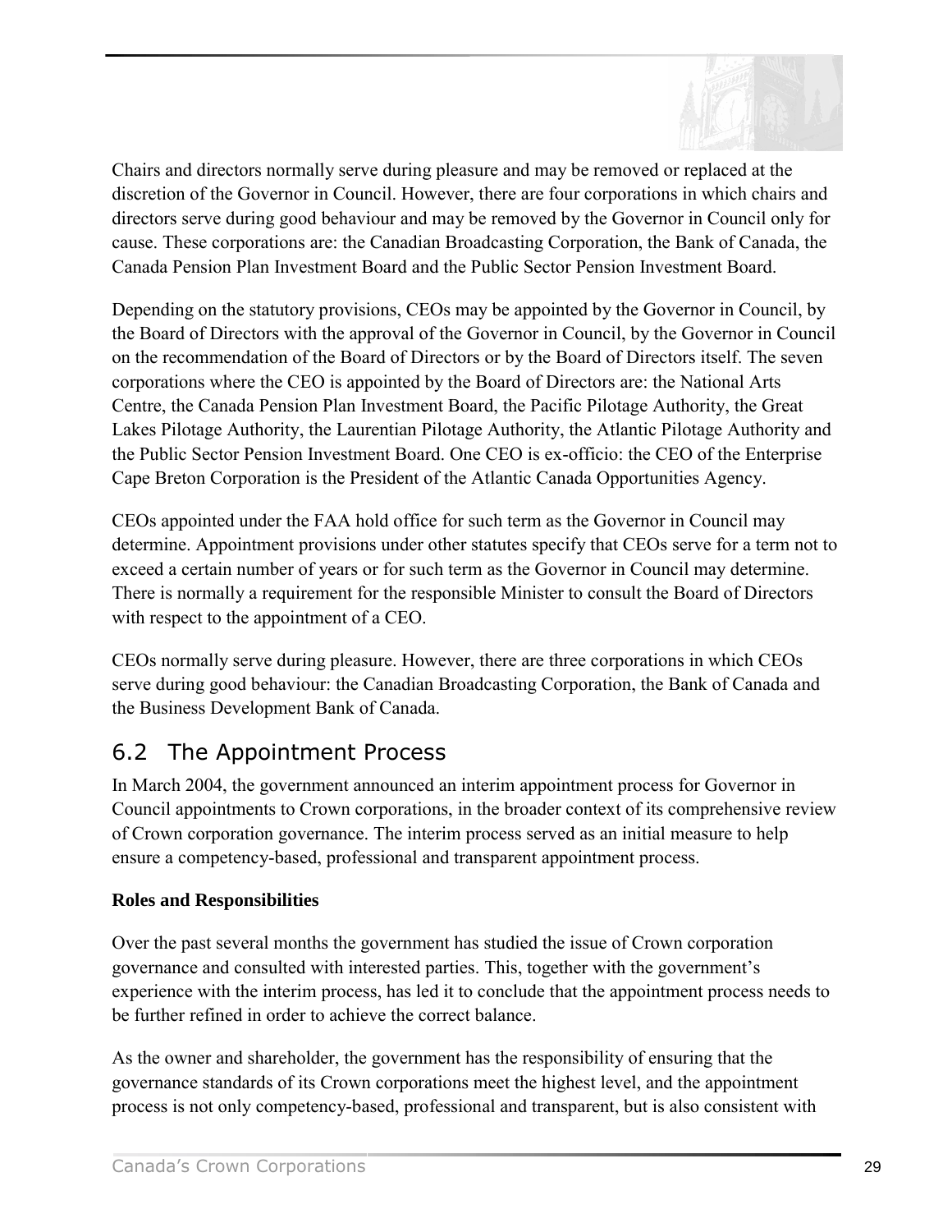Chairs and directors normally serve during pleasure and may be removed or replaced at the discretion of the Governor in Council. However, there are four corporations in which chairs and directors serve during good behaviour and may be removed by the Governor in Council only for cause. These corporations are: the Canadian Broadcasting Corporation, the Bank of Canada, the Canada Pension Plan Investment Board and the Public Sector Pension Investment Board.

Depending on the statutory provisions, CEOs may be appointed by the Governor in Council, by the Board of Directors with the approval of the Governor in Council, by the Governor in Council on the recommendation of the Board of Directors or by the Board of Directors itself. The seven corporations where the CEO is appointed by the Board of Directors are: the National Arts Centre, the Canada Pension Plan Investment Board, the Pacific Pilotage Authority, the Great Lakes Pilotage Authority, the Laurentian Pilotage Authority, the Atlantic Pilotage Authority and the Public Sector Pension Investment Board. One CEO is ex-officio: the CEO of the Enterprise Cape Breton Corporation is the President of the Atlantic Canada Opportunities Agency.

CEOs appointed under the FAA hold office for such term as the Governor in Council may determine. Appointment provisions under other statutes specify that CEOs serve for a term not to exceed a certain number of years or for such term as the Governor in Council may determine. There is normally a requirement for the responsible Minister to consult the Board of Directors with respect to the appointment of a CEO.

CEOs normally serve during pleasure. However, there are three corporations in which CEOs serve during good behaviour: the Canadian Broadcasting Corporation, the Bank of Canada and the Business Development Bank of Canada.

## 6.2 The Appointment Process

In March 2004, the government announced an interim appointment process for Governor in Council appointments to Crown corporations, in the broader context of its comprehensive review of Crown corporation governance. The interim process served as an initial measure to help ensure a competency-based, professional and transparent appointment process.

**Roles and Responsibilities**

Over the past several months the government has studied the issue of Crown corporation governance and consulted with interested parties. This, together with the government's experience with the interim process, has led it to conclude that the appointment process needs to be further refined in order to achieve the correct balance.

As the owner and shareholder, the government has the responsibility of ensuring that the governance standards of its Crown corporations meet the highest level, and the appointment process is not only competency-based, professional and transparent, but is also consistent with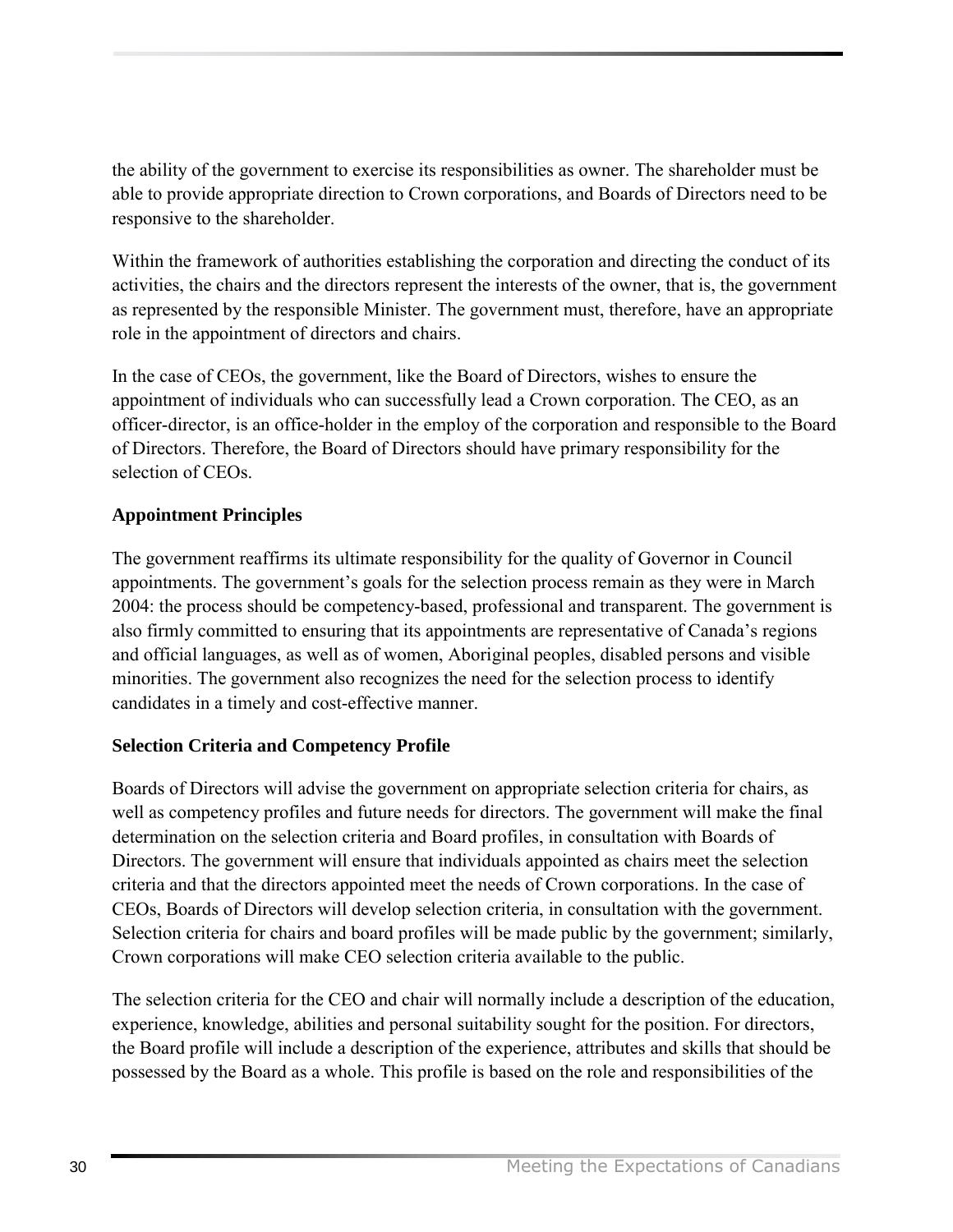the ability of the government to exercise its responsibilities as owner. The shareholder must be able to provide appropriate direction to Crown corporations, and Boards of Directors need to be responsive to the shareholder.

Within the framework of authorities establishing the corporation and directing the conduct of its activities, the chairs and the directors represent the interests of the owner, that is, the government as represented by the responsible Minister. The government must, therefore, have an appropriate role in the appointment of directors and chairs.

In the case of CEOs, the government, like the Board of Directors, wishes to ensure the appointment of individuals who can successfully lead a Crown corporation. The CEO, as an officer-director, is an office-holder in the employ of the corporation and responsible to the Board of Directors. Therefore, the Board of Directors should have primary responsibility for the selection of CEOs.

**Appointment Principles**

The government reaffirms its ultimate responsibility for the quality of Governor in Council appointments. The government's goals for the selection process remain as they were in March 2004: the process should be competency-based, professional and transparent. The government is also firmly committed to ensuring that its appointments are representative of Canada's regions and official languages, as well as of women, Aboriginal peoples, disabled persons and visible minorities. The government also recognizes the need for the selection process to identify candidates in a timely and cost-effective manner.

**Selection Criteria and Competency Profile**

Boards of Directors will advise the government on appropriate selection criteria for chairs, as well as competency profiles and future needs for directors. The government will make the final determination on the selection criteria and Board profiles, in consultation with Boards of Directors. The government will ensure that individuals appointed as chairs meet the selection criteria and that the directors appointed meet the needs of Crown corporations. In the case of CEOs, Boards of Directors will develop selection criteria, in consultation with the government. Selection criteria for chairs and board profiles will be made public by the government; similarly, Crown corporations will make CEO selection criteria available to the public.

The selection criteria for the CEO and chair will normally include a description of the education, experience, knowledge, abilities and personal suitability sought for the position. For directors, the Board profile will include a description of the experience, attributes and skills that should be possessed by the Board as a whole. This profile is based on the role and responsibilities of the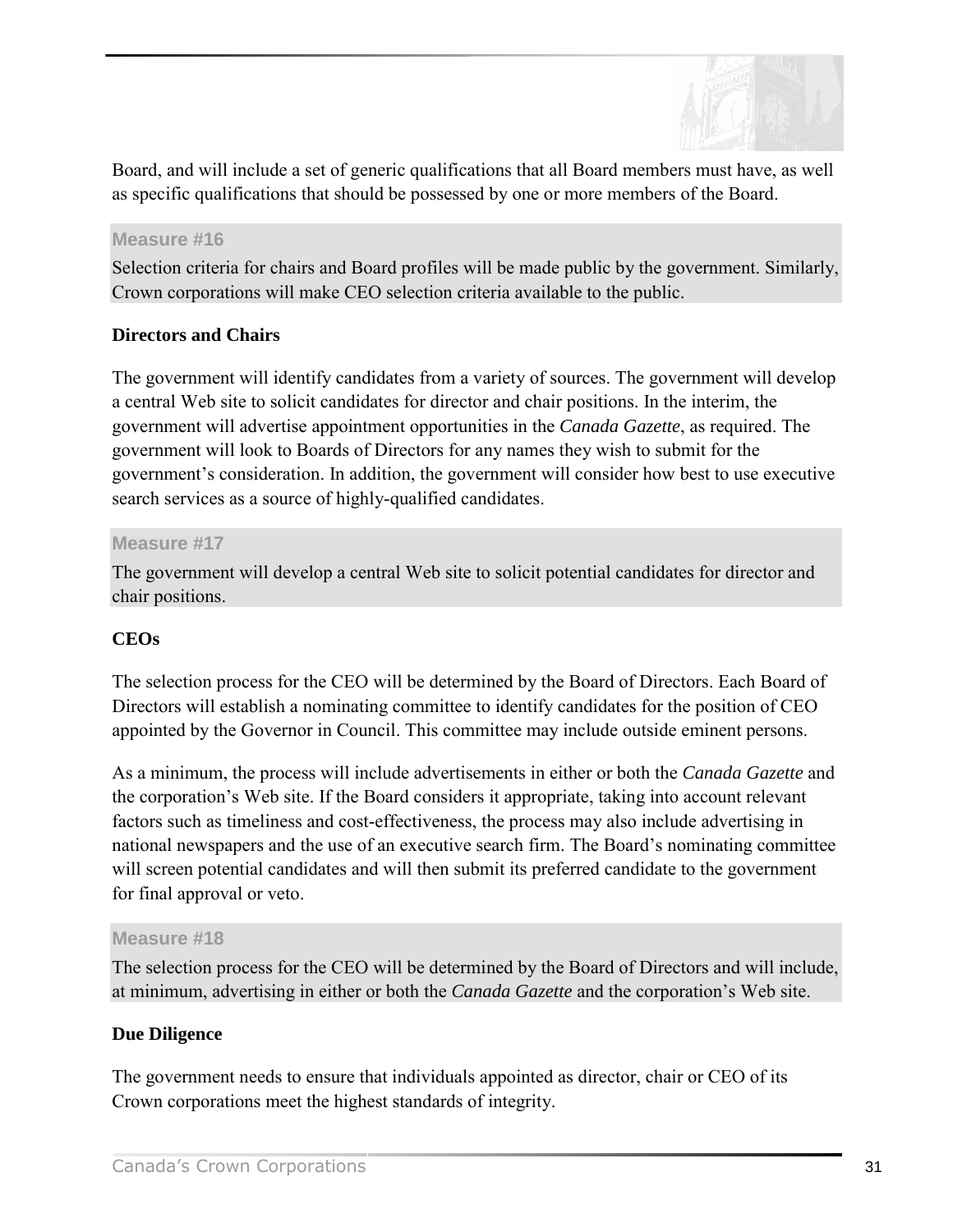Board, and will include a set of generic qualifications that all Board members must have, as well as specific qualifications that should be possessed by one or more members of the Board.

**Measure #16**

Selection criteria for chairs and Board profiles will be made public by the government. Similarly, Crown corporations will make CEO selection criteria available to the public.

**Directors and Chairs**

The government will identify candidates from a variety of sources. The government will develop a central Web site to solicit candidates for director and chair positions. In the interim, the government will advertise appointment opportunities in the *Canada Gazette*, as required. The government will look to Boards of Directors for any names they wish to submit for the government's consideration. In addition, the government will consider how best to use executive search services as a source of highly-qualified candidates.

**Measure #17**

The government will develop a central Web site to solicit potential candidates for director and chair positions.

**CEOs**

The selection process for the CEO will be determined by the Board of Directors. Each Board of Directors will establish a nominating committee to identify candidates for the position of CEO appointed by the Governor in Council. This committee may include outside eminent persons.

As a minimum, the process will include advertisements in either or both the *Canada Gazette* and the corporation's Web site. If the Board considers it appropriate, taking into account relevant factors such as timeliness and cost-effectiveness, the process may also include advertising in national newspapers and the use of an executive search firm. The Board's nominating committee will screen potential candidates and will then submit its preferred candidate to the government for final approval or veto.

**Measure #18**

The selection process for the CEO will be determined by the Board of Directors and will include, at minimum, advertising in either or both the *Canada Gazette* and the corporation's Web site.

**Due Diligence**

The government needs to ensure that individuals appointed as director, chair or CEO of its Crown corporations meet the highest standards of integrity.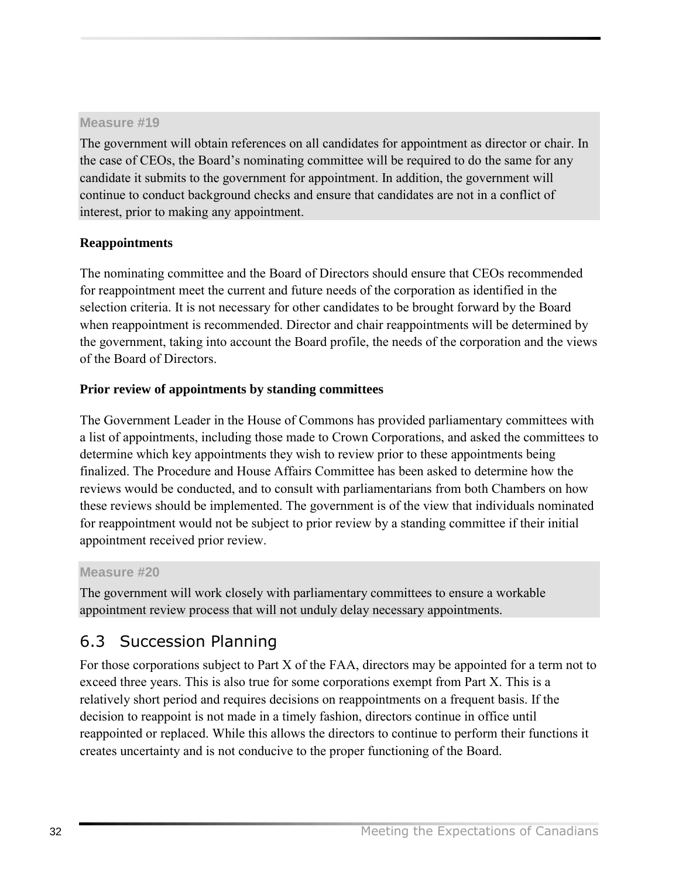**Measure #19**

The government will obtain references on all candidates for appointment as director or chair. In the case of CEOs, the Board's nominating committee will be required to do the same for any candidate it submits to the government for appointment. In addition, the government will continue to conduct background checks and ensure that candidates are not in a conflict of interest, prior to making any appointment.

**Reappointments**

The nominating committee and the Board of Directors should ensure that CEOs recommended for reappointment meet the current and future needs of the corporation as identified in the selection criteria. It is not necessary for other candidates to be brought forward by the Board when reappointment is recommended. Director and chair reappointments will be determined by the government, taking into account the Board profile, the needs of the corporation and the views of the Board of Directors.

**Prior review of appointments by standing committees**

The Government Leader in the House of Commons has provided parliamentary committees with a list of appointments, including those made to Crown Corporations, and asked the committees to determine which key appointments they wish to review prior to these appointments being finalized. The Procedure and House Affairs Committee has been asked to determine how the reviews would be conducted, and to consult with parliamentarians from both Chambers on how these reviews should be implemented. The government is of the view that individuals nominated for reappointment would not be subject to prior review by a standing committee if their initial appointment received prior review.

**Measure #20**

The government will work closely with parliamentary committees to ensure a workable appointment review process that will not unduly delay necessary appointments.

## 6.3 Succession Planning

For those corporations subject to Part X of the FAA, directors may be appointed for a term not to exceed three years. This is also true for some corporations exempt from Part X. This is a relatively short period and requires decisions on reappointments on a frequent basis. If the decision to reappoint is not made in a timely fashion, directors continue in office until reappointed or replaced. While this allows the directors to continue to perform their functions it creates uncertainty and is not conducive to the proper functioning of the Board.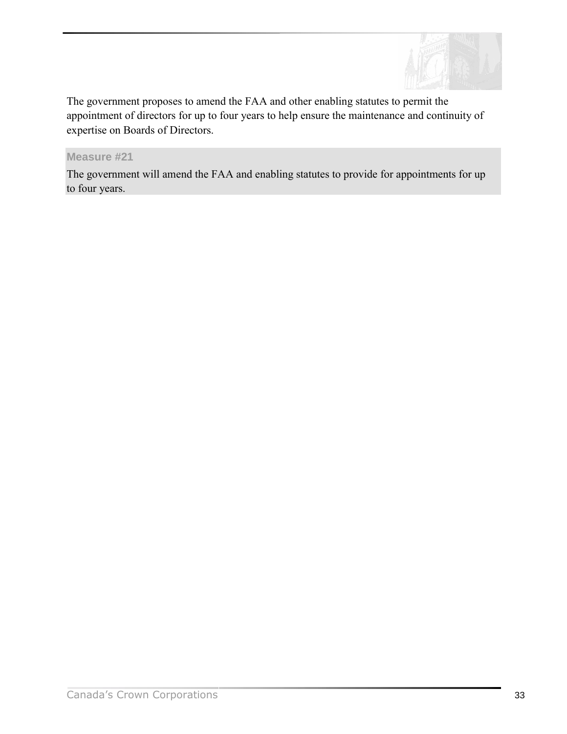The government proposes to amend the FAA and other enabling statutes to permit the appointment of directors for up to four years to help ensure the maintenance and continuity of expertise on Boards of Directors.

**Measure #21**

The government will amend the FAA and enabling statutes to provide for appointments for up to four years.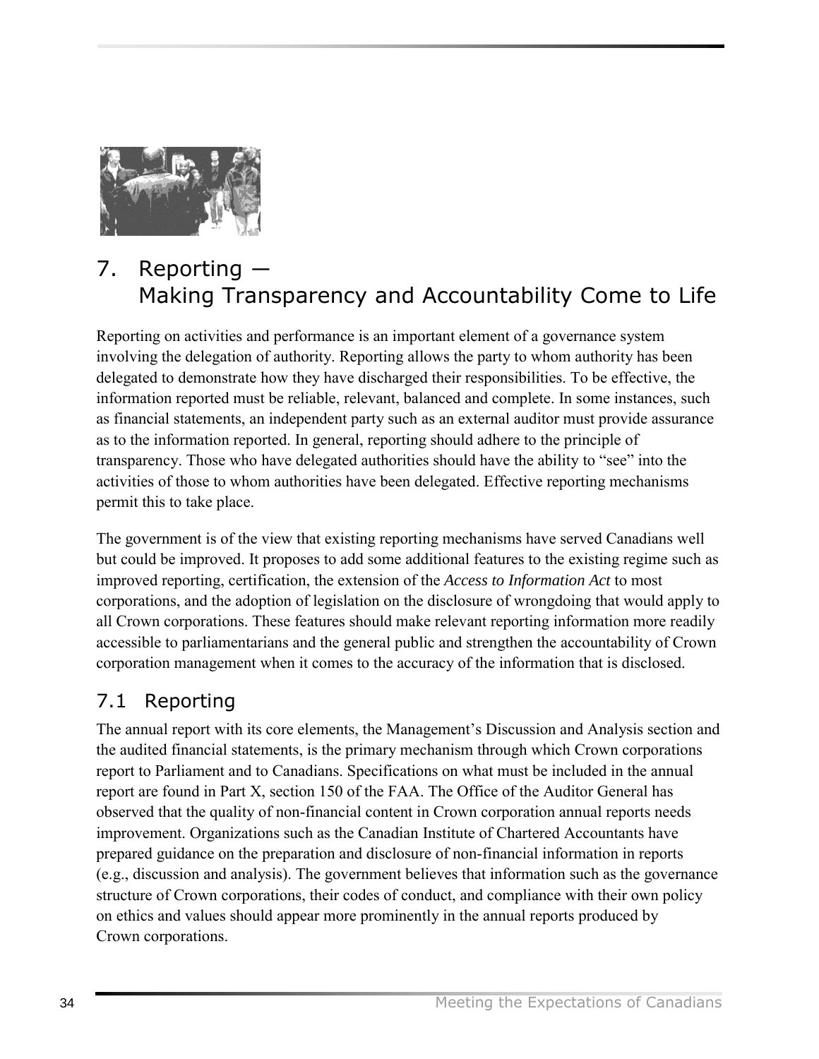# 7. Reporting — Making Transparency and Accountability Come to Life

Reporting on activities and performance is an important element of a governance system involving the delegation of authority. Reporting allows the party to whom authority has been delegated to demonstrate how they have discharged their responsibilities. To be effective, the information reported must be reliable, relevant, balanced and complete. In some instances, such as financial statements, an independent party such as an external auditor must provide assurance as to the information reported. In general, reporting should adhere to the principle of transparency. Those who have delegated authorities should have the ability to "see" into the activities of those to whom authorities have been delegated. Effective reporting mechanisms permit this to take place.

The government is of the view that existing reporting mechanisms have served Canadians well but could be improved. It proposes to add some additional features to the existing regime such as improved reporting, certification, the extension of the *Access to Information Act* to most corporations, and the adoption of legislation on the disclosure of wrongdoing that would apply to all Crown corporations. These features should make relevant reporting information more readily accessible to parliamentarians and the general public and strengthen the accountability of Crown corporation management when it comes to the accuracy of the information that is disclosed.

## 7.1 Reporting

The annual report with its core elements, the Management's Discussion and Analysis section and the audited financial statements, is the primary mechanism through which Crown corporations report to Parliament and to Canadians. Specifications on what must be included in the annual report are found in Part X, section 150 of the FAA. The Office of the Auditor General has observed that the quality of non-financial content in Crown corporation annual reports needs improvement. Organizations such as the Canadian Institute of Chartered Accountants have prepared guidance on the preparation and disclosure of non-financial information in reports (e.g., discussion and analysis). The government believes that information such as the governance structure of Crown corporations, their codes of conduct, and compliance with their own policy on ethics and values should appear more prominently in the annual reports produced by Crown corporations.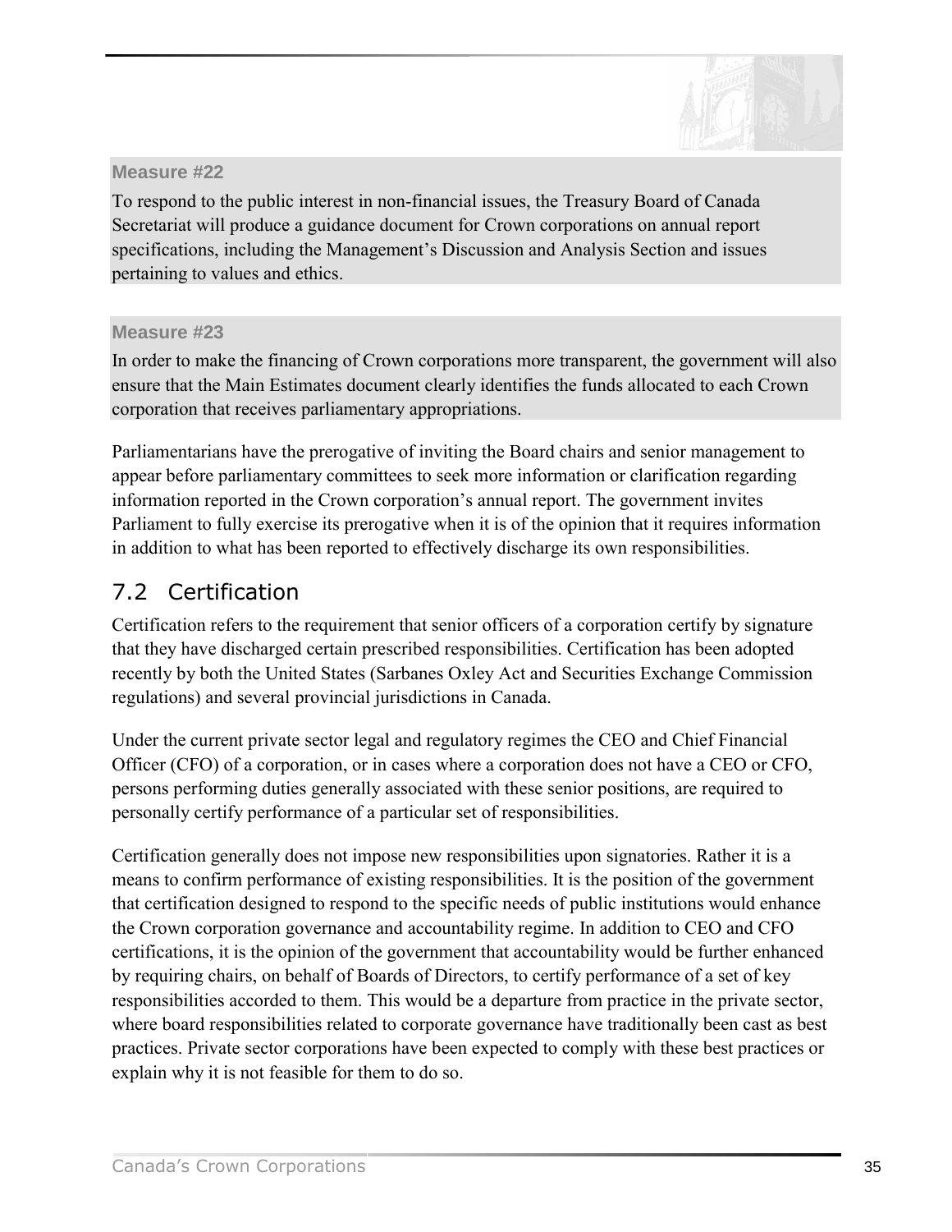**Measure #22**

To respond to the public interest in non-financial issues, the Treasury Board of Canada Secretariat will produce a guidance document for Crown corporations on annual report specifications, including the Management's Discussion and Analysis Section and issues pertaining to values and ethics.

**Measure #23**

In order to make the financing of Crown corporations more transparent, the government will also ensure that the Main Estimates document clearly identifies the funds allocated to each Crown corporation that receives parliamentary appropriations.

Parliamentarians have the prerogative of inviting the Board chairs and senior management to appear before parliamentary committees to seek more information or clarification regarding information reported in the Crown corporation's annual report. The government invites Parliament to fully exercise its prerogative when it is of the opinion that it requires information in addition to what has been reported to effectively discharge its own responsibilities.

## 7.2 Certification

Certification refers to the requirement that senior officers of a corporation certify by signature that they have discharged certain prescribed responsibilities. Certification has been adopted recently by both the United States (Sarbanes Oxley Act and Securities Exchange Commission regulations) and several provincial jurisdictions in Canada.

Under the current private sector legal and regulatory regimes the CEO and Chief Financial Officer (CFO) of a corporation, or in cases where a corporation does not have a CEO or CFO, persons performing duties generally associated with these senior positions, are required to personally certify performance of a particular set of responsibilities.

Certification generally does not impose new responsibilities upon signatories. Rather it is a means to confirm performance of existing responsibilities. It is the position of the government that certification designed to respond to the specific needs of public institutions would enhance the Crown corporation governance and accountability regime. In addition to CEO and CFO certifications, it is the opinion of the government that accountability would be further enhanced by requiring chairs, on behalf of Boards of Directors, to certify performance of a set of key responsibilities accorded to them. This would be a departure from practice in the private sector, where board responsibilities related to corporate governance have traditionally been cast as best practices. Private sector corporations have been expected to comply with these best practices or explain why it is not feasible for them to do so.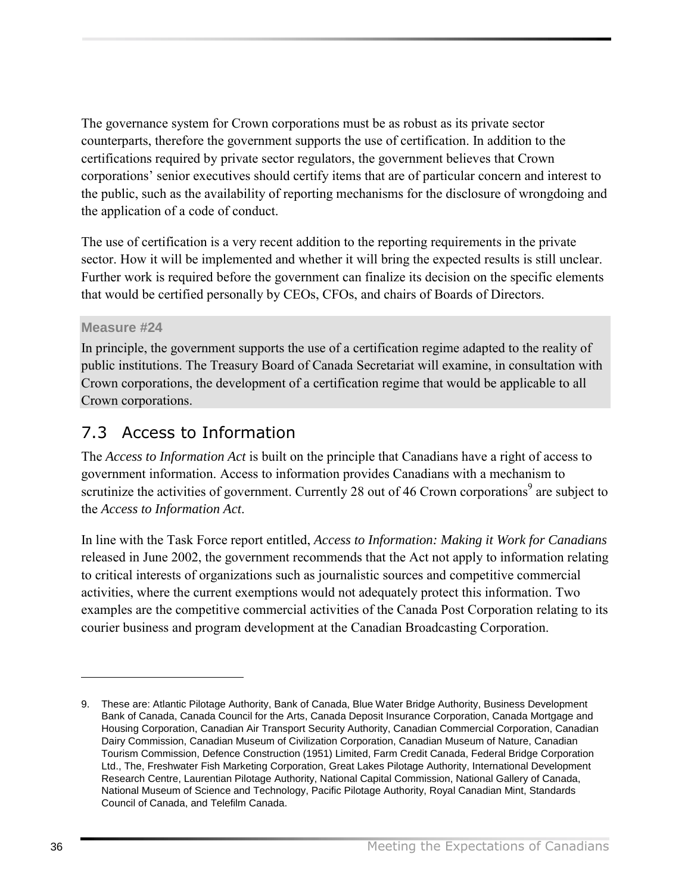The governance system for Crown corporations must be as robust as its private sector counterparts, therefore the government supports the use of certification. In addition to the certifications required by private sector regulators, the government believes that Crown corporations' senior executives should certify items that are of particular concern and interest to the public, such as the availability of reporting mechanisms for the disclosure of wrongdoing and the application of a code of conduct.

The use of certification is a very recent addition to the reporting requirements in the private sector. How it will be implemented and whether it will bring the expected results is still unclear. Further work is required before the government can finalize its decision on the specific elements that would be certified personally by CEOs, CFOs, and chairs of Boards of Directors.

**Measure #24**

In principle, the government supports the use of a certification regime adapted to the reality of public institutions. The Treasury Board of Canada Secretariat will examine, in consultation with Crown corporations, the development of a certification regime that would be applicable to all Crown corporations.

## 7.3 Access to Information

The *Access to Information Act* is built on the principle that Canadians have a right of access to government information. Access to information provides Canadians with a mechanism to scrutinize the activities of government. Currently 28 out of 46 Crown corporations[9] are subject to the *Access to Information Act*.

In line with the Task Force report entitled, *Access to Information: Making it Work for Canadians* released in June 2002, the government recommends that the Act not apply to information relating to critical interests of organizations such as journalistic sources and competitive commercial activities, where the current exemptions would not adequately protect this information. Two examples are the competitive commercial activities of the Canada Post Corporation relating to its courier business and program development at the Canadian Broadcasting Corporation.

---

9. These are: Atlantic Pilotage Authority, Bank of Canada, Blue Water Bridge Authority, Business Development Bank of Canada, Canada Council for the Arts, Canada Deposit Insurance Corporation, Canada Mortgage and Housing Corporation, Canadian Air Transport Security Authority, Canadian Commercial Corporation, Canadian Dairy Commission, Canadian Museum of Civilization Corporation, Canadian Museum of Nature, Canadian Tourism Commission, Defence Construction (1951) Limited, Farm Credit Canada, Federal Bridge Corporation Ltd., The, Freshwater Fish Marketing Corporation, Great Lakes Pilotage Authority, International Development Research Centre, Laurentian Pilotage Authority, National Capital Commission, National Gallery of Canada, National Museum of Science and Technology, Pacific Pilotage Authority, Royal Canadian Mint, Standards Council of Canada, and Telefilm Canada.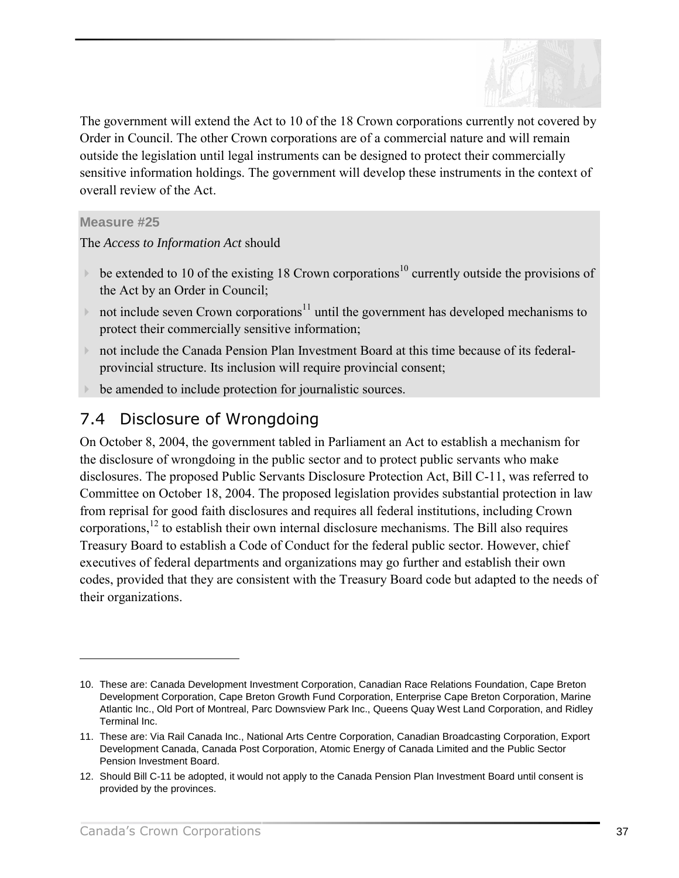The government will extend the Act to 10 of the 18 Crown corporations currently not covered by Order in Council. The other Crown corporations are of a commercial nature and will remain outside the legislation until legal instruments can be designed to protect their commercially sensitive information holdings. The government will develop these instruments in the context of overall review of the Act.

**Measure #25**

The *Access to Information Act* should

- be extended to 10 of the existing 18 Crown corporations[10] currently outside the provisions of the Act by an Order in Council;
- not include seven Crown corporations[11] until the government has developed mechanisms to protect their commercially sensitive information;
- not include the Canada Pension Plan Investment Board at this time because of its federal-provincial structure. Its inclusion will require provincial consent;
- be amended to include protection for journalistic sources.

## 7.4 Disclosure of Wrongdoing

On October 8, 2004, the government tabled in Parliament an Act to establish a mechanism for the disclosure of wrongdoing in the public sector and to protect public servants who make disclosures. The proposed Public Servants Disclosure Protection Act, Bill C-11, was referred to Committee on October 18, 2004. The proposed legislation provides substantial protection in law from reprisal for good faith disclosures and requires all federal institutions, including Crown corporations,[12] to establish their own internal disclosure mechanisms. The Bill also requires Treasury Board to establish a Code of Conduct for the federal public sector. However, chief executives of federal departments and organizations may go further and establish their own codes, provided that they are consistent with the Treasury Board code but adapted to the needs of their organizations.

---

10. These are: Canada Development Investment Corporation, Canadian Race Relations Foundation, Cape Breton Development Corporation, Cape Breton Growth Fund Corporation, Enterprise Cape Breton Corporation, Marine Atlantic Inc., Old Port of Montreal, Parc Downsview Park Inc., Queens Quay West Land Corporation, and Ridley Terminal Inc.
11. These are: Via Rail Canada Inc., National Arts Centre Corporation, Canadian Broadcasting Corporation, Export Development Canada, Canada Post Corporation, Atomic Energy of Canada Limited and the Public Sector Pension Investment Board.
12. Should Bill C-11 be adopted, it would not apply to the Canada Pension Plan Investment Board until consent is provided by the provinces.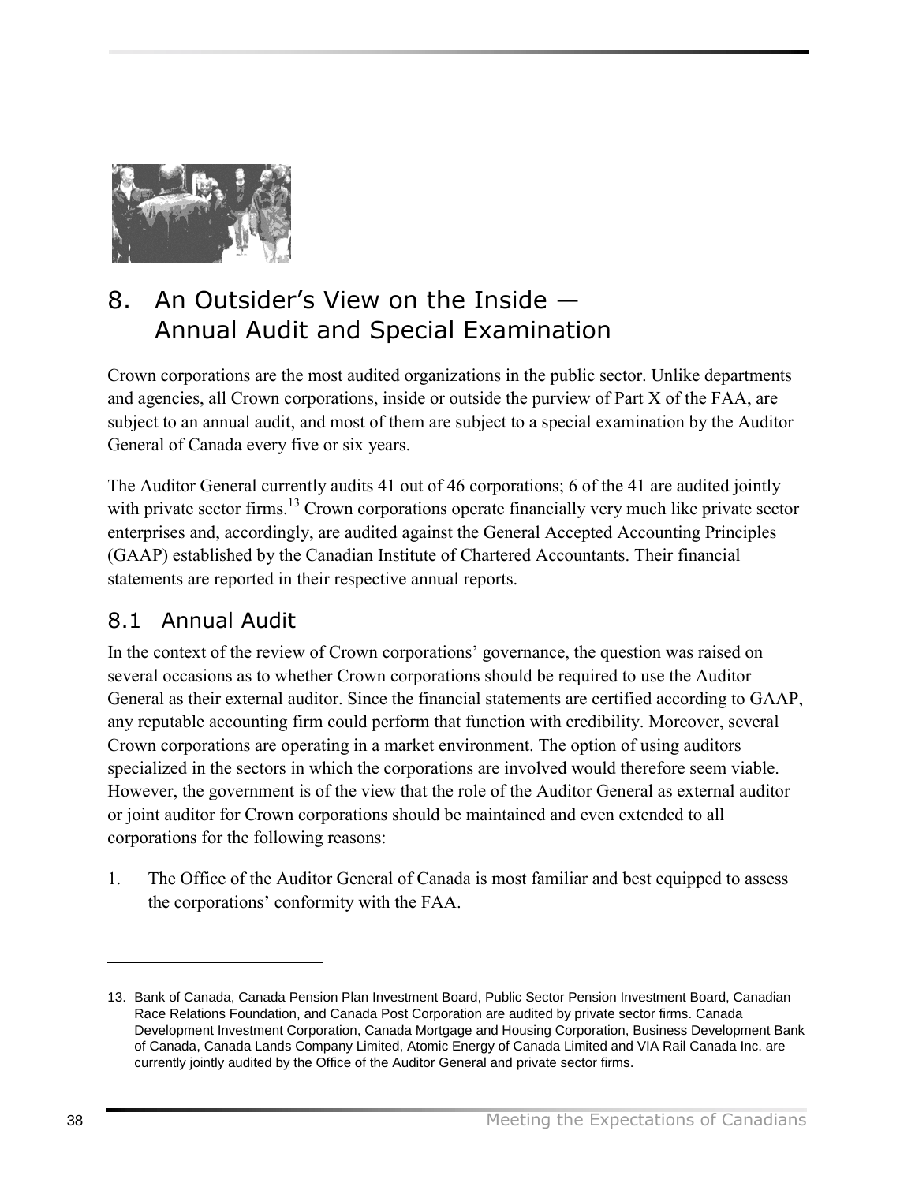## 8. An Outsider's View on the Inside — Annual Audit and Special Examination

Crown corporations are the most audited organizations in the public sector. Unlike departments and agencies, all Crown corporations, inside or outside the purview of Part X of the FAA, are subject to an annual audit, and most of them are subject to a special examination by the Auditor General of Canada every five or six years.

The Auditor General currently audits 41 out of 46 corporations; 6 of the 41 are audited jointly with private sector firms.[13] Crown corporations operate financially very much like private sector enterprises and, accordingly, are audited against the General Accepted Accounting Principles (GAAP) established by the Canadian Institute of Chartered Accountants. Their financial statements are reported in their respective annual reports.

### 8.1 Annual Audit

In the context of the review of Crown corporations' governance, the question was raised on several occasions as to whether Crown corporations should be required to use the Auditor General as their external auditor. Since the financial statements are certified according to GAAP, any reputable accounting firm could perform that function with credibility. Moreover, several Crown corporations are operating in a market environment. The option of using auditors specialized in the sectors in which the corporations are involved would therefore seem viable. However, the government is of the view that the role of the Auditor General as external auditor or joint auditor for Crown corporations should be maintained and even extended to all corporations for the following reasons:

1. The Office of the Auditor General of Canada is most familiar and best equipped to assess the corporations' conformity with the FAA.

---

13. Bank of Canada, Canada Pension Plan Investment Board, Public Sector Pension Investment Board, Canadian Race Relations Foundation, and Canada Post Corporation are audited by private sector firms. Canada Development Investment Corporation, Canada Mortgage and Housing Corporation, Business Development Bank of Canada, Canada Lands Company Limited, Atomic Energy of Canada Limited and VIA Rail Canada Inc. are currently jointly audited by the Office of the Auditor General and private sector firms.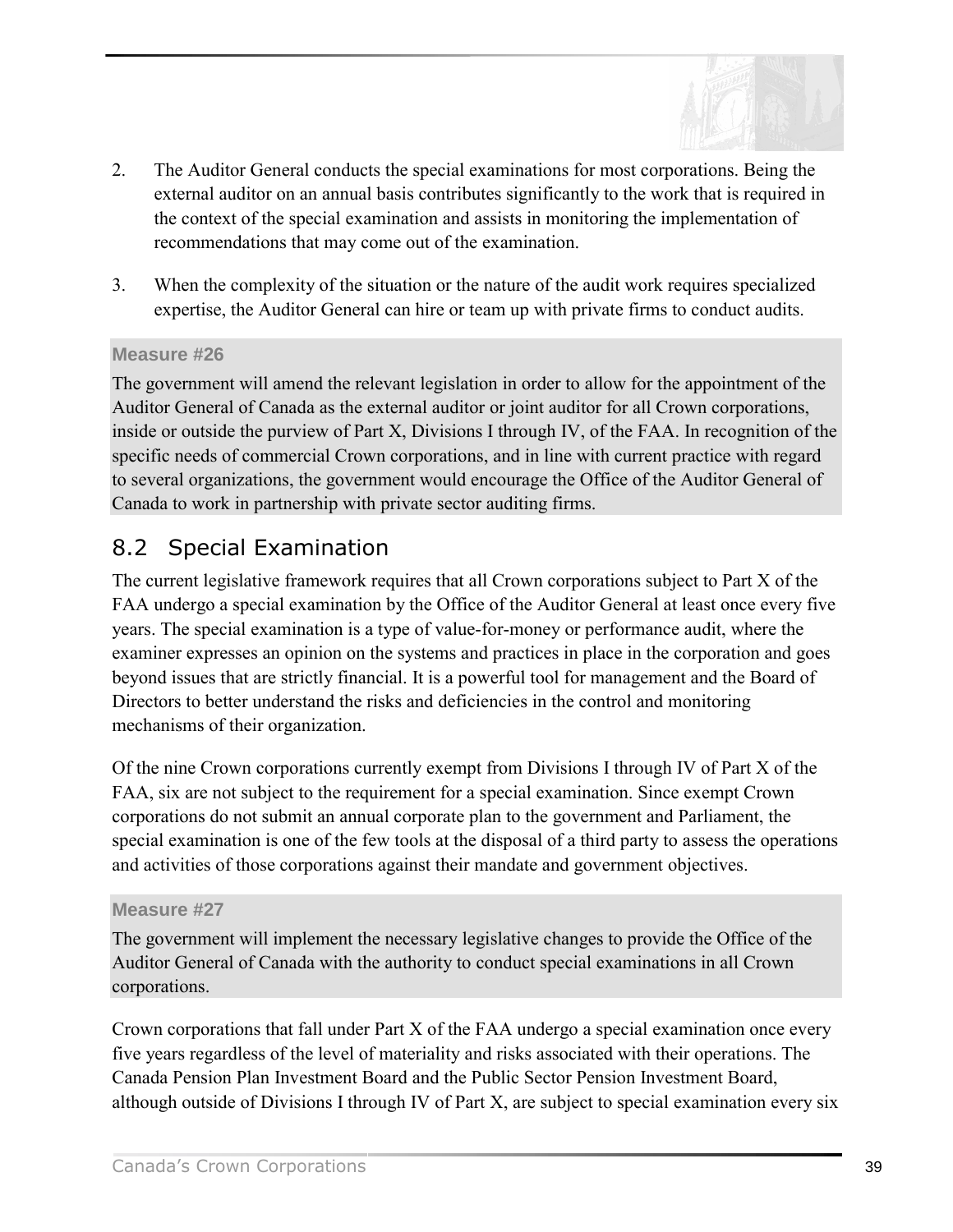2. The Auditor General conducts the special examinations for most corporations. Being the external auditor on an annual basis contributes significantly to the work that is required in the context of the special examination and assists in monitoring the implementation of recommendations that may come out of the examination.

3. When the complexity of the situation or the nature of the audit work requires specialized expertise, the Auditor General can hire or team up with private firms to conduct audits.

**Measure #26**

The government will amend the relevant legislation in order to allow for the appointment of the Auditor General of Canada as the external auditor or joint auditor for all Crown corporations, inside or outside the purview of Part X, Divisions I through IV, of the FAA. In recognition of the specific needs of commercial Crown corporations, and in line with current practice with regard to several organizations, the government would encourage the Office of the Auditor General of Canada to work in partnership with private sector auditing firms.

## 8.2 Special Examination

The current legislative framework requires that all Crown corporations subject to Part X of the FAA undergo a special examination by the Office of the Auditor General at least once every five years. The special examination is a type of value-for-money or performance audit, where the examiner expresses an opinion on the systems and practices in place in the corporation and goes beyond issues that are strictly financial. It is a powerful tool for management and the Board of Directors to better understand the risks and deficiencies in the control and monitoring mechanisms of their organization.

Of the nine Crown corporations currently exempt from Divisions I through IV of Part X of the FAA, six are not subject to the requirement for a special examination. Since exempt Crown corporations do not submit an annual corporate plan to the government and Parliament, the special examination is one of the few tools at the disposal of a third party to assess the operations and activities of those corporations against their mandate and government objectives.

**Measure #27**

The government will implement the necessary legislative changes to provide the Office of the Auditor General of Canada with the authority to conduct special examinations in all Crown corporations.

Crown corporations that fall under Part X of the FAA undergo a special examination once every five years regardless of the level of materiality and risks associated with their operations. The Canada Pension Plan Investment Board and the Public Sector Pension Investment Board, although outside of Divisions I through IV of Part X, are subject to special examination every six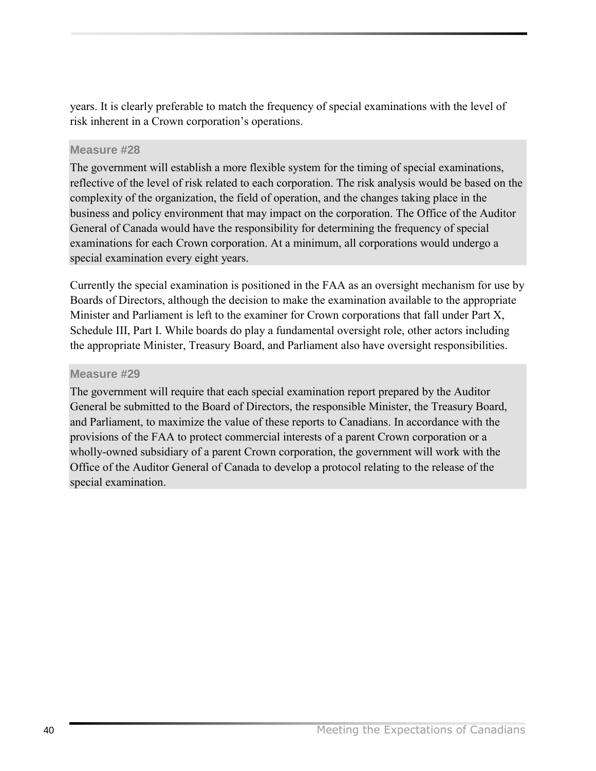years. It is clearly preferable to match the frequency of special examinations with the level of risk inherent in a Crown corporation's operations.

**Measure #28**

The government will establish a more flexible system for the timing of special examinations, reflective of the level of risk related to each corporation. The risk analysis would be based on the complexity of the organization, the field of operation, and the changes taking place in the business and policy environment that may impact on the corporation. The Office of the Auditor General of Canada would have the responsibility for determining the frequency of special examinations for each Crown corporation. At a minimum, all corporations would undergo a special examination every eight years.

Currently the special examination is positioned in the FAA as an oversight mechanism for use by Boards of Directors, although the decision to make the examination available to the appropriate Minister and Parliament is left to the examiner for Crown corporations that fall under Part X, Schedule III, Part I. While boards do play a fundamental oversight role, other actors including the appropriate Minister, Treasury Board, and Parliament also have oversight responsibilities.

**Measure #29**

The government will require that each special examination report prepared by the Auditor General be submitted to the Board of Directors, the responsible Minister, the Treasury Board, and Parliament, to maximize the value of these reports to Canadians. In accordance with the provisions of the FAA to protect commercial interests of a parent Crown corporation or a wholly-owned subsidiary of a parent Crown corporation, the government will work with the Office of the Auditor General of Canada to develop a protocol relating to the release of the special examination.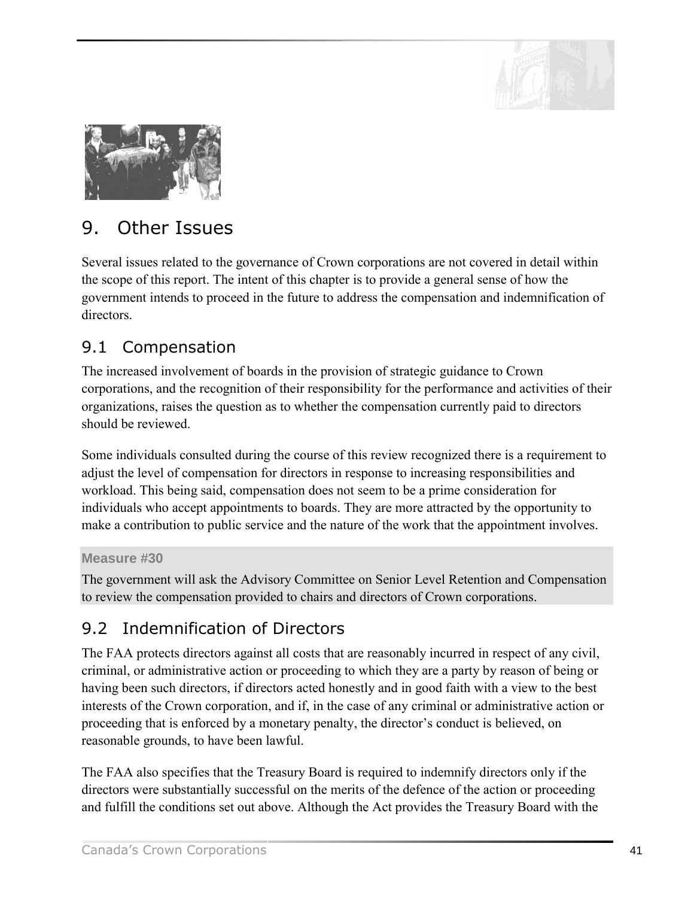## 9. Other Issues

Several issues related to the governance of Crown corporations are not covered in detail within the scope of this report. The intent of this chapter is to provide a general sense of how the government intends to proceed in the future to address the compensation and indemnification of directors.

### 9.1 Compensation

The increased involvement of boards in the provision of strategic guidance to Crown corporations, and the recognition of their responsibility for the performance and activities of their organizations, raises the question as to whether the compensation currently paid to directors should be reviewed.

Some individuals consulted during the course of this review recognized there is a requirement to adjust the level of compensation for directors in response to increasing responsibilities and workload. This being said, compensation does not seem to be a prime consideration for individuals who accept appointments to boards. They are more attracted by the opportunity to make a contribution to public service and the nature of the work that the appointment involves.

**Measure #30**

The government will ask the Advisory Committee on Senior Level Retention and Compensation to review the compensation provided to chairs and directors of Crown corporations.

### 9.2 Indemnification of Directors

The FAA protects directors against all costs that are reasonably incurred in respect of any civil, criminal, or administrative action or proceeding to which they are a party by reason of being or having been such directors, if directors acted honestly and in good faith with a view to the best interests of the Crown corporation, and if, in the case of any criminal or administrative action or proceeding that is enforced by a monetary penalty, the director's conduct is believed, on reasonable grounds, to have been lawful.

The FAA also specifies that the Treasury Board is required to indemnify directors only if the directors were substantially successful on the merits of the defence of the action or proceeding and fulfill the conditions set out above. Although the Act provides the Treasury Board with the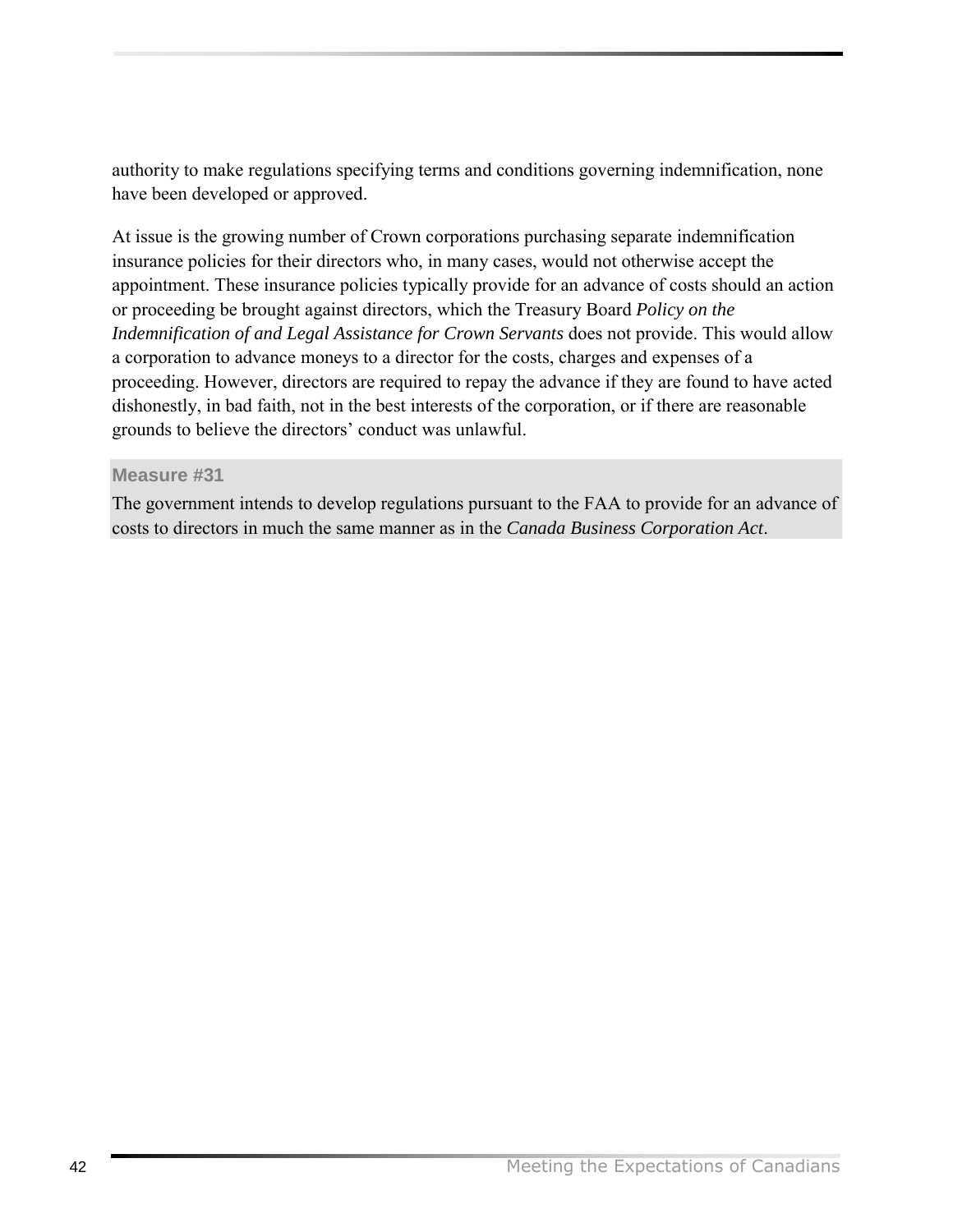authority to make regulations specifying terms and conditions governing indemnification, none have been developed or approved.

At issue is the growing number of Crown corporations purchasing separate indemnification insurance policies for their directors who, in many cases, would not otherwise accept the appointment. These insurance policies typically provide for an advance of costs should an action or proceeding be brought against directors, which the Treasury Board *Policy on the Indemnification of and Legal Assistance for Crown Servants* does not provide. This would allow a corporation to advance moneys to a director for the costs, charges and expenses of a proceeding. However, directors are required to repay the advance if they are found to have acted dishonestly, in bad faith, not in the best interests of the corporation, or if there are reasonable grounds to believe the directors' conduct was unlawful.

**Measure #31**

The government intends to develop regulations pursuant to the FAA to provide for an advance of costs to directors in much the same manner as in the *Canada Business Corporation Act*.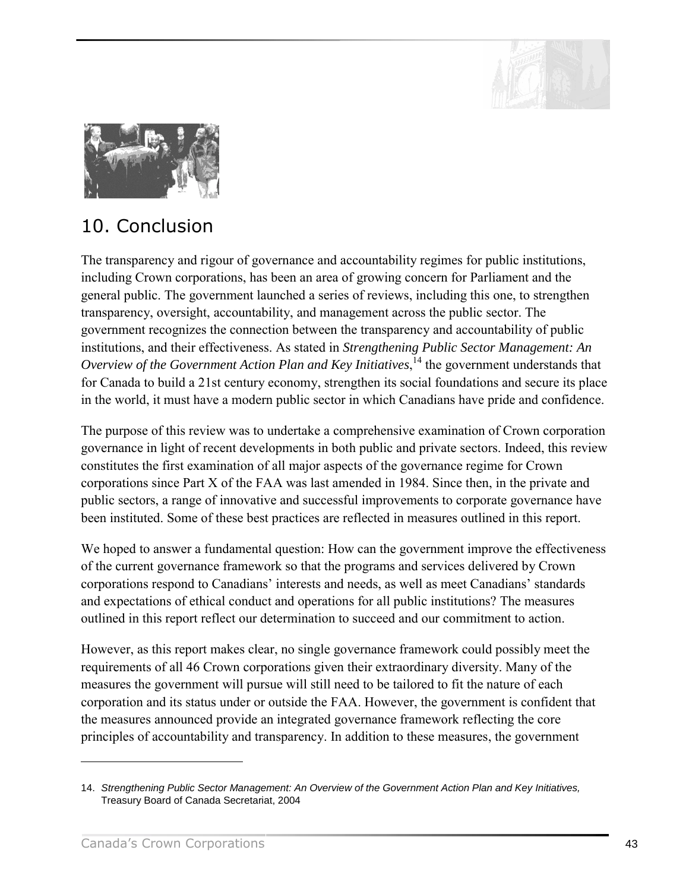## 10. Conclusion

The transparency and rigour of governance and accountability regimes for public institutions, including Crown corporations, has been an area of growing concern for Parliament and the general public. The government launched a series of reviews, including this one, to strengthen transparency, oversight, accountability, and management across the public sector. The government recognizes the connection between the transparency and accountability of public institutions, and their effectiveness. As stated in *Strengthening Public Sector Management: An Overview of the Government Action Plan and Key Initiatives*,[14] the government understands that for Canada to build a 21st century economy, strengthen its social foundations and secure its place in the world, it must have a modern public sector in which Canadians have pride and confidence.

The purpose of this review was to undertake a comprehensive examination of Crown corporation governance in light of recent developments in both public and private sectors. Indeed, this review constitutes the first examination of all major aspects of the governance regime for Crown corporations since Part X of the FAA was last amended in 1984. Since then, in the private and public sectors, a range of innovative and successful improvements to corporate governance have been instituted. Some of these best practices are reflected in measures outlined in this report.

We hoped to answer a fundamental question: How can the government improve the effectiveness of the current governance framework so that the programs and services delivered by Crown corporations respond to Canadians' interests and needs, as well as meet Canadians' standards and expectations of ethical conduct and operations for all public institutions? The measures outlined in this report reflect our determination to succeed and our commitment to action.

However, as this report makes clear, no single governance framework could possibly meet the requirements of all 46 Crown corporations given their extraordinary diversity. Many of the measures the government will pursue will still need to be tailored to fit the nature of each corporation and its status under or outside the FAA. However, the government is confident that the measures announced provide an integrated governance framework reflecting the core principles of accountability and transparency. In addition to these measures, the government

---

14. *Strengthening Public Sector Management: An Overview of the Government Action Plan and Key Initiatives,* Treasury Board of Canada Secretariat, 2004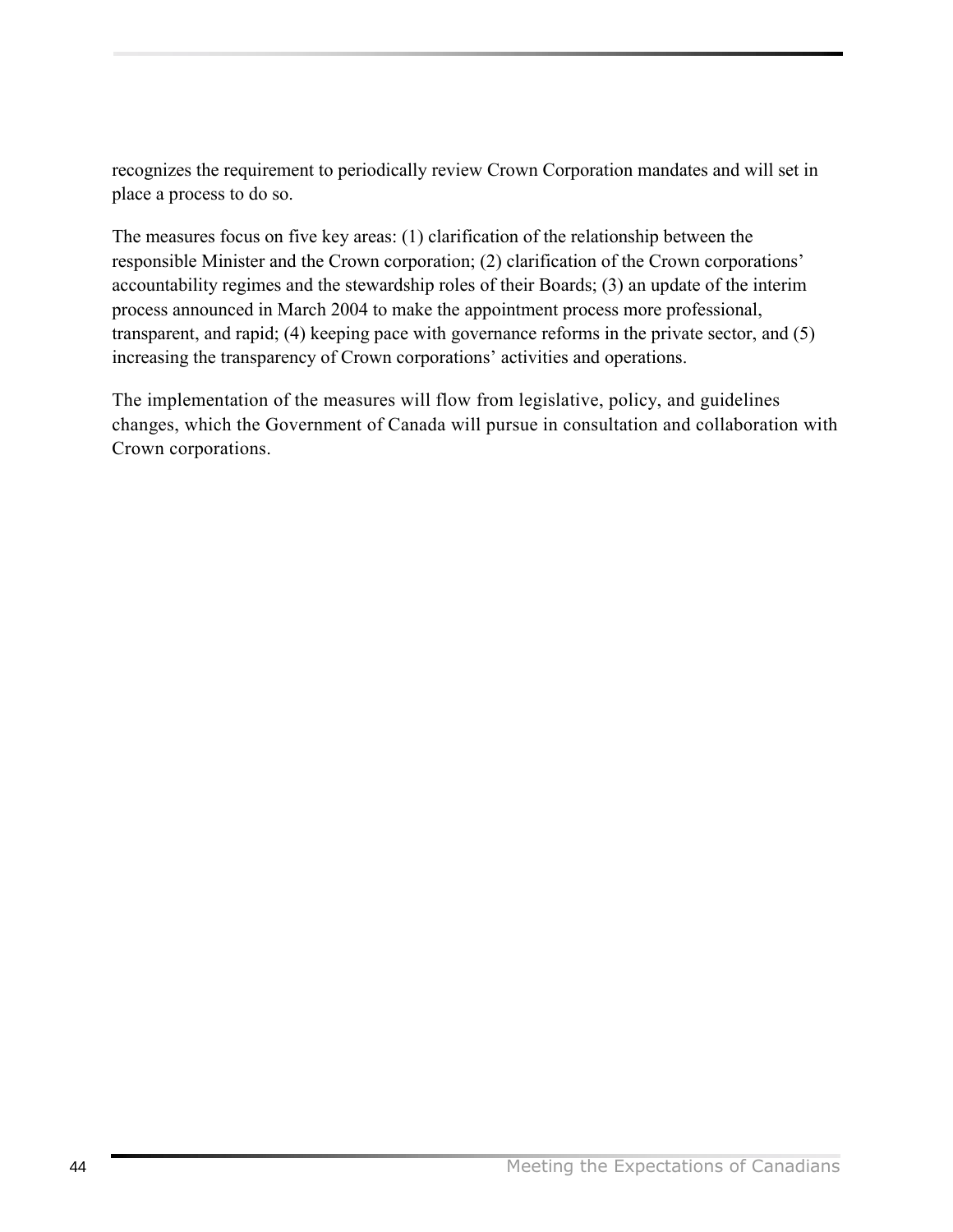recognizes the requirement to periodically review Crown Corporation mandates and will set in place a process to do so.

The measures focus on five key areas: (1) clarification of the relationship between the responsible Minister and the Crown corporation; (2) clarification of the Crown corporations' accountability regimes and the stewardship roles of their Boards; (3) an update of the interim process announced in March 2004 to make the appointment process more professional, transparent, and rapid; (4) keeping pace with governance reforms in the private sector, and (5) increasing the transparency of Crown corporations' activities and operations.

The implementation of the measures will flow from legislative, policy, and guidelines changes, which the Government of Canada will pursue in consultation and collaboration with Crown corporations.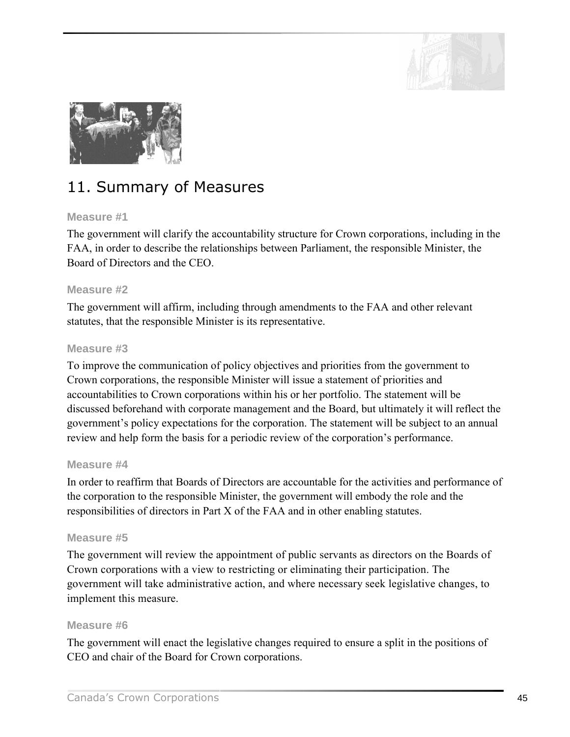# 11. Summary of Measures

### Measure #1

The government will clarify the accountability structure for Crown corporations, including in the FAA, in order to describe the relationships between Parliament, the responsible Minister, the Board of Directors and the CEO.

### Measure #2

The government will affirm, including through amendments to the FAA and other relevant statutes, that the responsible Minister is its representative.

### Measure #3

To improve the communication of policy objectives and priorities from the government to Crown corporations, the responsible Minister will issue a statement of priorities and accountabilities to Crown corporations within his or her portfolio. The statement will be discussed beforehand with corporate management and the Board, but ultimately it will reflect the government's policy expectations for the corporation. The statement will be subject to an annual review and help form the basis for a periodic review of the corporation's performance.

### Measure #4

In order to reaffirm that Boards of Directors are accountable for the activities and performance of the corporation to the responsible Minister, the government will embody the role and the responsibilities of directors in Part X of the FAA and in other enabling statutes.

### Measure #5

The government will review the appointment of public servants as directors on the Boards of Crown corporations with a view to restricting or eliminating their participation. The government will take administrative action, and where necessary seek legislative changes, to implement this measure.

### Measure #6

The government will enact the legislative changes required to ensure a split in the positions of CEO and chair of the Board for Crown corporations.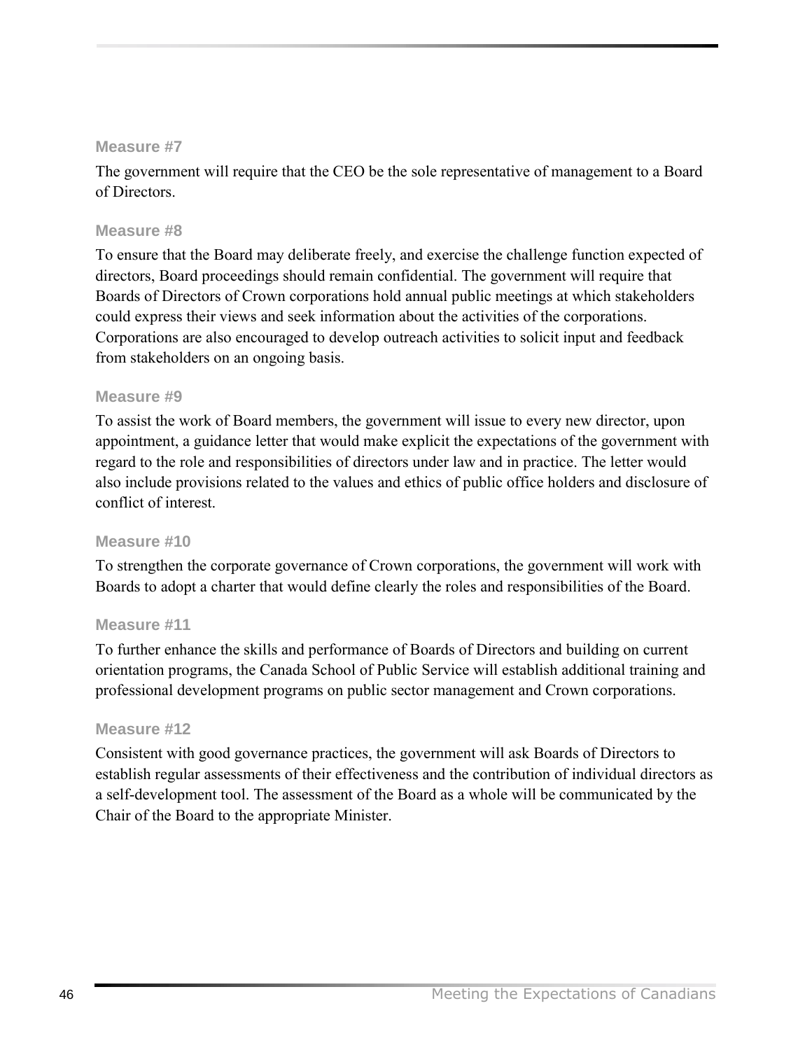#### Measure #7

The government will require that the CEO be the sole representative of management to a Board of Directors.

#### Measure #8

To ensure that the Board may deliberate freely, and exercise the challenge function expected of directors, Board proceedings should remain confidential. The government will require that Boards of Directors of Crown corporations hold annual public meetings at which stakeholders could express their views and seek information about the activities of the corporations. Corporations are also encouraged to develop outreach activities to solicit input and feedback from stakeholders on an ongoing basis.

#### Measure #9

To assist the work of Board members, the government will issue to every new director, upon appointment, a guidance letter that would make explicit the expectations of the government with regard to the role and responsibilities of directors under law and in practice. The letter would also include provisions related to the values and ethics of public office holders and disclosure of conflict of interest.

#### Measure #10

To strengthen the corporate governance of Crown corporations, the government will work with Boards to adopt a charter that would define clearly the roles and responsibilities of the Board.

#### Measure #11

To further enhance the skills and performance of Boards of Directors and building on current orientation programs, the Canada School of Public Service will establish additional training and professional development programs on public sector management and Crown corporations.

#### Measure #12

Consistent with good governance practices, the government will ask Boards of Directors to establish regular assessments of their effectiveness and the contribution of individual directors as a self-development tool. The assessment of the Board as a whole will be communicated by the Chair of the Board to the appropriate Minister.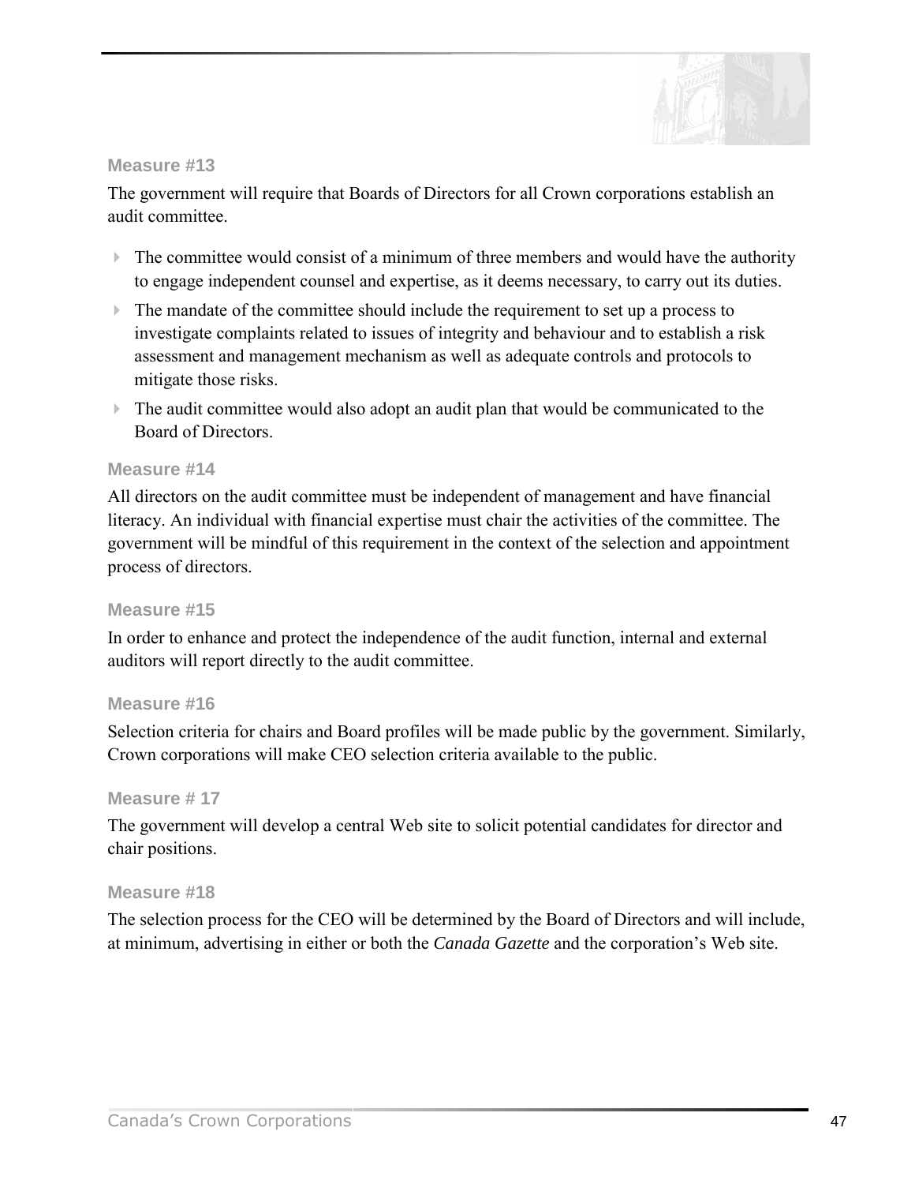### Measure #13

The government will require that Boards of Directors for all Crown corporations establish an audit committee.

- The committee would consist of a minimum of three members and would have the authority to engage independent counsel and expertise, as it deems necessary, to carry out its duties.
- The mandate of the committee should include the requirement to set up a process to investigate complaints related to issues of integrity and behaviour and to establish a risk assessment and management mechanism as well as adequate controls and protocols to mitigate those risks.
- The audit committee would also adopt an audit plan that would be communicated to the Board of Directors.

### Measure #14

All directors on the audit committee must be independent of management and have financial literacy. An individual with financial expertise must chair the activities of the committee. The government will be mindful of this requirement in the context of the selection and appointment process of directors.

### Measure #15

In order to enhance and protect the independence of the audit function, internal and external auditors will report directly to the audit committee.

### Measure #16

Selection criteria for chairs and Board profiles will be made public by the government. Similarly, Crown corporations will make CEO selection criteria available to the public.

### Measure # 17

The government will develop a central Web site to solicit potential candidates for director and chair positions.

### Measure #18

The selection process for the CEO will be determined by the Board of Directors and will include, at minimum, advertising in either or both the *Canada Gazette* and the corporation's Web site.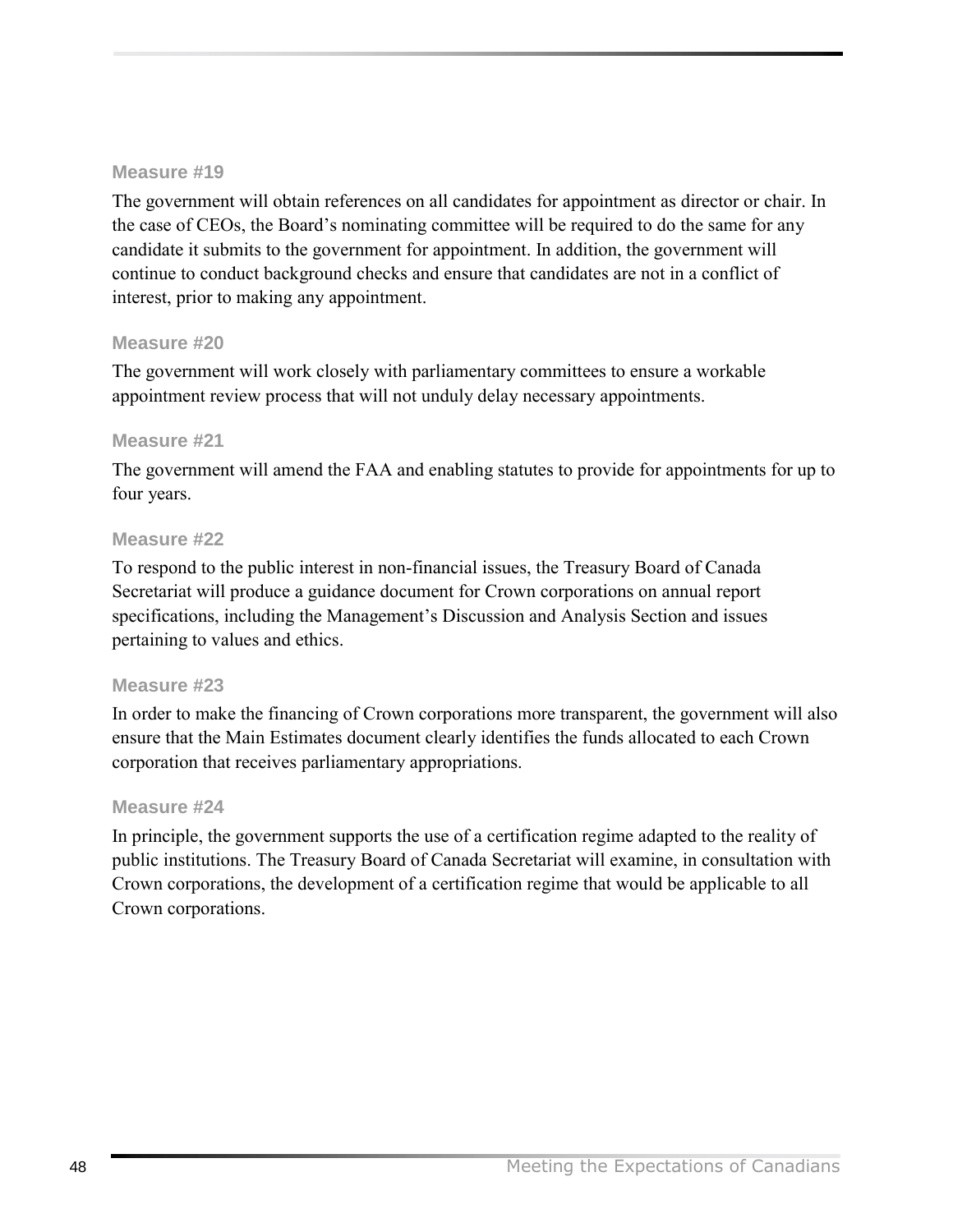#### Measure #19

The government will obtain references on all candidates for appointment as director or chair. In the case of CEOs, the Board's nominating committee will be required to do the same for any candidate it submits to the government for appointment. In addition, the government will continue to conduct background checks and ensure that candidates are not in a conflict of interest, prior to making any appointment.

#### Measure #20

The government will work closely with parliamentary committees to ensure a workable appointment review process that will not unduly delay necessary appointments.

#### Measure #21

The government will amend the FAA and enabling statutes to provide for appointments for up to four years.

#### Measure #22

To respond to the public interest in non-financial issues, the Treasury Board of Canada Secretariat will produce a guidance document for Crown corporations on annual report specifications, including the Management's Discussion and Analysis Section and issues pertaining to values and ethics.

#### Measure #23

In order to make the financing of Crown corporations more transparent, the government will also ensure that the Main Estimates document clearly identifies the funds allocated to each Crown corporation that receives parliamentary appropriations.

#### Measure #24

In principle, the government supports the use of a certification regime adapted to the reality of public institutions. The Treasury Board of Canada Secretariat will examine, in consultation with Crown corporations, the development of a certification regime that would be applicable to all Crown corporations.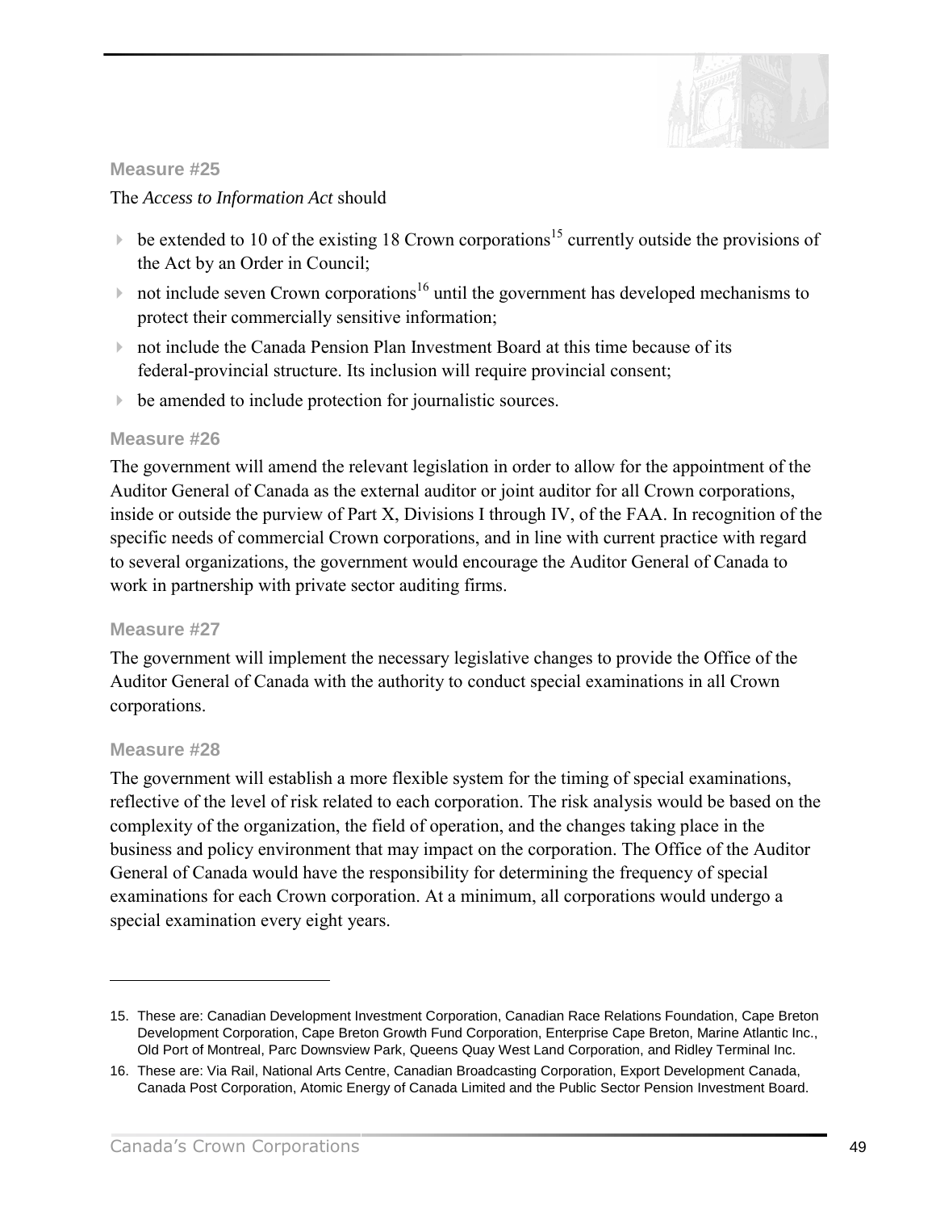#### Measure #25

The *Access to Information Act* should

- be extended to 10 of the existing 18 Crown corporations[15] currently outside the provisions of the Act by an Order in Council;
- not include seven Crown corporations[16] until the government has developed mechanisms to protect their commercially sensitive information;
- not include the Canada Pension Plan Investment Board at this time because of its federal-provincial structure. Its inclusion will require provincial consent;
- be amended to include protection for journalistic sources.

#### Measure #26

The government will amend the relevant legislation in order to allow for the appointment of the Auditor General of Canada as the external auditor or joint auditor for all Crown corporations, inside or outside the purview of Part X, Divisions I through IV, of the FAA. In recognition of the specific needs of commercial Crown corporations, and in line with current practice with regard to several organizations, the government would encourage the Auditor General of Canada to work in partnership with private sector auditing firms.

#### Measure #27

The government will implement the necessary legislative changes to provide the Office of the Auditor General of Canada with the authority to conduct special examinations in all Crown corporations.

#### Measure #28

The government will establish a more flexible system for the timing of special examinations, reflective of the level of risk related to each corporation. The risk analysis would be based on the complexity of the organization, the field of operation, and the changes taking place in the business and policy environment that may impact on the corporation. The Office of the Auditor General of Canada would have the responsibility for determining the frequency of special examinations for each Crown corporation. At a minimum, all corporations would undergo a special examination every eight years.

---

15. These are: Canadian Development Investment Corporation, Canadian Race Relations Foundation, Cape Breton Development Corporation, Cape Breton Growth Fund Corporation, Enterprise Cape Breton, Marine Atlantic Inc., Old Port of Montreal, Parc Downsview Park, Queens Quay West Land Corporation, and Ridley Terminal Inc.

16. These are: Via Rail, National Arts Centre, Canadian Broadcasting Corporation, Export Development Canada, Canada Post Corporation, Atomic Energy of Canada Limited and the Public Sector Pension Investment Board.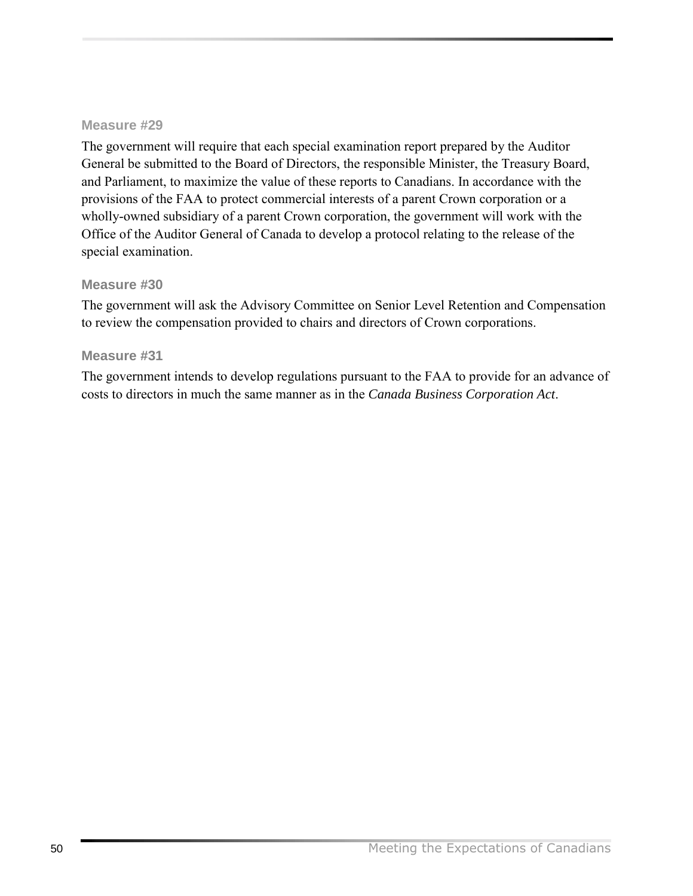### Measure #29

The government will require that each special examination report prepared by the Auditor General be submitted to the Board of Directors, the responsible Minister, the Treasury Board, and Parliament, to maximize the value of these reports to Canadians. In accordance with the provisions of the FAA to protect commercial interests of a parent Crown corporation or a wholly-owned subsidiary of a parent Crown corporation, the government will work with the Office of the Auditor General of Canada to develop a protocol relating to the release of the special examination.

### Measure #30

The government will ask the Advisory Committee on Senior Level Retention and Compensation to review the compensation provided to chairs and directors of Crown corporations.

### Measure #31

The government intends to develop regulations pursuant to the FAA to provide for an advance of costs to directors in much the same manner as in the *Canada Business Corporation Act*.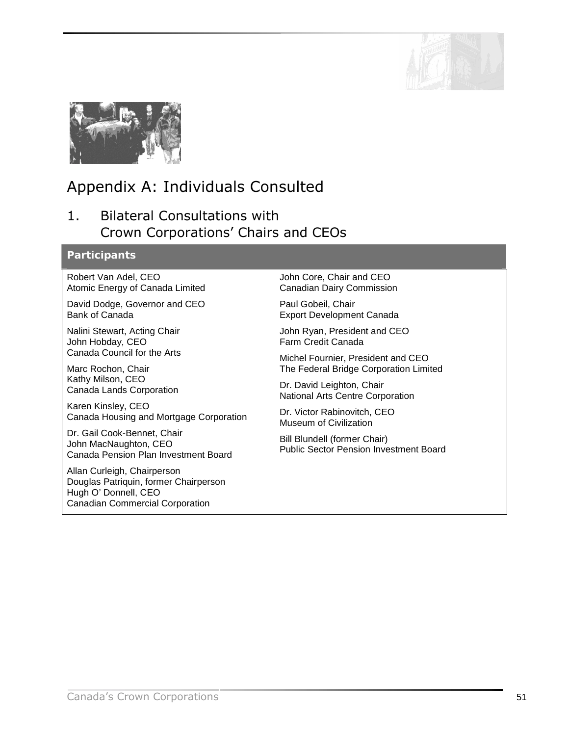# Appendix A: Individuals Consulted

## 1. Bilateral Consultations with Crown Corporations' Chairs and CEOs

| Participants | |
|---|---|
| Robert Van Adel, CEO<br>Atomic Energy of Canada Limited | John Core, Chair and CEO<br>Canadian Dairy Commission |
| David Dodge, Governor and CEO<br>Bank of Canada | Paul Gobeil, Chair<br>Export Development Canada |
| Nalini Stewart, Acting Chair<br>John Hobday, CEO<br>Canada Council for the Arts | John Ryan, President and CEO<br>Farm Credit Canada |
| Marc Rochon, Chair<br>Kathy Milson, CEO<br>Canada Lands Corporation | Michel Fournier, President and CEO<br>The Federal Bridge Corporation Limited |
| Karen Kinsley, CEO<br>Canada Housing and Mortgage Corporation | Dr. David Leighton, Chair<br>National Arts Centre Corporation |
| Dr. Gail Cook-Bennet, Chair<br>John MacNaughton, CEO<br>Canada Pension Plan Investment Board | Dr. Victor Rabinovitch, CEO<br>Museum of Civilization |
| Allan Curleigh, Chairperson<br>Douglas Patriquin, former Chairperson<br>Hugh O' Donnell, CEO<br>Canadian Commercial Corporation | Bill Blundell (former Chair)<br>Public Sector Pension Investment Board |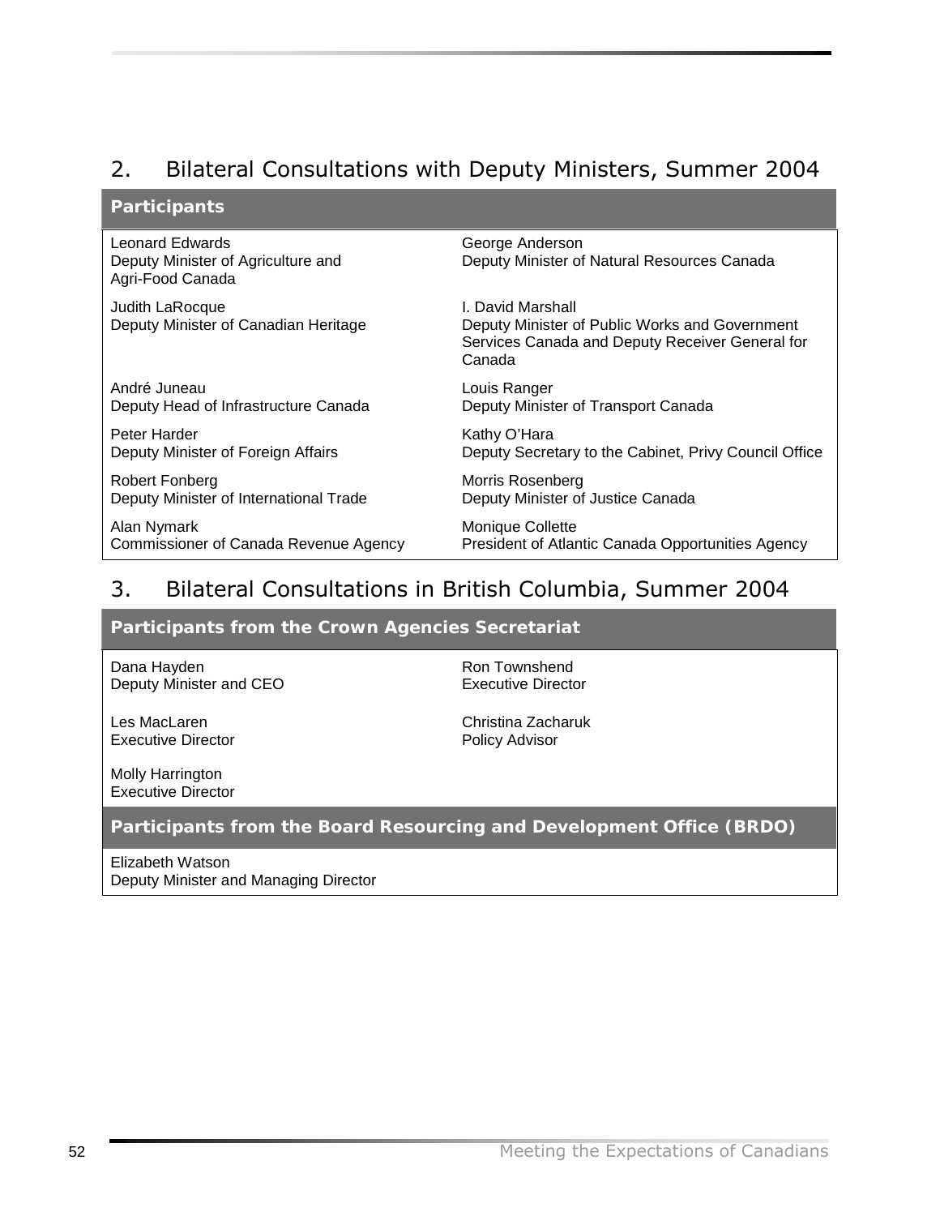## 2. Bilateral Consultations with Deputy Ministers, Summer 2004

| Participants | |
|---|---|
| Leonard Edwards<br>Deputy Minister of Agriculture and Agri-Food Canada | George Anderson<br>Deputy Minister of Natural Resources Canada |
| Judith LaRocque<br>Deputy Minister of Canadian Heritage | I. David Marshall<br>Deputy Minister of Public Works and Government Services Canada and Deputy Receiver General for Canada |
| André Juneau<br>Deputy Head of Infrastructure Canada | Louis Ranger<br>Deputy Minister of Transport Canada |
| Peter Harder<br>Deputy Minister of Foreign Affairs | Kathy O'Hara<br>Deputy Secretary to the Cabinet, Privy Council Office |
| Robert Fonberg<br>Deputy Minister of International Trade | Morris Rosenberg<br>Deputy Minister of Justice Canada |
| Alan Nymark<br>Commissioner of Canada Revenue Agency | Monique Collette<br>President of Atlantic Canada Opportunities Agency |

## 3. Bilateral Consultations in British Columbia, Summer 2004

| Participants from the Crown Agencies Secretariat | |
|---|---|
| Dana Hayden<br>Deputy Minister and CEO | Ron Townshend<br>Executive Director |
| Les MacLaren<br>Executive Director | Christina Zacharuk<br>Policy Advisor |
| Molly Harrington<br>Executive Director | |
| **Participants from the Board Resourcing and Development Office (BRDO)** | |
| Elizabeth Watson<br>Deputy Minister and Managing Director | |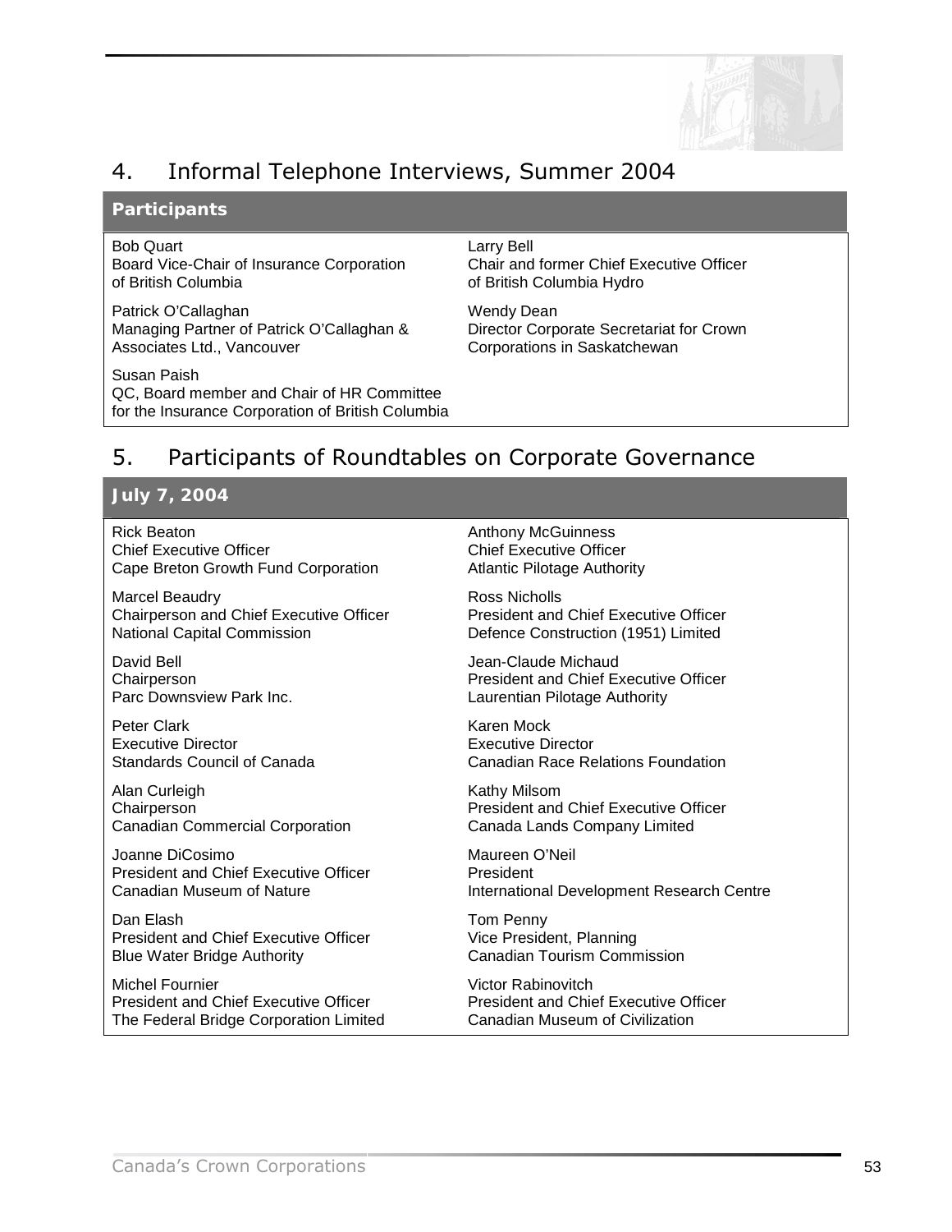## 4. Informal Telephone Interviews, Summer 2004

**Participants**

Bob Quart
Board Vice-Chair of Insurance Corporation of British Columbia

Patrick O'Callaghan
Managing Partner of Patrick O'Callaghan & Associates Ltd., Vancouver

Susan Paish
QC, Board member and Chair of HR Committee for the Insurance Corporation of British Columbia

Larry Bell
Chair and former Chief Executive Officer of British Columbia Hydro

Wendy Dean
Director Corporate Secretariat for Crown Corporations in Saskatchewan

## 5. Participants of Roundtables on Corporate Governance

**July 7, 2004**

Rick Beaton
Chief Executive Officer
Cape Breton Growth Fund Corporation

Marcel Beaudry
Chairperson and Chief Executive Officer
National Capital Commission

David Bell
Chairperson
Parc Downsview Park Inc.

Peter Clark
Executive Director
Standards Council of Canada

Alan Curleigh
Chairperson
Canadian Commercial Corporation

Joanne DiCosimo
President and Chief Executive Officer
Canadian Museum of Nature

Dan Elash
President and Chief Executive Officer
Blue Water Bridge Authority

Michel Fournier
President and Chief Executive Officer
The Federal Bridge Corporation Limited

Anthony McGuinness
Chief Executive Officer
Atlantic Pilotage Authority

Ross Nicholls
President and Chief Executive Officer
Defence Construction (1951) Limited

Jean-Claude Michaud
President and Chief Executive Officer
Laurentian Pilotage Authority

Karen Mock
Executive Director
Canadian Race Relations Foundation

Kathy Milsom
President and Chief Executive Officer
Canada Lands Company Limited

Maureen O'Neil
President
International Development Research Centre

Tom Penny
Vice President, Planning
Canadian Tourism Commission

Victor Rabinovitch
President and Chief Executive Officer
Canadian Museum of Civilization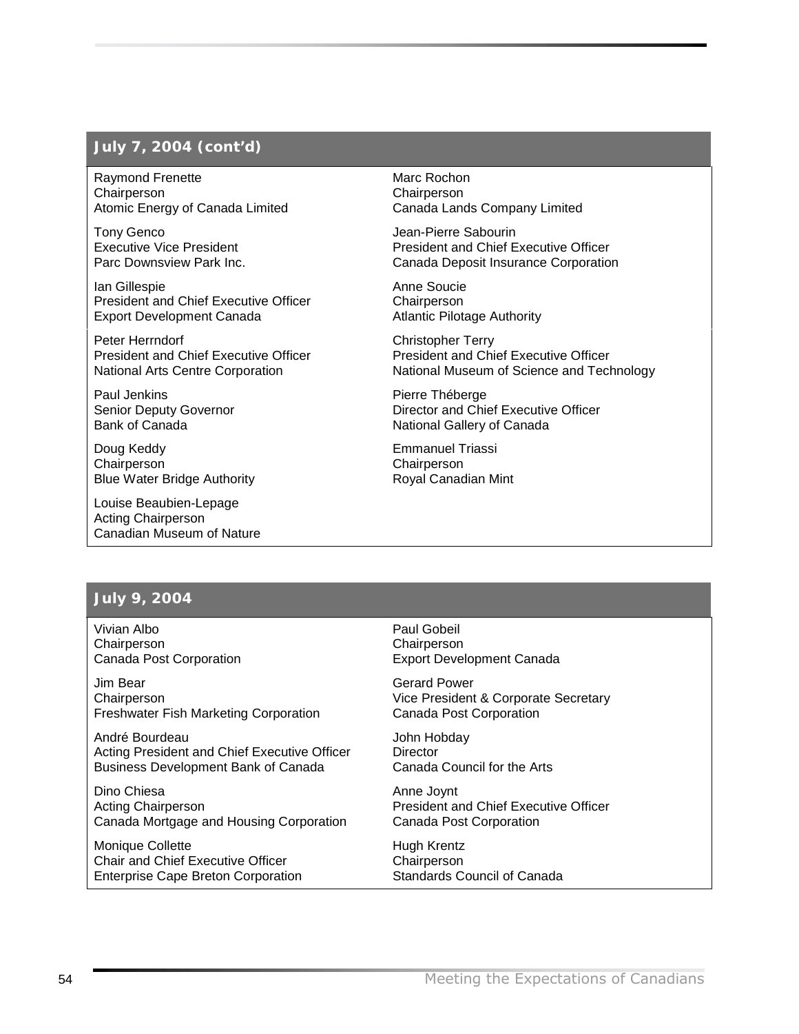## July 7, 2004 (cont'd)

Raymond Frenette
Chairperson
Atomic Energy of Canada Limited

Tony Genco
Executive Vice President
Parc Downsview Park Inc.

Ian Gillespie
President and Chief Executive Officer
Export Development Canada

Peter Herrndorf
President and Chief Executive Officer
National Arts Centre Corporation

Paul Jenkins
Senior Deputy Governor
Bank of Canada

Doug Keddy
Chairperson
Blue Water Bridge Authority

Louise Beaubien-Lepage
Acting Chairperson
Canadian Museum of Nature

Marc Rochon
Chairperson
Canada Lands Company Limited

Jean-Pierre Sabourin
President and Chief Executive Officer
Canada Deposit Insurance Corporation

Anne Soucie
Chairperson
Atlantic Pilotage Authority

Christopher Terry
President and Chief Executive Officer
National Museum of Science and Technology

Pierre Théberge
Director and Chief Executive Officer
National Gallery of Canada

Emmanuel Triassi
Chairperson
Royal Canadian Mint

## July 9, 2004

Vivian Albo
Chairperson
Canada Post Corporation

Jim Bear
Chairperson
Freshwater Fish Marketing Corporation

André Bourdeau
Acting President and Chief Executive Officer
Business Development Bank of Canada

Dino Chiesa
Acting Chairperson
Canada Mortgage and Housing Corporation

Monique Collette
Chair and Chief Executive Officer
Enterprise Cape Breton Corporation

Paul Gobeil
Chairperson
Export Development Canada

Gerard Power
Vice President & Corporate Secretary
Canada Post Corporation

John Hobday
Director
Canada Council for the Arts

Anne Joynt
President and Chief Executive Officer
Canada Post Corporation

Hugh Krentz
Chairperson
Standards Council of Canada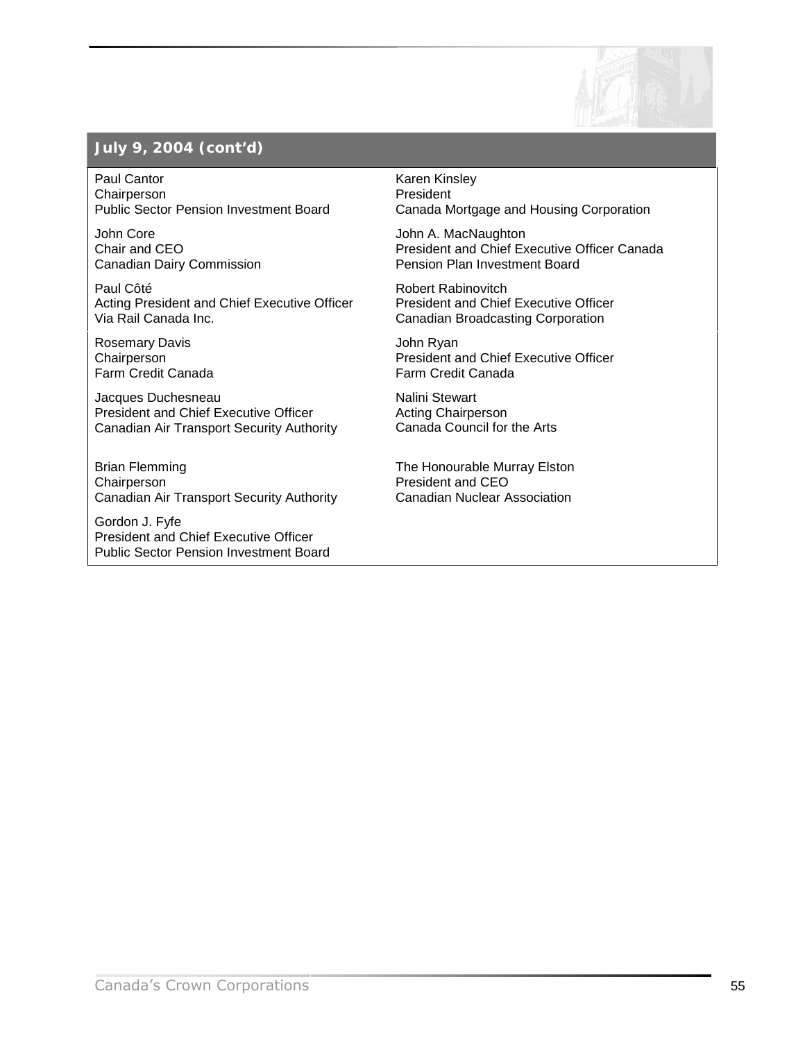## July 9, 2004 (cont'd)

Paul Cantor
Chairperson
Public Sector Pension Investment Board

John Core
Chair and CEO
Canadian Dairy Commission

Paul Côté
Acting President and Chief Executive Officer
Via Rail Canada Inc.

Rosemary Davis
Chairperson
Farm Credit Canada

Jacques Duchesneau
President and Chief Executive Officer
Canadian Air Transport Security Authority

Brian Flemming
Chairperson
Canadian Air Transport Security Authority

Gordon J. Fyfe
President and Chief Executive Officer
Public Sector Pension Investment Board

Karen Kinsley
President
Canada Mortgage and Housing Corporation

John A. MacNaughton
President and Chief Executive Officer Canada Pension Plan Investment Board

Robert Rabinovitch
President and Chief Executive Officer
Canadian Broadcasting Corporation

John Ryan
President and Chief Executive Officer
Farm Credit Canada

Nalini Stewart
Acting Chairperson
Canada Council for the Arts

The Honourable Murray Elston
President and CEO
Canadian Nuclear Association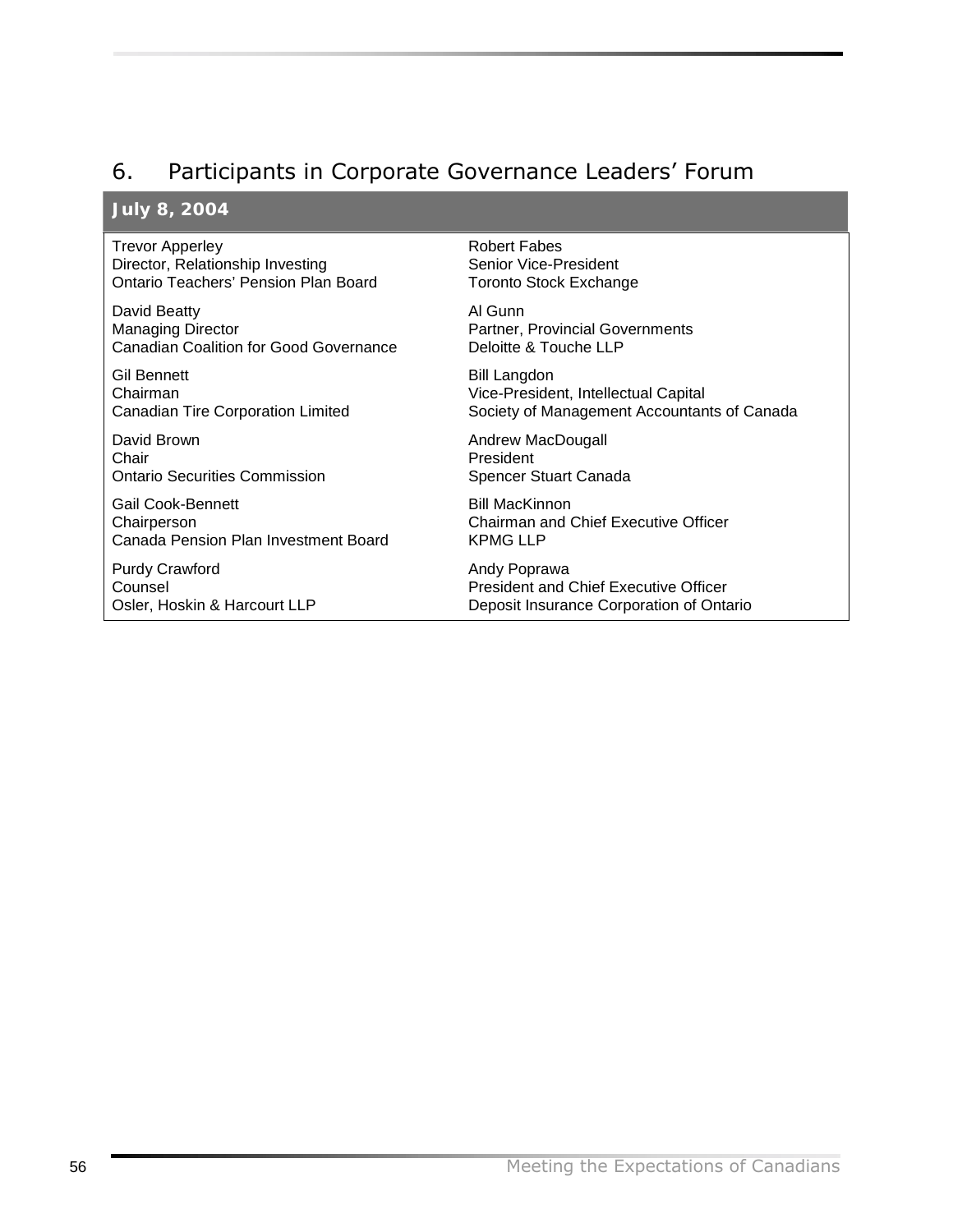## 6. Participants in Corporate Governance Leaders' Forum

**July 8, 2004**

Trevor Apperley
Director, Relationship Investing
Ontario Teachers' Pension Plan Board

David Beatty
Managing Director
Canadian Coalition for Good Governance

Gil Bennett
Chairman
Canadian Tire Corporation Limited

David Brown
Chair
Ontario Securities Commission

Gail Cook-Bennett
Chairperson
Canada Pension Plan Investment Board

Purdy Crawford
Counsel
Osler, Hoskin & Harcourt LLP

Robert Fabes
Senior Vice-President
Toronto Stock Exchange

Al Gunn
Partner, Provincial Governments
Deloitte & Touche LLP

Bill Langdon
Vice-President, Intellectual Capital
Society of Management Accountants of Canada

Andrew MacDougall
President
Spencer Stuart Canada

Bill MacKinnon
Chairman and Chief Executive Officer
KPMG LLP

Andy Poprawa
President and Chief Executive Officer
Deposit Insurance Corporation of Ontario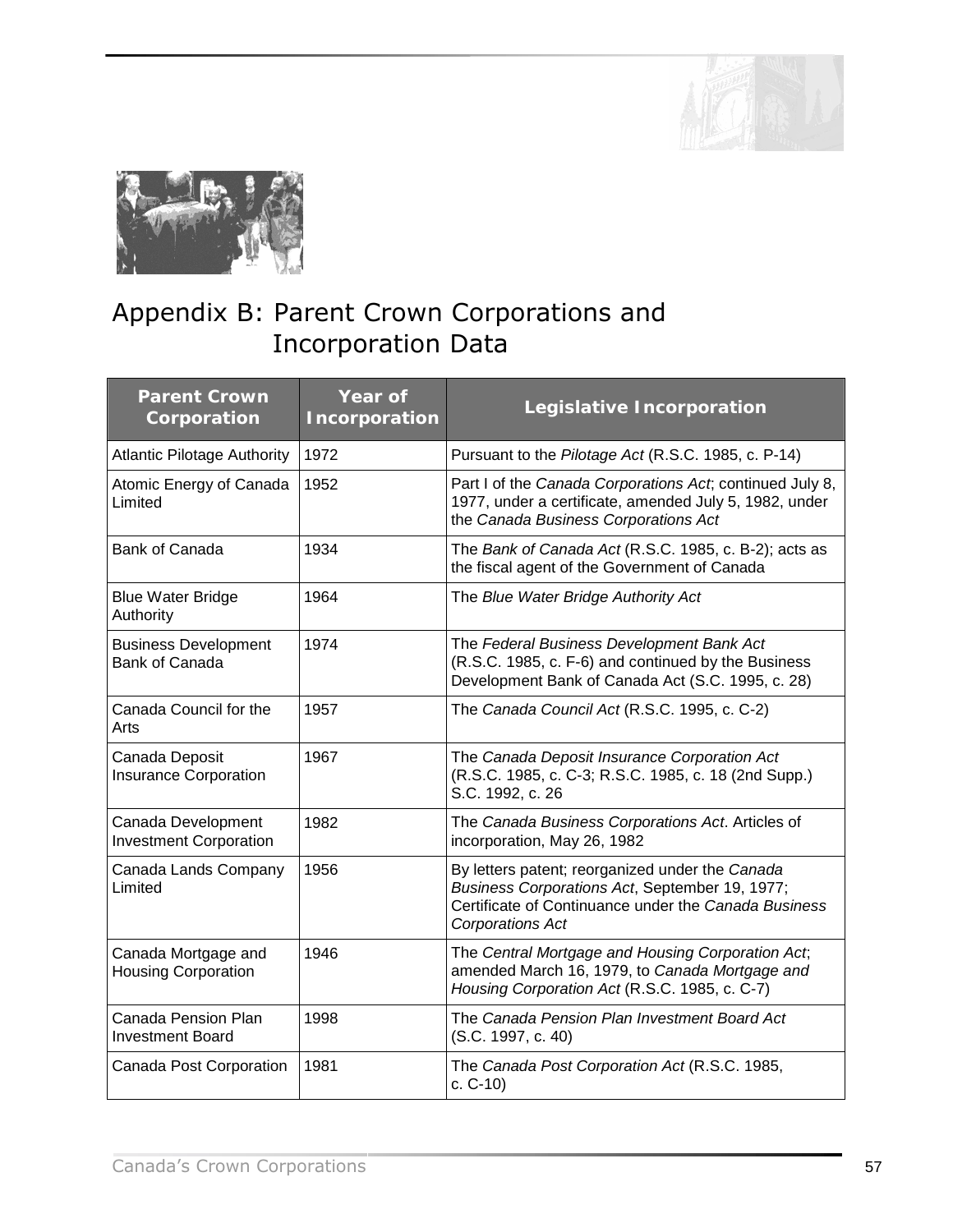# Appendix B: Parent Crown Corporations and Incorporation Data

| Parent Crown Corporation | Year of Incorporation | Legislative Incorporation |
|---|---|---|
| Atlantic Pilotage Authority | 1972 | Pursuant to the *Pilotage Act* (R.S.C. 1985, c. P-14) |
| Atomic Energy of Canada Limited | 1952 | Part I of the *Canada Corporations Act*; continued July 8, 1977, under a certificate, amended July 5, 1982, under the *Canada Business Corporations Act* |
| Bank of Canada | 1934 | The *Bank of Canada Act* (R.S.C. 1985, c. B-2); acts as the fiscal agent of the Government of Canada |
| Blue Water Bridge Authority | 1964 | The *Blue Water Bridge Authority Act* |
| Business Development Bank of Canada | 1974 | The *Federal Business Development Bank Act* (R.S.C. 1985, c. F-6) and continued by the Business Development Bank of Canada Act (S.C. 1995, c. 28) |
| Canada Council for the Arts | 1957 | The *Canada Council Act* (R.S.C. 1995, c. C-2) |
| Canada Deposit Insurance Corporation | 1967 | The *Canada Deposit Insurance Corporation Act* (R.S.C. 1985, c. C-3; R.S.C. 1985, c. 18 (2nd Supp.) S.C. 1992, c. 26 |
| Canada Development Investment Corporation | 1982 | The *Canada Business Corporations Act*. Articles of incorporation, May 26, 1982 |
| Canada Lands Company Limited | 1956 | By letters patent; reorganized under the *Canada Business Corporations Act*, September 19, 1977; Certificate of Continuance under the *Canada Business Corporations Act* |
| Canada Mortgage and Housing Corporation | 1946 | The *Central Mortgage and Housing Corporation Act*; amended March 16, 1979, to *Canada Mortgage and Housing Corporation Act* (R.S.C. 1985, c. C-7) |
| Canada Pension Plan Investment Board | 1998 | The *Canada Pension Plan Investment Board Act* (S.C. 1997, c. 40) |
| Canada Post Corporation | 1981 | The *Canada Post Corporation Act* (R.S.C. 1985, c. C-10) |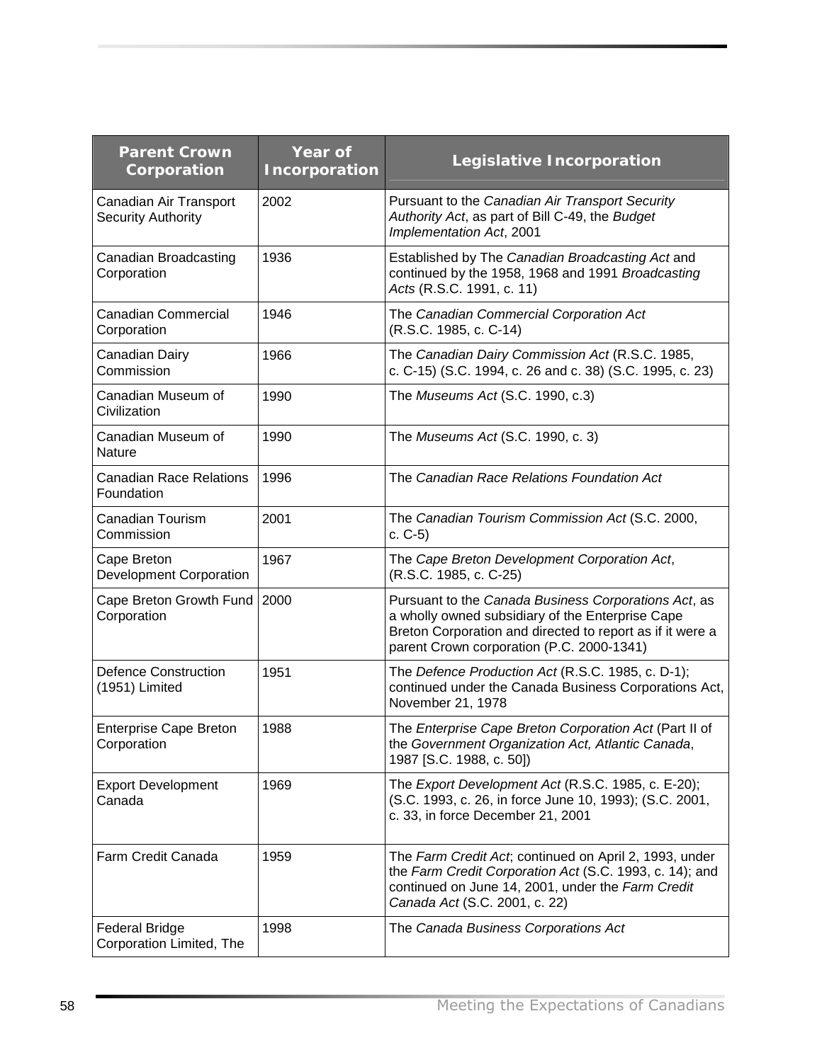| Parent Crown Corporation | Year of Incorporation | Legislative Incorporation |
|---|---|---|
| Canadian Air Transport Security Authority | 2002 | Pursuant to the *Canadian Air Transport Security Authority Act*, as part of Bill C-49, the *Budget Implementation Act*, 2001 |
| Canadian Broadcasting Corporation | 1936 | Established by The *Canadian Broadcasting Act* and continued by the 1958, 1968 and 1991 *Broadcasting Acts* (R.S.C. 1991, c. 11) |
| Canadian Commercial Corporation | 1946 | The *Canadian Commercial Corporation Act* (R.S.C. 1985, c. C-14) |
| Canadian Dairy Commission | 1966 | The *Canadian Dairy Commission Act* (R.S.C. 1985, c. C-15) (S.C. 1994, c. 26 and c. 38) (S.C. 1995, c. 23) |
| Canadian Museum of Civilization | 1990 | The *Museums Act* (S.C. 1990, c.3) |
| Canadian Museum of Nature | 1990 | The *Museums Act* (S.C. 1990, c. 3) |
| Canadian Race Relations Foundation | 1996 | The *Canadian Race Relations Foundation Act* |
| Canadian Tourism Commission | 2001 | The *Canadian Tourism Commission Act* (S.C. 2000, c. C-5) |
| Cape Breton Development Corporation | 1967 | The *Cape Breton Development Corporation Act*, (R.S.C. 1985, c. C-25) |
| Cape Breton Growth Fund Corporation | 2000 | Pursuant to the *Canada Business Corporations Act*, as a wholly owned subsidiary of the Enterprise Cape Breton Corporation and directed to report as if it were a parent Crown corporation (P.C. 2000-1341) |
| Defence Construction (1951) Limited | 1951 | The *Defence Production Act* (R.S.C. 1985, c. D-1); continued under the Canada Business Corporations Act, November 21, 1978 |
| Enterprise Cape Breton Corporation | 1988 | The *Enterprise Cape Breton Corporation Act* (Part II of the *Government Organization Act, Atlantic Canada*, 1987 [S.C. 1988, c. 50]) |
| Export Development Canada | 1969 | The *Export Development Act* (R.S.C. 1985, c. E-20); (S.C. 1993, c. 26, in force June 10, 1993); (S.C. 2001, c. 33, in force December 21, 2001 |
| Farm Credit Canada | 1959 | The *Farm Credit Act*; continued on April 2, 1993, under the *Farm Credit Corporation Act* (S.C. 1993, c. 14); and continued on June 14, 2001, under the *Farm Credit Canada Act* (S.C. 2001, c. 22) |
| Federal Bridge Corporation Limited, The | 1998 | The *Canada Business Corporations Act* |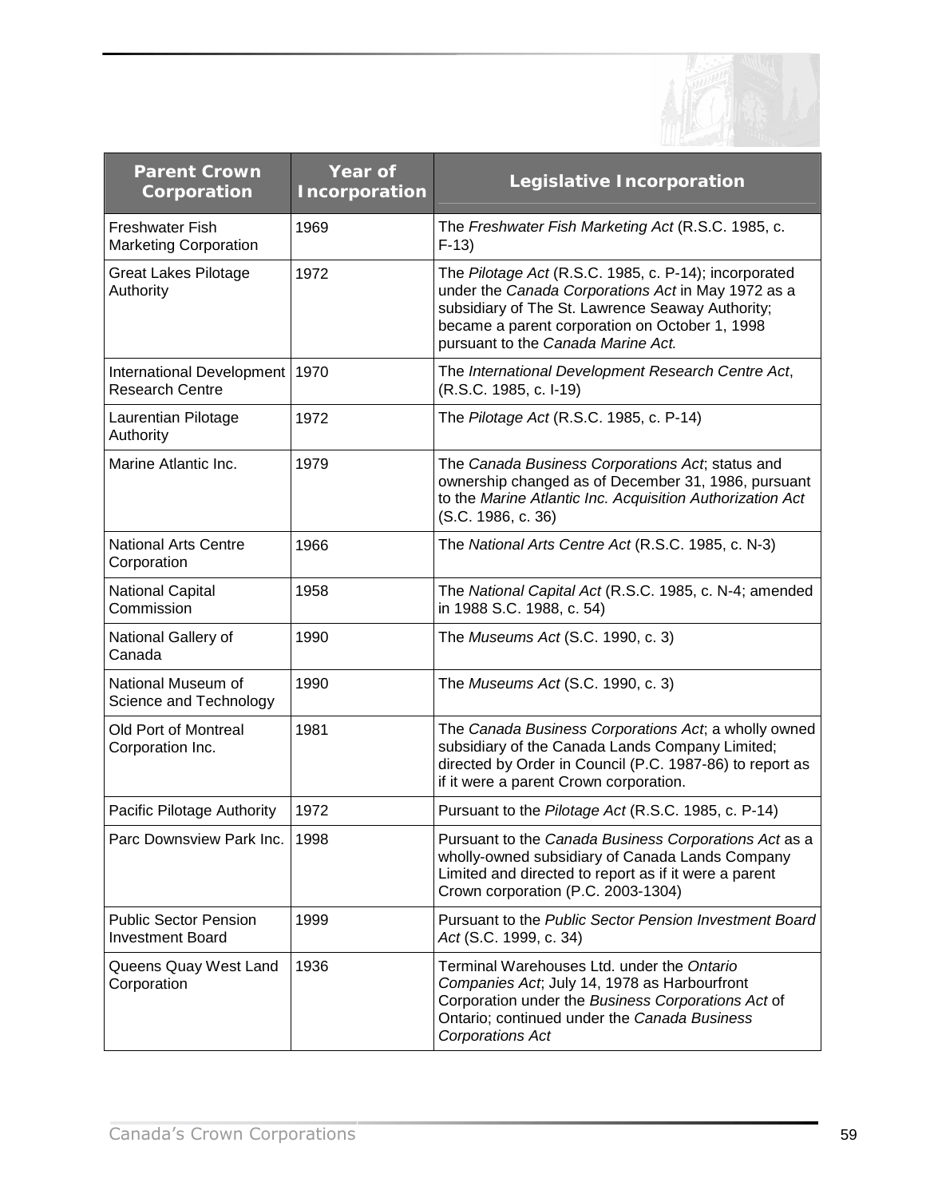| Parent Crown Corporation | Year of Incorporation | Legislative Incorporation |
|---|---|---|
| Freshwater Fish Marketing Corporation | 1969 | The *Freshwater Fish Marketing Act* (R.S.C. 1985, c. F-13) |
| Great Lakes Pilotage Authority | 1972 | The *Pilotage Act* (R.S.C. 1985, c. P-14); incorporated under the *Canada Corporations Act* in May 1972 as a subsidiary of The St. Lawrence Seaway Authority; became a parent corporation on October 1, 1998 pursuant to the *Canada Marine Act.* |
| International Development Research Centre | 1970 | The *International Development Research Centre Act*, (R.S.C. 1985, c. I-19) |
| Laurentian Pilotage Authority | 1972 | The *Pilotage Act* (R.S.C. 1985, c. P-14) |
| Marine Atlantic Inc. | 1979 | The *Canada Business Corporations Act*; status and ownership changed as of December 31, 1986, pursuant to the *Marine Atlantic Inc. Acquisition Authorization Act* (S.C. 1986, c. 36) |
| National Arts Centre Corporation | 1966 | The *National Arts Centre Act* (R.S.C. 1985, c. N-3) |
| National Capital Commission | 1958 | The *National Capital Act* (R.S.C. 1985, c. N-4; amended in 1988 S.C. 1988, c. 54) |
| National Gallery of Canada | 1990 | The *Museums Act* (S.C. 1990, c. 3) |
| National Museum of Science and Technology | 1990 | The *Museums Act* (S.C. 1990, c. 3) |
| Old Port of Montreal Corporation Inc. | 1981 | The *Canada Business Corporations Act*; a wholly owned subsidiary of the Canada Lands Company Limited; directed by Order in Council (P.C. 1987-86) to report as if it were a parent Crown corporation. |
| Pacific Pilotage Authority | 1972 | Pursuant to the *Pilotage Act* (R.S.C. 1985, c. P-14) |
| Parc Downsview Park Inc. | 1998 | Pursuant to the *Canada Business Corporations Act* as a wholly-owned subsidiary of Canada Lands Company Limited and directed to report as if it were a parent Crown corporation (P.C. 2003-1304) |
| Public Sector Pension Investment Board | 1999 | Pursuant to the *Public Sector Pension Investment Board Act* (S.C. 1999, c. 34) |
| Queens Quay West Land Corporation | 1936 | Terminal Warehouses Ltd. under the *Ontario Companies Act*; July 14, 1978 as Harbourfront Corporation under the *Business Corporations Act* of Ontario; continued under the *Canada Business Corporations Act* |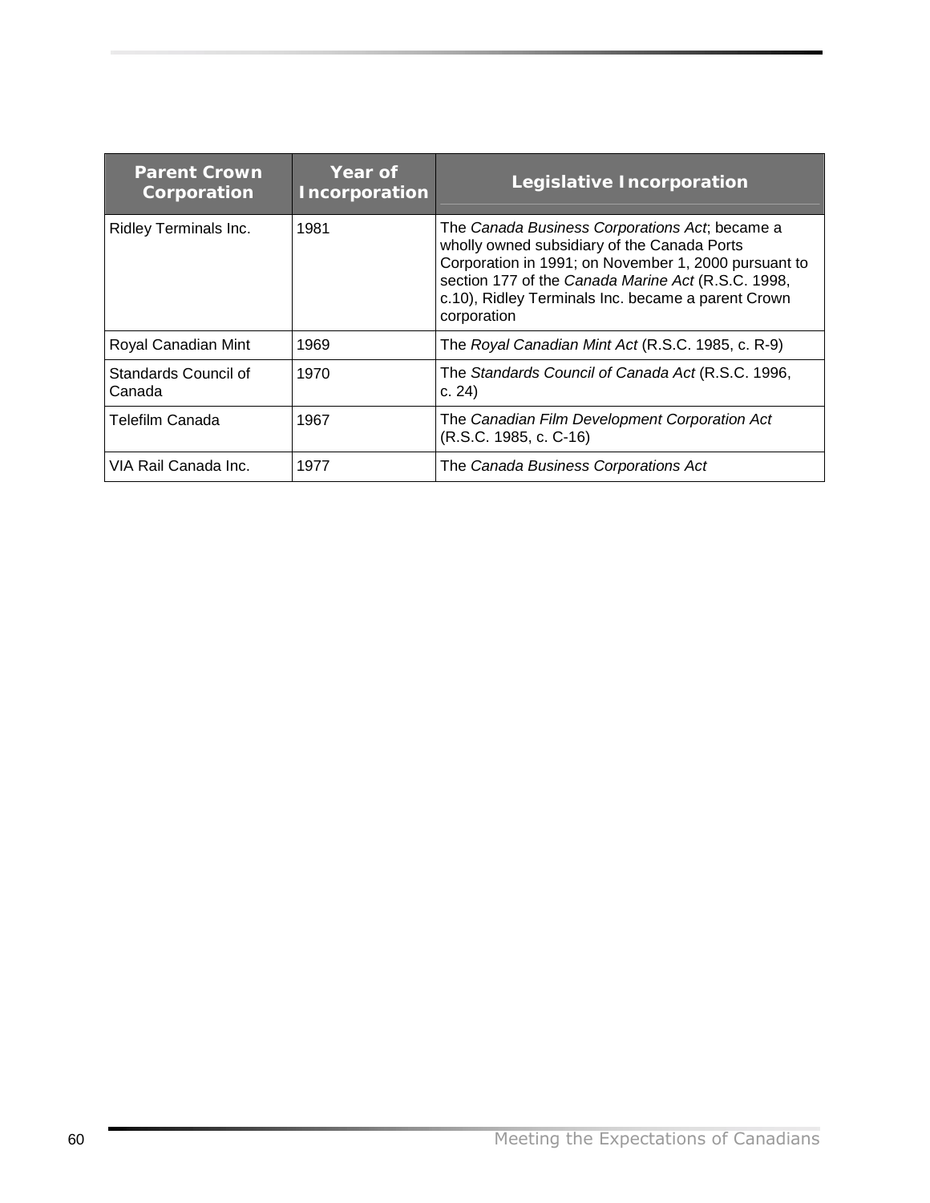| Parent Crown Corporation | Year of Incorporation | Legislative Incorporation |
|---|---|---|
| Ridley Terminals Inc. | 1981 | The *Canada Business Corporations Act*; became a wholly owned subsidiary of the Canada Ports Corporation in 1991; on November 1, 2000 pursuant to section 177 of the *Canada Marine Act* (R.S.C. 1998, c.10), Ridley Terminals Inc. became a parent Crown corporation |
| Royal Canadian Mint | 1969 | The *Royal Canadian Mint Act* (R.S.C. 1985, c. R-9) |
| Standards Council of Canada | 1970 | The *Standards Council of Canada Act* (R.S.C. 1996, c. 24) |
| Telefilm Canada | 1967 | The *Canadian Film Development Corporation Act* (R.S.C. 1985, c. C-16) |
| VIA Rail Canada Inc. | 1977 | The *Canada Business Corporations Act* |